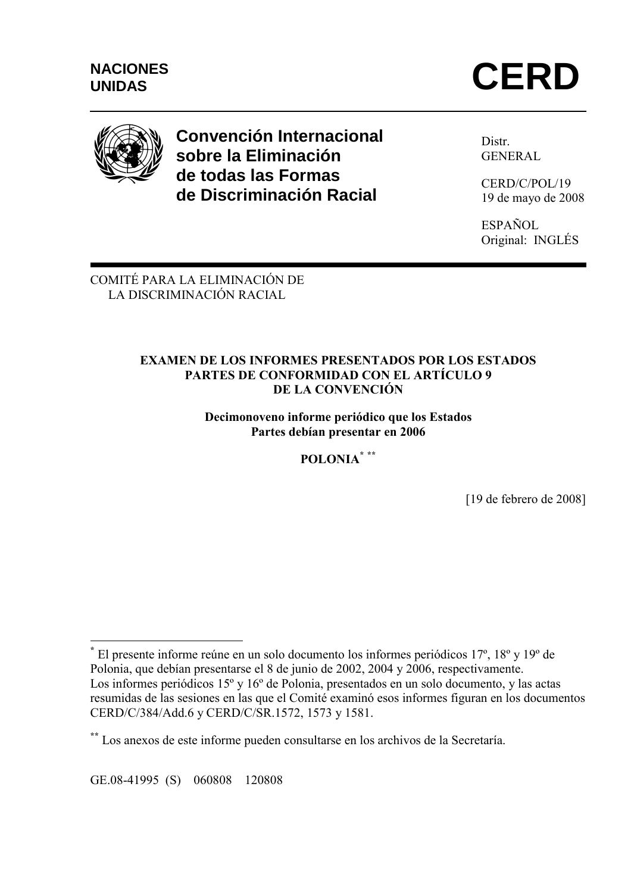NACIONES UNIDAS

# CERD

**Convención Internacional sobre la Eliminación de todas las Formas de Discriminación Racial**

Distr.
GENERAL

CERD/C/POL/19
19 de mayo de 2008

ESPAÑOL
Original: INGLÉS

COMITÉ PARA LA ELIMINACIÓN DE LA DISCRIMINACIÓN RACIAL

**EXAMEN DE LOS INFORMES PRESENTADOS POR LOS ESTADOS PARTES DE CONFORMIDAD CON EL ARTÍCULO 9 DE LA CONVENCIÓN**

**Decimonoveno informe periódico que los Estados Partes debían presentar en 2006**

**POLONIA[*] [**]**

[19 de febrero de 2008]

---

[*] El presente informe reúne en un solo documento los informes periódicos 17º, 18º y 19º de Polonia, que debían presentarse el 8 de junio de 2002, 2004 y 2006, respectivamente. Los informes periódicos 15º y 16º de Polonia, presentados en un solo documento, y las actas resumidas de las sesiones en las que el Comité examinó esos informes figuran en los documentos CERD/C/384/Add.6 y CERD/C/SR.1572, 1573 y 1581.

[**] Los anexos de este informe pueden consultarse en los archivos de la Secretaría.

GE.08-41995 (S) 060808 120808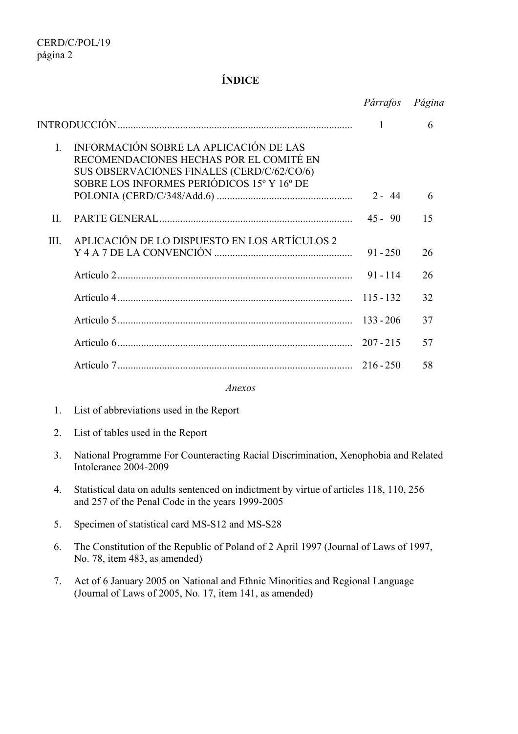## ÍNDICE

| | | *Párrafos* | *Página* |
|---|---|---|---|
| INTRODUCCIÓN | | 1 | 6 |
| I. | INFORMACIÓN SOBRE LA APLICACIÓN DE LAS RECOMENDACIONES HECHAS POR EL COMITÉ EN SUS OBSERVACIONES FINALES (CERD/C/62/CO/6) SOBRE LOS INFORMES PERIÓDICOS 15º Y 16º DE POLONIA (CERD/C/348/Add.6) | 2 - 44 | 6 |
| II. | PARTE GENERAL | 45 - 90 | 15 |
| III. | APLICACIÓN DE LO DISPUESTO EN LOS ARTÍCULOS 2 Y 4 A 7 DE LA CONVENCIÓN | 91 - 250 | 26 |
| | Artículo 2 | 91 - 114 | 26 |
| | Artículo 4 | 115 - 132 | 32 |
| | Artículo 5 | 133 - 206 | 37 |
| | Artículo 6 | 207 - 215 | 57 |
| | Artículo 7 | 216 - 250 | 58 |

*Anexos*

1. List of abbreviations used in the Report
2. List of tables used in the Report
3. National Programme For Counteracting Racial Discrimination, Xenophobia and Related Intolerance 2004-2009
4. Statistical data on adults sentenced on indictment by virtue of articles 118, 110, 256 and 257 of the Penal Code in the years 1999-2005
5. Specimen of statistical card MS-S12 and MS-S28
6. The Constitution of the Republic of Poland of 2 April 1997 (Journal of Laws of 1997, No. 78, item 483, as amended)
7. Act of 6 January 2005 on National and Ethnic Minorities and Regional Language (Journal of Laws of 2005, No. 17, item 141, as amended)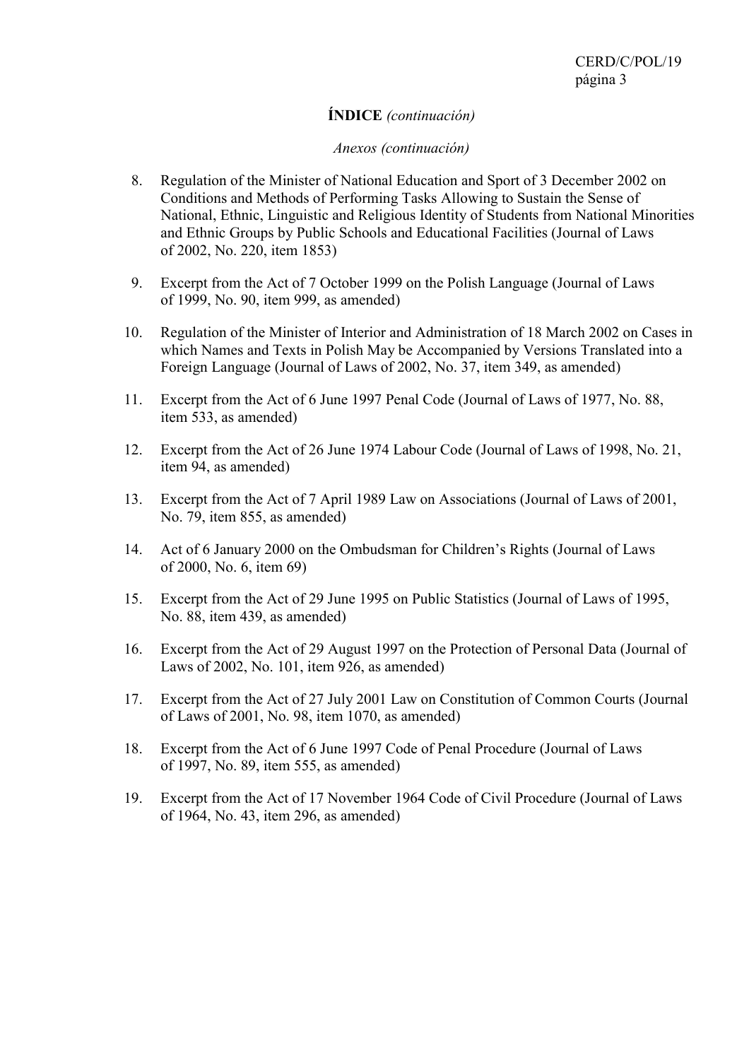**ÍNDICE** *(continuación)*

*Anexos (continuación)*

8. Regulation of the Minister of National Education and Sport of 3 December 2002 on Conditions and Methods of Performing Tasks Allowing to Sustain the Sense of National, Ethnic, Linguistic and Religious Identity of Students from National Minorities and Ethnic Groups by Public Schools and Educational Facilities (Journal of Laws of 2002, No. 220, item 1853)

9. Excerpt from the Act of 7 October 1999 on the Polish Language (Journal of Laws of 1999, No. 90, item 999, as amended)

10. Regulation of the Minister of Interior and Administration of 18 March 2002 on Cases in which Names and Texts in Polish May be Accompanied by Versions Translated into a Foreign Language (Journal of Laws of 2002, No. 37, item 349, as amended)

11. Excerpt from the Act of 6 June 1997 Penal Code (Journal of Laws of 1977, No. 88, item 533, as amended)

12. Excerpt from the Act of 26 June 1974 Labour Code (Journal of Laws of 1998, No. 21, item 94, as amended)

13. Excerpt from the Act of 7 April 1989 Law on Associations (Journal of Laws of 2001, No. 79, item 855, as amended)

14. Act of 6 January 2000 on the Ombudsman for Children's Rights (Journal of Laws of 2000, No. 6, item 69)

15. Excerpt from the Act of 29 June 1995 on Public Statistics (Journal of Laws of 1995, No. 88, item 439, as amended)

16. Excerpt from the Act of 29 August 1997 on the Protection of Personal Data (Journal of Laws of 2002, No. 101, item 926, as amended)

17. Excerpt from the Act of 27 July 2001 Law on Constitution of Common Courts (Journal of Laws of 2001, No. 98, item 1070, as amended)

18. Excerpt from the Act of 6 June 1997 Code of Penal Procedure (Journal of Laws of 1997, No. 89, item 555, as amended)

19. Excerpt from the Act of 17 November 1964 Code of Civil Procedure (Journal of Laws of 1964, No. 43, item 296, as amended)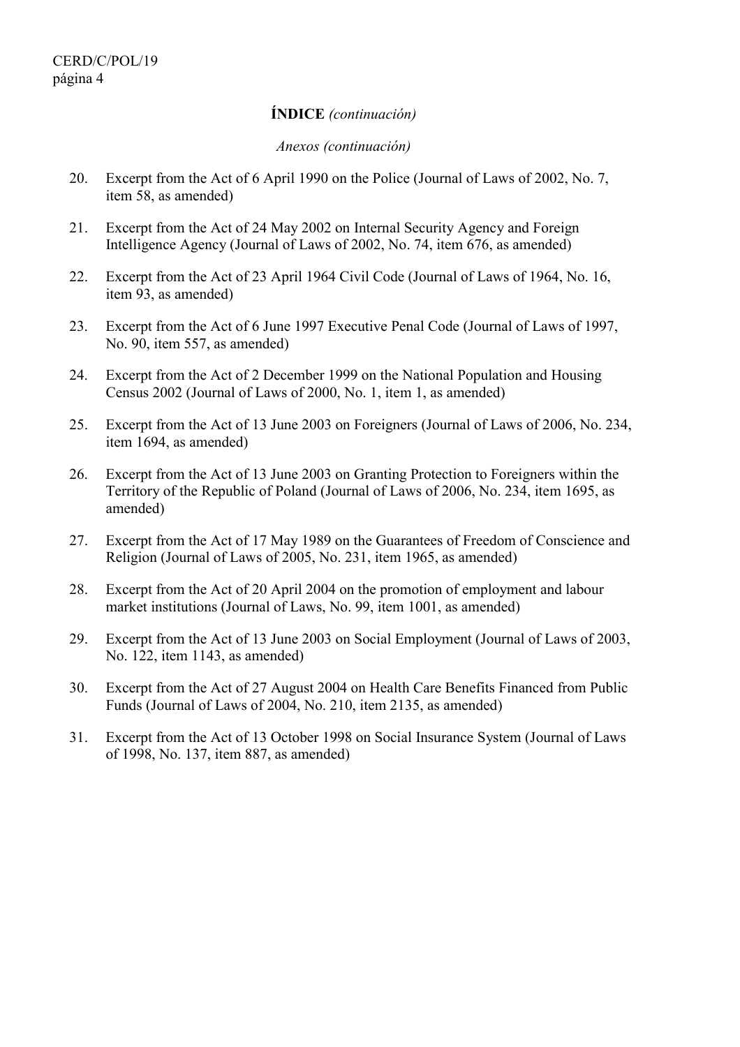**ÍNDICE** *(continuación)*

*Anexos (continuación)*

20. Excerpt from the Act of 6 April 1990 on the Police (Journal of Laws of 2002, No. 7, item 58, as amended)

21. Excerpt from the Act of 24 May 2002 on Internal Security Agency and Foreign Intelligence Agency (Journal of Laws of 2002, No. 74, item 676, as amended)

22. Excerpt from the Act of 23 April 1964 Civil Code (Journal of Laws of 1964, No. 16, item 93, as amended)

23. Excerpt from the Act of 6 June 1997 Executive Penal Code (Journal of Laws of 1997, No. 90, item 557, as amended)

24. Excerpt from the Act of 2 December 1999 on the National Population and Housing Census 2002 (Journal of Laws of 2000, No. 1, item 1, as amended)

25. Excerpt from the Act of 13 June 2003 on Foreigners (Journal of Laws of 2006, No. 234, item 1694, as amended)

26. Excerpt from the Act of 13 June 2003 on Granting Protection to Foreigners within the Territory of the Republic of Poland (Journal of Laws of 2006, No. 234, item 1695, as amended)

27. Excerpt from the Act of 17 May 1989 on the Guarantees of Freedom of Conscience and Religion (Journal of Laws of 2005, No. 231, item 1965, as amended)

28. Excerpt from the Act of 20 April 2004 on the promotion of employment and labour market institutions (Journal of Laws, No. 99, item 1001, as amended)

29. Excerpt from the Act of 13 June 2003 on Social Employment (Journal of Laws of 2003, No. 122, item 1143, as amended)

30. Excerpt from the Act of 27 August 2004 on Health Care Benefits Financed from Public Funds (Journal of Laws of 2004, No. 210, item 2135, as amended)

31. Excerpt from the Act of 13 October 1998 on Social Insurance System (Journal of Laws of 1998, No. 137, item 887, as amended)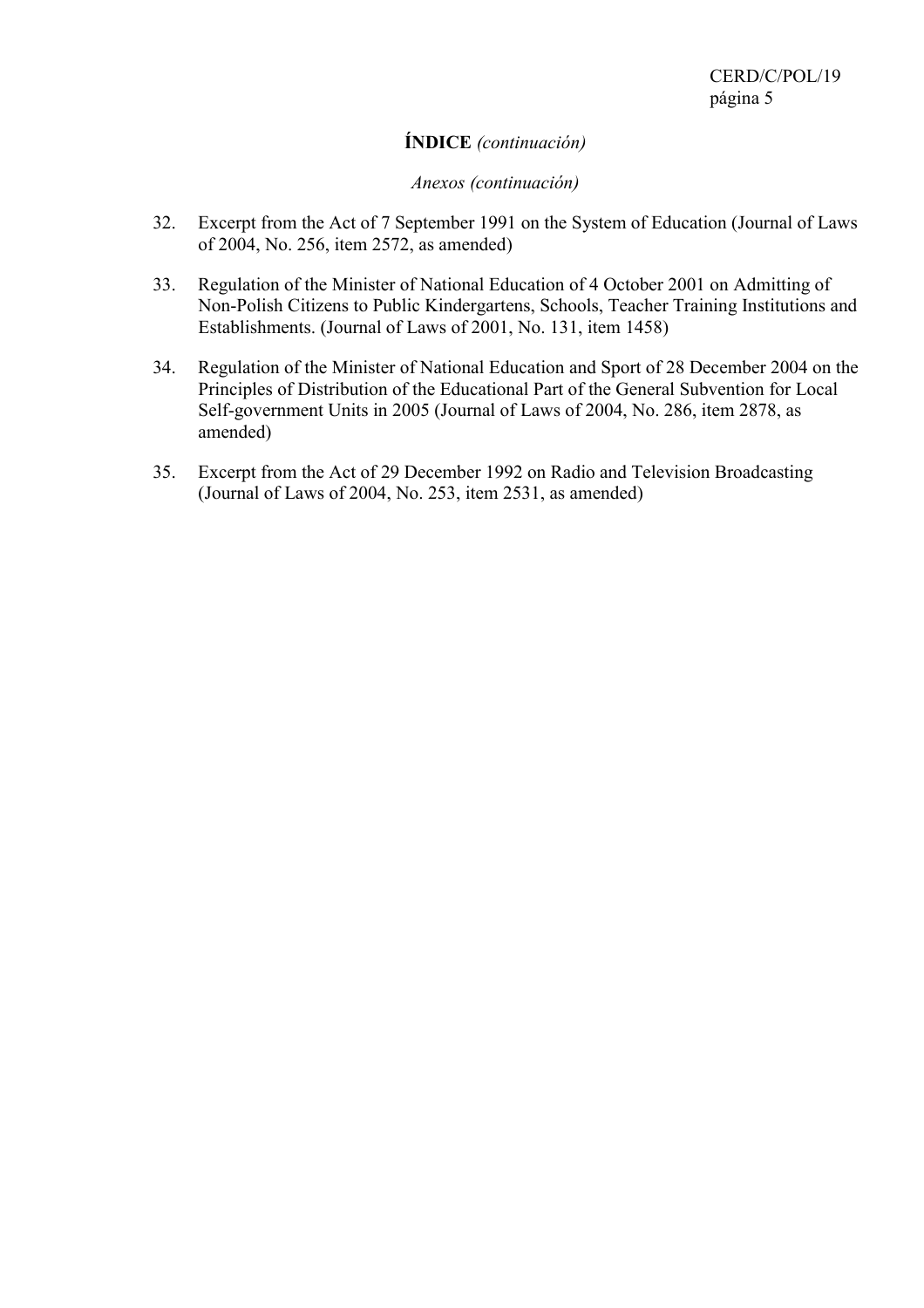**ÍNDICE** *(continuación)*

*Anexos (continuación)*

32. Excerpt from the Act of 7 September 1991 on the System of Education (Journal of Laws of 2004, No. 256, item 2572, as amended)

33. Regulation of the Minister of National Education of 4 October 2001 on Admitting of Non-Polish Citizens to Public Kindergartens, Schools, Teacher Training Institutions and Establishments. (Journal of Laws of 2001, No. 131, item 1458)

34. Regulation of the Minister of National Education and Sport of 28 December 2004 on the Principles of Distribution of the Educational Part of the General Subvention for Local Self-government Units in 2005 (Journal of Laws of 2004, No. 286, item 2878, as amended)

35. Excerpt from the Act of 29 December 1992 on Radio and Television Broadcasting (Journal of Laws of 2004, No. 253, item 2531, as amended)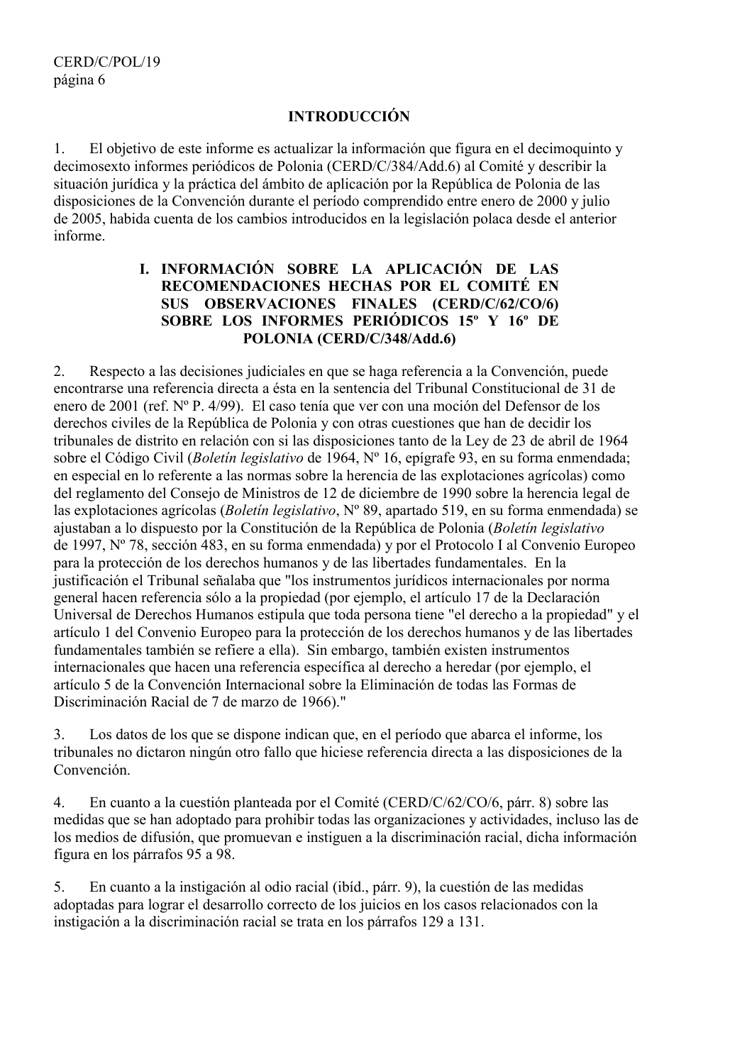## INTRODUCCIÓN

1. El objetivo de este informe es actualizar la información que figura en el decimoquinto y decimosexto informes periódicos de Polonia (CERD/C/384/Add.6) al Comité y describir la situación jurídica y la práctica del ámbito de aplicación por la República de Polonia de las disposiciones de la Convención durante el período comprendido entre enero de 2000 y julio de 2005, habida cuenta de los cambios introducidos en la legislación polaca desde el anterior informe.

### I. INFORMACIÓN SOBRE LA APLICACIÓN DE LAS RECOMENDACIONES HECHAS POR EL COMITÉ EN SUS OBSERVACIONES FINALES (CERD/C/62/CO/6) SOBRE LOS INFORMES PERIÓDICOS 15º Y 16º DE POLONIA (CERD/C/348/Add.6)

2. Respecto a las decisiones judiciales en que se haga referencia a la Convención, puede encontrarse una referencia directa a ésta en la sentencia del Tribunal Constitucional de 31 de enero de 2001 (ref. Nº P. 4/99). El caso tenía que ver con una moción del Defensor de los derechos civiles de la República de Polonia y con otras cuestiones que han de decidir los tribunales de distrito en relación con si las disposiciones tanto de la Ley de 23 de abril de 1964 sobre el Código Civil (*Boletín legislativo* de 1964, Nº 16, epígrafe 93, en su forma enmendada; en especial en lo referente a las normas sobre la herencia de las explotaciones agrícolas) como del reglamento del Consejo de Ministros de 12 de diciembre de 1990 sobre la herencia legal de las explotaciones agrícolas (*Boletín legislativo*, Nº 89, apartado 519, en su forma enmendada) se ajustaban a lo dispuesto por la Constitución de la República de Polonia (*Boletín legislativo* de 1997, Nº 78, sección 483, en su forma enmendada) y por el Protocolo I al Convenio Europeo para la protección de los derechos humanos y de las libertades fundamentales. En la justificación el Tribunal señalaba que "los instrumentos jurídicos internacionales por norma general hacen referencia sólo a la propiedad (por ejemplo, el artículo 17 de la Declaración Universal de Derechos Humanos estipula que toda persona tiene "el derecho a la propiedad" y el artículo 1 del Convenio Europeo para la protección de los derechos humanos y de las libertades fundamentales también se refiere a ella). Sin embargo, también existen instrumentos internacionales que hacen una referencia específica al derecho a heredar (por ejemplo, el artículo 5 de la Convención Internacional sobre la Eliminación de todas las Formas de Discriminación Racial de 7 de marzo de 1966)."

3. Los datos de los que se dispone indican que, en el período que abarca el informe, los tribunales no dictaron ningún otro fallo que hiciese referencia directa a las disposiciones de la Convención.

4. En cuanto a la cuestión planteada por el Comité (CERD/C/62/CO/6, párr. 8) sobre las medidas que se han adoptado para prohibir todas las organizaciones y actividades, incluso las de los medios de difusión, que promuevan e instiguen a la discriminación racial, dicha información figura en los párrafos 95 a 98.

5. En cuanto a la instigación al odio racial (ibíd., párr. 9), la cuestión de las medidas adoptadas para lograr el desarrollo correcto de los juicios en los casos relacionados con la instigación a la discriminación racial se trata en los párrafos 129 a 131.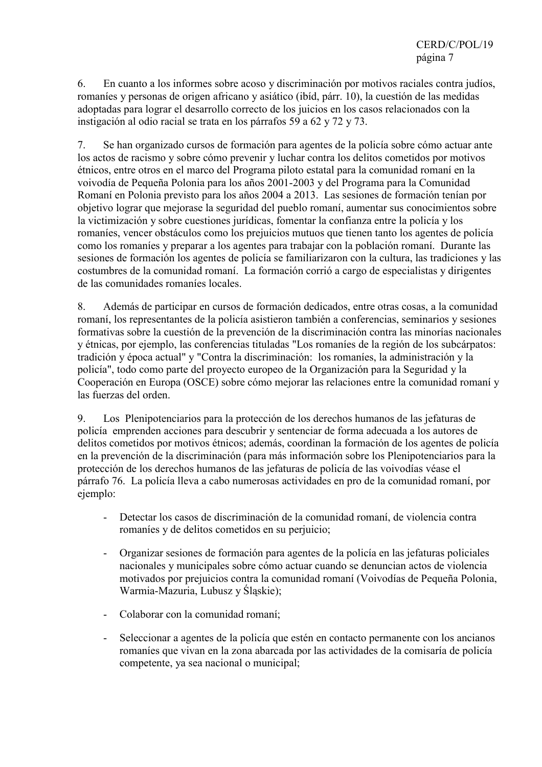6. En cuanto a los informes sobre acoso y discriminación por motivos raciales contra judíos, romaníes y personas de origen africano y asiático (ibíd, párr. 10), la cuestión de las medidas adoptadas para lograr el desarrollo correcto de los juicios en los casos relacionados con la instigación al odio racial se trata en los párrafos 59 a 62 y 72 y 73.

7. Se han organizado cursos de formación para agentes de la policía sobre cómo actuar ante los actos de racismo y sobre cómo prevenir y luchar contra los delitos cometidos por motivos étnicos, entre otros en el marco del Programa piloto estatal para la comunidad romaní en la voivodía de Pequeña Polonia para los años 2001-2003 y del Programa para la Comunidad Romaní en Polonia previsto para los años 2004 a 2013. Las sesiones de formación tenían por objetivo lograr que mejorase la seguridad del pueblo romaní, aumentar sus conocimientos sobre la victimización y sobre cuestiones jurídicas, fomentar la confianza entre la policía y los romaníes, vencer obstáculos como los prejuicios mutuos que tienen tanto los agentes de policía como los romaníes y preparar a los agentes para trabajar con la población romaní. Durante las sesiones de formación los agentes de policía se familiarizaron con la cultura, las tradiciones y las costumbres de la comunidad romaní. La formación corrió a cargo de especialistas y dirigentes de las comunidades romaníes locales.

8. Además de participar en cursos de formación dedicados, entre otras cosas, a la comunidad romaní, los representantes de la policía asistieron también a conferencias, seminarios y sesiones formativas sobre la cuestión de la prevención de la discriminación contra las minorías nacionales y étnicas, por ejemplo, las conferencias tituladas "Los romaníes de la región de los subcárpatos: tradición y época actual" y "Contra la discriminación: los romaníes, la administración y la policía", todo como parte del proyecto europeo de la Organización para la Seguridad y la Cooperación en Europa (OSCE) sobre cómo mejorar las relaciones entre la comunidad romaní y las fuerzas del orden.

9. Los Plenipotenciarios para la protección de los derechos humanos de las jefaturas de policía emprenden acciones para descubrir y sentenciar de forma adecuada a los autores de delitos cometidos por motivos étnicos; además, coordinan la formación de los agentes de policía en la prevención de la discriminación (para más información sobre los Plenipotenciarios para la protección de los derechos humanos de las jefaturas de policía de las voivodías véase el párrafo 76. La policía lleva a cabo numerosas actividades en pro de la comunidad romaní, por ejemplo:

- Detectar los casos de discriminación de la comunidad romaní, de violencia contra romaníes y de delitos cometidos en su perjuicio;
- Organizar sesiones de formación para agentes de la policía en las jefaturas policiales nacionales y municipales sobre cómo actuar cuando se denuncian actos de violencia motivados por prejuicios contra la comunidad romaní (Voivodías de Pequeña Polonia, Warmia-Mazuria, Lubusz y Śląskie);
- Colaborar con la comunidad romaní;
- Seleccionar a agentes de la policía que estén en contacto permanente con los ancianos romaníes que vivan en la zona abarcada por las actividades de la comisaría de policía competente, ya sea nacional o municipal;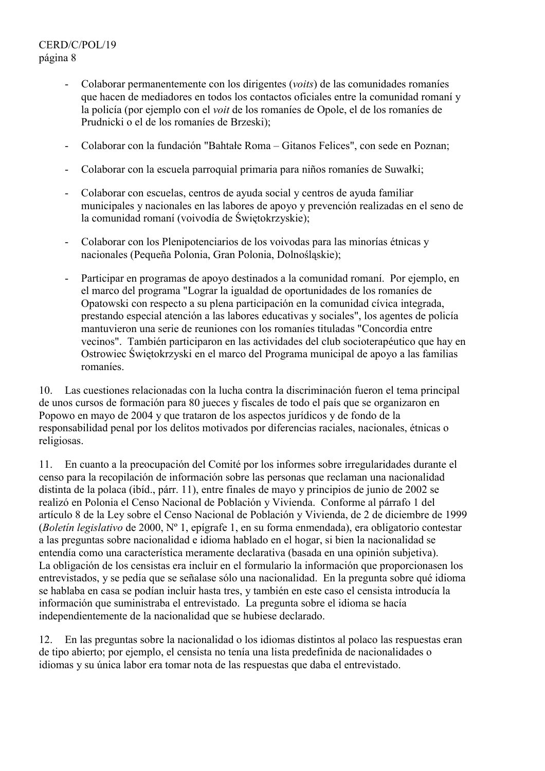- Colaborar permanentemente con los dirigentes (*voits*) de las comunidades romaníes que hacen de mediadores en todos los contactos oficiales entre la comunidad romaní y la policía (por ejemplo con el *voit* de los romaníes de Opole, el de los romaníes de Prudnicki o el de los romaníes de Brzeski);

- Colaborar con la fundación "Bahtałe Roma – Gitanos Felices", con sede en Poznan;

- Colaborar con la escuela parroquial primaria para niños romaníes de Suwałki;

- Colaborar con escuelas, centros de ayuda social y centros de ayuda familiar municipales y nacionales en las labores de apoyo y prevención realizadas en el seno de la comunidad romaní (voivodía de Świętokrzyskie);

- Colaborar con los Plenipotenciarios de los voivodas para las minorías étnicas y nacionales (Pequeña Polonia, Gran Polonia, Dolnośląskie);

- Participar en programas de apoyo destinados a la comunidad romaní. Por ejemplo, en el marco del programa "Lograr la igualdad de oportunidades de los romaníes de Opatowski con respecto a su plena participación en la comunidad cívica integrada, prestando especial atención a las labores educativas y sociales", los agentes de policía mantuvieron una serie de reuniones con los romaníes tituladas "Concordia entre vecinos". También participaron en las actividades del club socioterapéutico que hay en Ostrowiec Świętokrzyski en el marco del Programa municipal de apoyo a las familias romaníes.

10. Las cuestiones relacionadas con la lucha contra la discriminación fueron el tema principal de unos cursos de formación para 80 jueces y fiscales de todo el país que se organizaron en Popowo en mayo de 2004 y que trataron de los aspectos jurídicos y de fondo de la responsabilidad penal por los delitos motivados por diferencias raciales, nacionales, étnicas o religiosas.

11. En cuanto a la preocupación del Comité por los informes sobre irregularidades durante el censo para la recopilación de información sobre las personas que reclaman una nacionalidad distinta de la polaca (ibíd., párr. 11), entre finales de mayo y principios de junio de 2002 se realizó en Polonia el Censo Nacional de Población y Vivienda. Conforme al párrafo 1 del artículo 8 de la Ley sobre el Censo Nacional de Población y Vivienda, de 2 de diciembre de 1999 (*Boletín legislativo* de 2000, Nº 1, epígrafe 1, en su forma enmendada), era obligatorio contestar a las preguntas sobre nacionalidad e idioma hablado en el hogar, si bien la nacionalidad se entendía como una característica meramente declarativa (basada en una opinión subjetiva). La obligación de los censistas era incluir en el formulario la información que proporcionasen los entrevistados, y se pedía que se señalase sólo una nacionalidad. En la pregunta sobre qué idioma se hablaba en casa se podían incluir hasta tres, y también en este caso el censista introducía la información que suministraba el entrevistado. La pregunta sobre el idioma se hacía independientemente de la nacionalidad que se hubiese declarado.

12. En las preguntas sobre la nacionalidad o los idiomas distintos al polaco las respuestas eran de tipo abierto; por ejemplo, el censista no tenía una lista predefinida de nacionalidades o idiomas y su única labor era tomar nota de las respuestas que daba el entrevistado.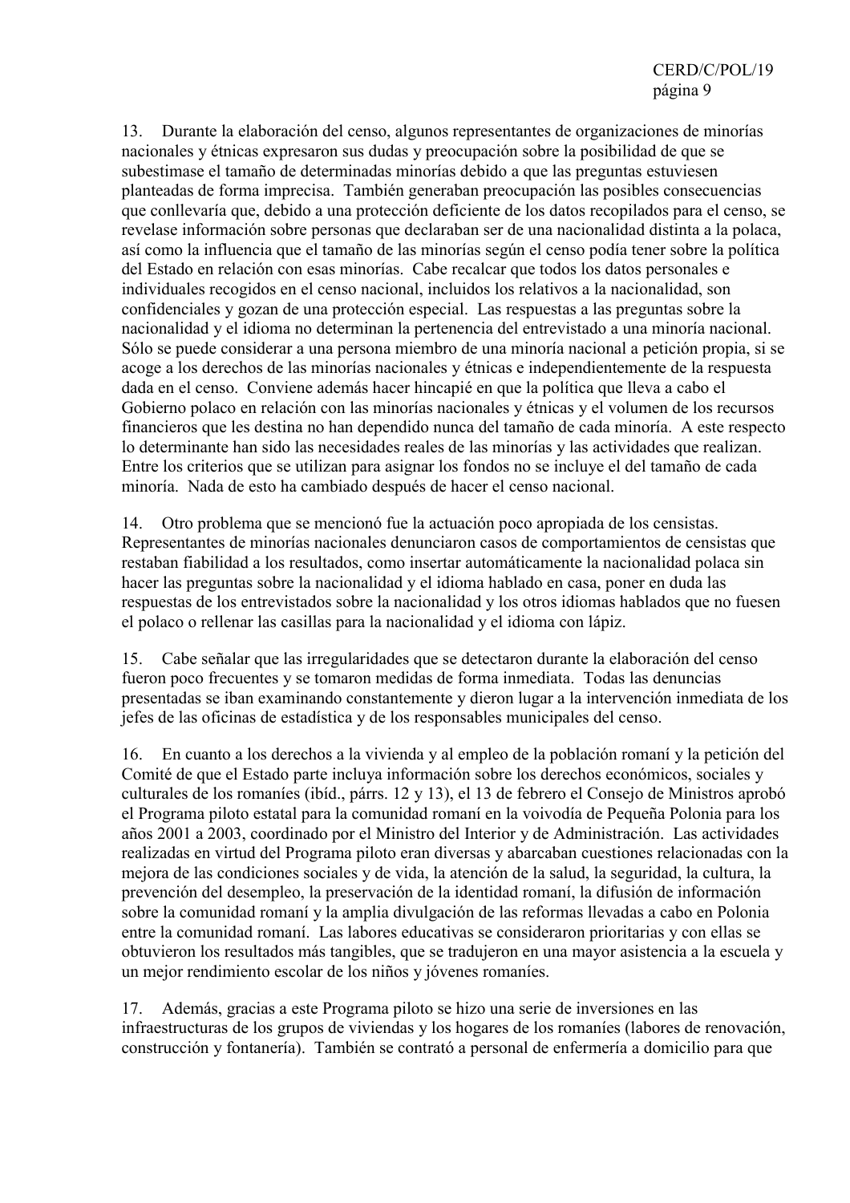13. Durante la elaboración del censo, algunos representantes de organizaciones de minorías nacionales y étnicas expresaron sus dudas y preocupación sobre la posibilidad de que se subestimase el tamaño de determinadas minorías debido a que las preguntas estuviesen planteadas de forma imprecisa. También generaban preocupación las posibles consecuencias que conllevaría que, debido a una protección deficiente de los datos recopilados para el censo, se revelase información sobre personas que declaraban ser de una nacionalidad distinta a la polaca, así como la influencia que el tamaño de las minorías según el censo podía tener sobre la política del Estado en relación con esas minorías. Cabe recalcar que todos los datos personales e individuales recogidos en el censo nacional, incluidos los relativos a la nacionalidad, son confidenciales y gozan de una protección especial. Las respuestas a las preguntas sobre la nacionalidad y el idioma no determinan la pertenencia del entrevistado a una minoría nacional. Sólo se puede considerar a una persona miembro de una minoría nacional a petición propia, si se acoge a los derechos de las minorías nacionales y étnicas e independientemente de la respuesta dada en el censo. Conviene además hacer hincapié en que la política que lleva a cabo el Gobierno polaco en relación con las minorías nacionales y étnicas y el volumen de los recursos financieros que les destina no han dependido nunca del tamaño de cada minoría. A este respecto lo determinante han sido las necesidades reales de las minorías y las actividades que realizan. Entre los criterios que se utilizan para asignar los fondos no se incluye el del tamaño de cada minoría. Nada de esto ha cambiado después de hacer el censo nacional.

14. Otro problema que se mencionó fue la actuación poco apropiada de los censistas. Representantes de minorías nacionales denunciaron casos de comportamientos de censistas que restaban fiabilidad a los resultados, como insertar automáticamente la nacionalidad polaca sin hacer las preguntas sobre la nacionalidad y el idioma hablado en casa, poner en duda las respuestas de los entrevistados sobre la nacionalidad y los otros idiomas hablados que no fuesen el polaco o rellenar las casillas para la nacionalidad y el idioma con lápiz.

15. Cabe señalar que las irregularidades que se detectaron durante la elaboración del censo fueron poco frecuentes y se tomaron medidas de forma inmediata. Todas las denuncias presentadas se iban examinando constantemente y dieron lugar a la intervención inmediata de los jefes de las oficinas de estadística y de los responsables municipales del censo.

16. En cuanto a los derechos a la vivienda y al empleo de la población romaní y la petición del Comité de que el Estado parte incluya información sobre los derechos económicos, sociales y culturales de los romaníes (ibíd., párrs. 12 y 13), el 13 de febrero el Consejo de Ministros aprobó el Programa piloto estatal para la comunidad romaní en la voivodía de Pequeña Polonia para los años 2001 a 2003, coordinado por el Ministro del Interior y de Administración. Las actividades realizadas en virtud del Programa piloto eran diversas y abarcaban cuestiones relacionadas con la mejora de las condiciones sociales y de vida, la atención de la salud, la seguridad, la cultura, la prevención del desempleo, la preservación de la identidad romaní, la difusión de información sobre la comunidad romaní y la amplia divulgación de las reformas llevadas a cabo en Polonia entre la comunidad romaní. Las labores educativas se consideraron prioritarias y con ellas se obtuvieron los resultados más tangibles, que se tradujeron en una mayor asistencia a la escuela y un mejor rendimiento escolar de los niños y jóvenes romaníes.

17. Además, gracias a este Programa piloto se hizo una serie de inversiones en las infraestructuras de los grupos de viviendas y los hogares de los romaníes (labores de renovación, construcción y fontanería). También se contrató a personal de enfermería a domicilio para que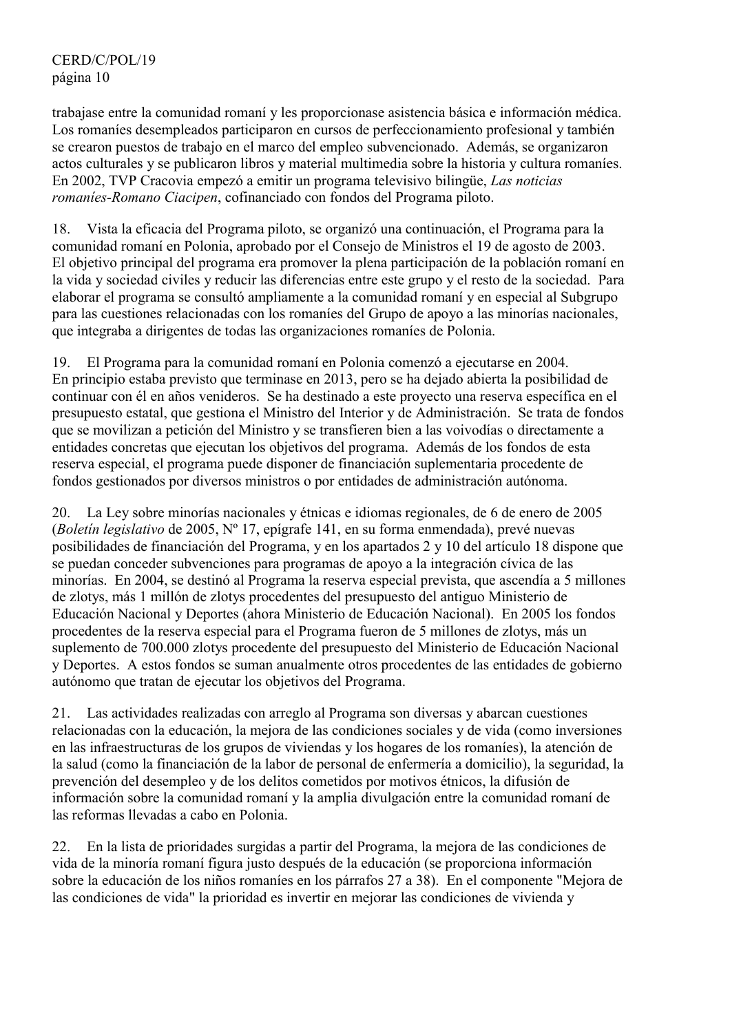trabajase entre la comunidad romaní y les proporcionase asistencia básica e información médica. Los romaníes desempleados participaron en cursos de perfeccionamiento profesional y también se crearon puestos de trabajo en el marco del empleo subvencionado. Además, se organizaron actos culturales y se publicaron libros y material multimedia sobre la historia y cultura romaníes. En 2002, TVP Cracovia empezó a emitir un programa televisivo bilingüe, *Las noticias romaníes-Romano Ciacipen*, cofinanciado con fondos del Programa piloto.

18. Vista la eficacia del Programa piloto, se organizó una continuación, el Programa para la comunidad romaní en Polonia, aprobado por el Consejo de Ministros el 19 de agosto de 2003. El objetivo principal del programa era promover la plena participación de la población romaní en la vida y sociedad civiles y reducir las diferencias entre este grupo y el resto de la sociedad. Para elaborar el programa se consultó ampliamente a la comunidad romaní y en especial al Subgrupo para las cuestiones relacionadas con los romaníes del Grupo de apoyo a las minorías nacionales, que integraba a dirigentes de todas las organizaciones romaníes de Polonia.

19. El Programa para la comunidad romaní en Polonia comenzó a ejecutarse en 2004. En principio estaba previsto que terminase en 2013, pero se ha dejado abierta la posibilidad de continuar con él en años venideros. Se ha destinado a este proyecto una reserva específica en el presupuesto estatal, que gestiona el Ministro del Interior y de Administración. Se trata de fondos que se movilizan a petición del Ministro y se transfieren bien a las voivodías o directamente a entidades concretas que ejecutan los objetivos del programa. Además de los fondos de esta reserva especial, el programa puede disponer de financiación suplementaria procedente de fondos gestionados por diversos ministros o por entidades de administración autónoma.

20. La Ley sobre minorías nacionales y étnicas e idiomas regionales, de 6 de enero de 2005 (*Boletín legislativo* de 2005, Nº 17, epígrafe 141, en su forma enmendada), prevé nuevas posibilidades de financiación del Programa, y en los apartados 2 y 10 del artículo 18 dispone que se puedan conceder subvenciones para programas de apoyo a la integración cívica de las minorías. En 2004, se destinó al Programa la reserva especial prevista, que ascendía a 5 millones de zlotys, más 1 millón de zlotys procedentes del presupuesto del antiguo Ministerio de Educación Nacional y Deportes (ahora Ministerio de Educación Nacional). En 2005 los fondos procedentes de la reserva especial para el Programa fueron de 5 millones de zlotys, más un suplemento de 700.000 zlotys procedente del presupuesto del Ministerio de Educación Nacional y Deportes. A estos fondos se suman anualmente otros procedentes de las entidades de gobierno autónomo que tratan de ejecutar los objetivos del Programa.

21. Las actividades realizadas con arreglo al Programa son diversas y abarcan cuestiones relacionadas con la educación, la mejora de las condiciones sociales y de vida (como inversiones en las infraestructuras de los grupos de viviendas y los hogares de los romaníes), la atención de la salud (como la financiación de la labor de personal de enfermería a domicilio), la seguridad, la prevención del desempleo y de los delitos cometidos por motivos étnicos, la difusión de información sobre la comunidad romaní y la amplia divulgación entre la comunidad romaní de las reformas llevadas a cabo en Polonia.

22. En la lista de prioridades surgidas a partir del Programa, la mejora de las condiciones de vida de la minoría romaní figura justo después de la educación (se proporciona información sobre la educación de los niños romaníes en los párrafos 27 a 38). En el componente "Mejora de las condiciones de vida" la prioridad es invertir en mejorar las condiciones de vivienda y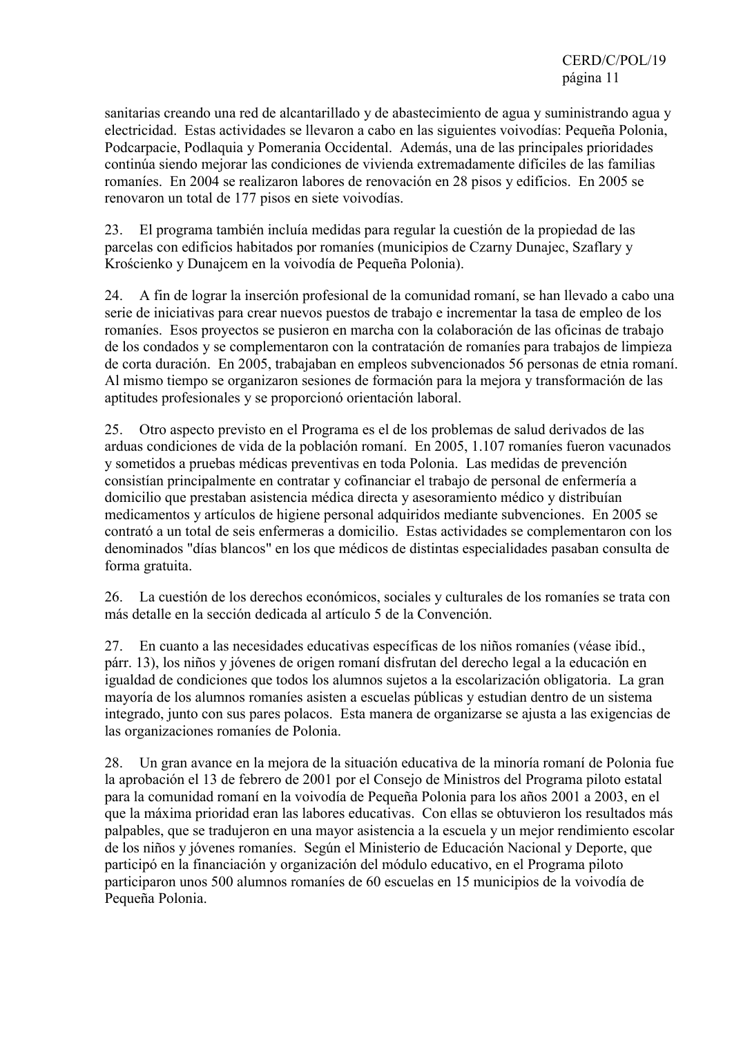sanitarias creando una red de alcantarillado y de abastecimiento de agua y suministrando agua y electricidad. Estas actividades se llevaron a cabo en las siguientes voivodías: Pequeña Polonia, Podcarpacie, Podlaquia y Pomerania Occidental. Además, una de las principales prioridades continúa siendo mejorar las condiciones de vivienda extremadamente difíciles de las familias romaníes. En 2004 se realizaron labores de renovación en 28 pisos y edificios. En 2005 se renovaron un total de 177 pisos en siete voivodías.

23. El programa también incluía medidas para regular la cuestión de la propiedad de las parcelas con edificios habitados por romaníes (municipios de Czarny Dunajec, Szaflary y Krościenko y Dunajcem en la voivodía de Pequeña Polonia).

24. A fin de lograr la inserción profesional de la comunidad romaní, se han llevado a cabo una serie de iniciativas para crear nuevos puestos de trabajo e incrementar la tasa de empleo de los romaníes. Esos proyectos se pusieron en marcha con la colaboración de las oficinas de trabajo de los condados y se complementaron con la contratación de romaníes para trabajos de limpieza de corta duración. En 2005, trabajaban en empleos subvencionados 56 personas de etnia romaní. Al mismo tiempo se organizaron sesiones de formación para la mejora y transformación de las aptitudes profesionales y se proporcionó orientación laboral.

25. Otro aspecto previsto en el Programa es el de los problemas de salud derivados de las arduas condiciones de vida de la población romaní. En 2005, 1.107 romaníes fueron vacunados y sometidos a pruebas médicas preventivas en toda Polonia. Las medidas de prevención consistían principalmente en contratar y cofinanciar el trabajo de personal de enfermería a domicilio que prestaban asistencia médica directa y asesoramiento médico y distribuían medicamentos y artículos de higiene personal adquiridos mediante subvenciones. En 2005 se contrató a un total de seis enfermeras a domicilio. Estas actividades se complementaron con los denominados "días blancos" en los que médicos de distintas especialidades pasaban consulta de forma gratuita.

26. La cuestión de los derechos económicos, sociales y culturales de los romaníes se trata con más detalle en la sección dedicada al artículo 5 de la Convención.

27. En cuanto a las necesidades educativas específicas de los niños romaníes (véase ibíd., párr. 13), los niños y jóvenes de origen romaní disfrutan del derecho legal a la educación en igualdad de condiciones que todos los alumnos sujetos a la escolarización obligatoria. La gran mayoría de los alumnos romaníes asisten a escuelas públicas y estudian dentro de un sistema integrado, junto con sus pares polacos. Esta manera de organizarse se ajusta a las exigencias de las organizaciones romaníes de Polonia.

28. Un gran avance en la mejora de la situación educativa de la minoría romaní de Polonia fue la aprobación el 13 de febrero de 2001 por el Consejo de Ministros del Programa piloto estatal para la comunidad romaní en la voivodía de Pequeña Polonia para los años 2001 a 2003, en el que la máxima prioridad eran las labores educativas. Con ellas se obtuvieron los resultados más palpables, que se tradujeron en una mayor asistencia a la escuela y un mejor rendimiento escolar de los niños y jóvenes romaníes. Según el Ministerio de Educación Nacional y Deporte, que participó en la financiación y organización del módulo educativo, en el Programa piloto participaron unos 500 alumnos romaníes de 60 escuelas en 15 municipios de la voivodía de Pequeña Polonia.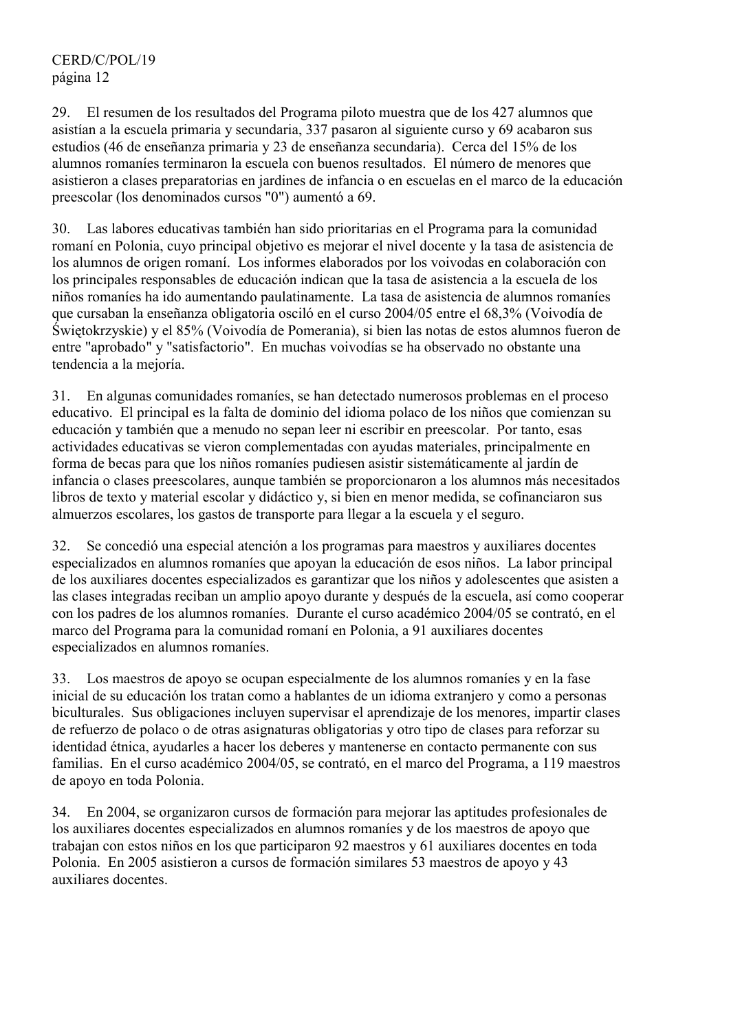29. El resumen de los resultados del Programa piloto muestra que de los 427 alumnos que asistían a la escuela primaria y secundaria, 337 pasaron al siguiente curso y 69 acabaron sus estudios (46 de enseñanza primaria y 23 de enseñanza secundaria). Cerca del 15% de los alumnos romaníes terminaron la escuela con buenos resultados. El número de menores que asistieron a clases preparatorias en jardines de infancia o en escuelas en el marco de la educación preescolar (los denominados cursos "0") aumentó a 69.

30. Las labores educativas también han sido prioritarias en el Programa para la comunidad romaní en Polonia, cuyo principal objetivo es mejorar el nivel docente y la tasa de asistencia de los alumnos de origen romaní. Los informes elaborados por los voivodas en colaboración con los principales responsables de educación indican que la tasa de asistencia a la escuela de los niños romaníes ha ido aumentando paulatinamente. La tasa de asistencia de alumnos romaníes que cursaban la enseñanza obligatoria osciló en el curso 2004/05 entre el 68,3% (Voivodía de Świętokrzyskie) y el 85% (Voivodía de Pomerania), si bien las notas de estos alumnos fueron de entre "aprobado" y "satisfactorio". En muchas voivodías se ha observado no obstante una tendencia a la mejoría.

31. En algunas comunidades romaníes, se han detectado numerosos problemas en el proceso educativo. El principal es la falta de dominio del idioma polaco de los niños que comienzan su educación y también que a menudo no sepan leer ni escribir en preescolar. Por tanto, esas actividades educativas se vieron complementadas con ayudas materiales, principalmente en forma de becas para que los niños romaníes pudiesen asistir sistemáticamente al jardín de infancia o clases preescolares, aunque también se proporcionaron a los alumnos más necesitados libros de texto y material escolar y didáctico y, si bien en menor medida, se cofinanciaron sus almuerzos escolares, los gastos de transporte para llegar a la escuela y el seguro.

32. Se concedió una especial atención a los programas para maestros y auxiliares docentes especializados en alumnos romaníes que apoyan la educación de esos niños. La labor principal de los auxiliares docentes especializados es garantizar que los niños y adolescentes que asisten a las clases integradas reciban un amplio apoyo durante y después de la escuela, así como cooperar con los padres de los alumnos romaníes. Durante el curso académico 2004/05 se contrató, en el marco del Programa para la comunidad romaní en Polonia, a 91 auxiliares docentes especializados en alumnos romaníes.

33. Los maestros de apoyo se ocupan especialmente de los alumnos romaníes y en la fase inicial de su educación los tratan como a hablantes de un idioma extranjero y como a personas biculturales. Sus obligaciones incluyen supervisar el aprendizaje de los menores, impartir clases de refuerzo de polaco o de otras asignaturas obligatorias y otro tipo de clases para reforzar su identidad étnica, ayudarles a hacer los deberes y mantenerse en contacto permanente con sus familias. En el curso académico 2004/05, se contrató, en el marco del Programa, a 119 maestros de apoyo en toda Polonia.

34. En 2004, se organizaron cursos de formación para mejorar las aptitudes profesionales de los auxiliares docentes especializados en alumnos romaníes y de los maestros de apoyo que trabajan con estos niños en los que participaron 92 maestros y 61 auxiliares docentes en toda Polonia. En 2005 asistieron a cursos de formación similares 53 maestros de apoyo y 43 auxiliares docentes.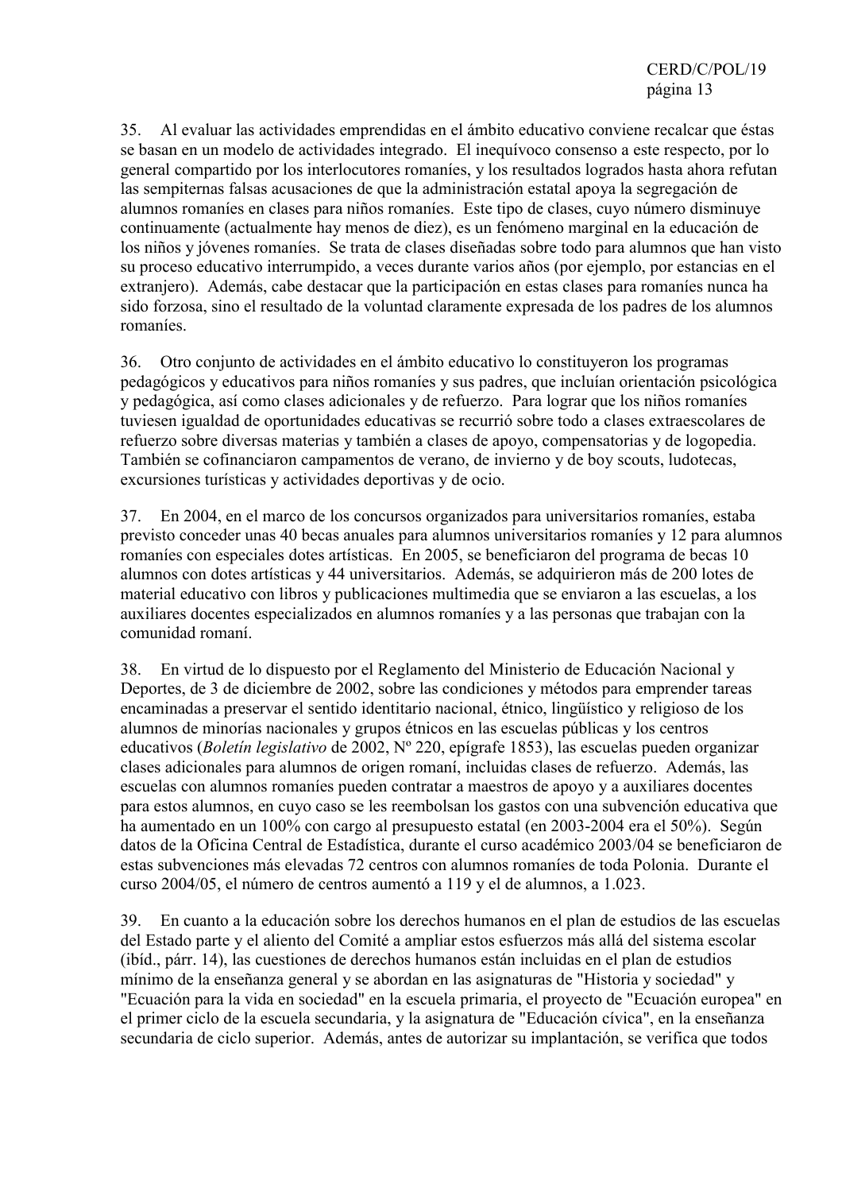35. Al evaluar las actividades emprendidas en el ámbito educativo conviene recalcar que éstas se basan en un modelo de actividades integrado. El inequívoco consenso a este respecto, por lo general compartido por los interlocutores romaníes, y los resultados logrados hasta ahora refutan las sempiternas falsas acusaciones de que la administración estatal apoya la segregación de alumnos romaníes en clases para niños romaníes. Este tipo de clases, cuyo número disminuye continuamente (actualmente hay menos de diez), es un fenómeno marginal en la educación de los niños y jóvenes romaníes. Se trata de clases diseñadas sobre todo para alumnos que han visto su proceso educativo interrumpido, a veces durante varios años (por ejemplo, por estancias en el extranjero). Además, cabe destacar que la participación en estas clases para romaníes nunca ha sido forzosa, sino el resultado de la voluntad claramente expresada de los padres de los alumnos romaníes.

36. Otro conjunto de actividades en el ámbito educativo lo constituyeron los programas pedagógicos y educativos para niños romaníes y sus padres, que incluían orientación psicológica y pedagógica, así como clases adicionales y de refuerzo. Para lograr que los niños romaníes tuviesen igualdad de oportunidades educativas se recurrió sobre todo a clases extraescolares de refuerzo sobre diversas materias y también a clases de apoyo, compensatorias y de logopedia. También se cofinanciaron campamentos de verano, de invierno y de boy scouts, ludotecas, excursiones turísticas y actividades deportivas y de ocio.

37. En 2004, en el marco de los concursos organizados para universitarios romaníes, estaba previsto conceder unas 40 becas anuales para alumnos universitarios romaníes y 12 para alumnos romaníes con especiales dotes artísticas. En 2005, se beneficiaron del programa de becas 10 alumnos con dotes artísticas y 44 universitarios. Además, se adquirieron más de 200 lotes de material educativo con libros y publicaciones multimedia que se enviaron a las escuelas, a los auxiliares docentes especializados en alumnos romaníes y a las personas que trabajan con la comunidad romaní.

38. En virtud de lo dispuesto por el Reglamento del Ministerio de Educación Nacional y Deportes, de 3 de diciembre de 2002, sobre las condiciones y métodos para emprender tareas encaminadas a preservar el sentido identitario nacional, étnico, lingüístico y religioso de los alumnos de minorías nacionales y grupos étnicos en las escuelas públicas y los centros educativos (*Boletín legislativo* de 2002, Nº 220, epígrafe 1853), las escuelas pueden organizar clases adicionales para alumnos de origen romaní, incluidas clases de refuerzo. Además, las escuelas con alumnos romaníes pueden contratar a maestros de apoyo y a auxiliares docentes para estos alumnos, en cuyo caso se les reembolsan los gastos con una subvención educativa que ha aumentado en un 100% con cargo al presupuesto estatal (en 2003-2004 era el 50%). Según datos de la Oficina Central de Estadística, durante el curso académico 2003/04 se beneficiaron de estas subvenciones más elevadas 72 centros con alumnos romaníes de toda Polonia. Durante el curso 2004/05, el número de centros aumentó a 119 y el de alumnos, a 1.023.

39. En cuanto a la educación sobre los derechos humanos en el plan de estudios de las escuelas del Estado parte y el aliento del Comité a ampliar estos esfuerzos más allá del sistema escolar (ibíd., párr. 14), las cuestiones de derechos humanos están incluidas en el plan de estudios mínimo de la enseñanza general y se abordan en las asignaturas de "Historia y sociedad" y "Ecuación para la vida en sociedad" en la escuela primaria, el proyecto de "Ecuación europea" en el primer ciclo de la escuela secundaria, y la asignatura de "Educación cívica", en la enseñanza secundaria de ciclo superior. Además, antes de autorizar su implantación, se verifica que todos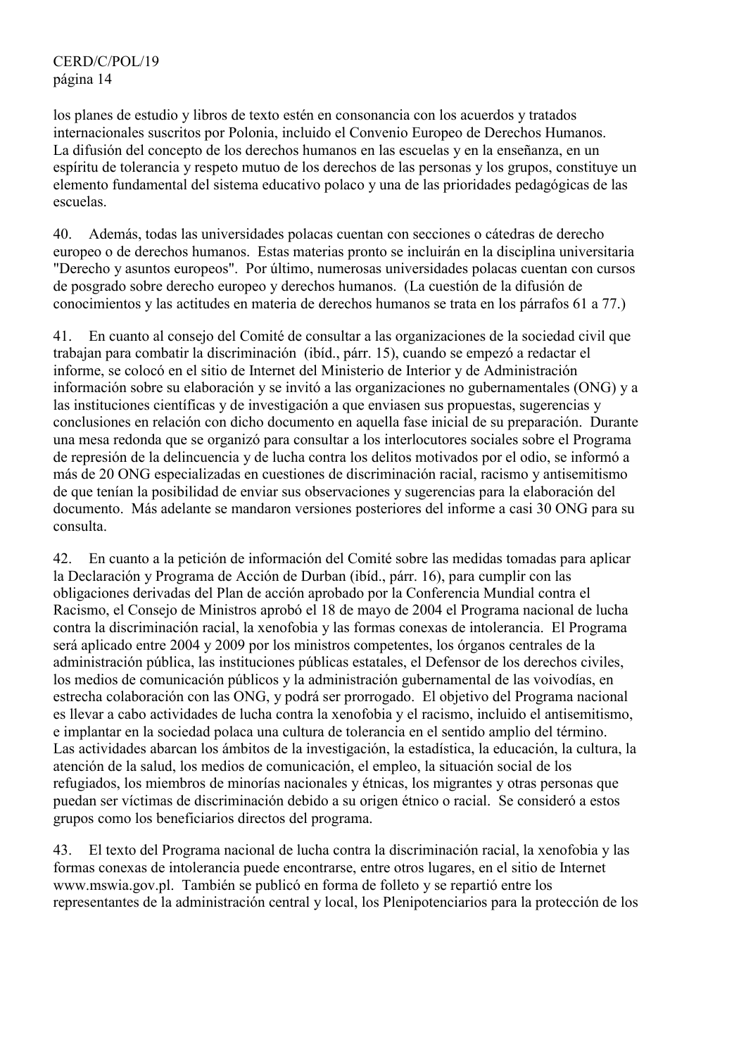los planes de estudio y libros de texto estén en consonancia con los acuerdos y tratados internacionales suscritos por Polonia, incluido el Convenio Europeo de Derechos Humanos. La difusión del concepto de los derechos humanos en las escuelas y en la enseñanza, en un espíritu de tolerancia y respeto mutuo de los derechos de las personas y los grupos, constituye un elemento fundamental del sistema educativo polaco y una de las prioridades pedagógicas de las escuelas.

40. Además, todas las universidades polacas cuentan con secciones o cátedras de derecho europeo o de derechos humanos. Estas materias pronto se incluirán en la disciplina universitaria "Derecho y asuntos europeos". Por último, numerosas universidades polacas cuentan con cursos de posgrado sobre derecho europeo y derechos humanos. (La cuestión de la difusión de conocimientos y las actitudes en materia de derechos humanos se trata en los párrafos 61 a 77.)

41. En cuanto al consejo del Comité de consultar a las organizaciones de la sociedad civil que trabajan para combatir la discriminación (ibíd., párr. 15), cuando se empezó a redactar el informe, se colocó en el sitio de Internet del Ministerio de Interior y de Administración información sobre su elaboración y se invitó a las organizaciones no gubernamentales (ONG) y a las instituciones científicas y de investigación a que enviasen sus propuestas, sugerencias y conclusiones en relación con dicho documento en aquella fase inicial de su preparación. Durante una mesa redonda que se organizó para consultar a los interlocutores sociales sobre el Programa de represión de la delincuencia y de lucha contra los delitos motivados por el odio, se informó a más de 20 ONG especializadas en cuestiones de discriminación racial, racismo y antisemitismo de que tenían la posibilidad de enviar sus observaciones y sugerencias para la elaboración del documento. Más adelante se mandaron versiones posteriores del informe a casi 30 ONG para su consulta.

42. En cuanto a la petición de información del Comité sobre las medidas tomadas para aplicar la Declaración y Programa de Acción de Durban (ibíd., párr. 16), para cumplir con las obligaciones derivadas del Plan de acción aprobado por la Conferencia Mundial contra el Racismo, el Consejo de Ministros aprobó el 18 de mayo de 2004 el Programa nacional de lucha contra la discriminación racial, la xenofobia y las formas conexas de intolerancia. El Programa será aplicado entre 2004 y 2009 por los ministros competentes, los órganos centrales de la administración pública, las instituciones públicas estatales, el Defensor de los derechos civiles, los medios de comunicación públicos y la administración gubernamental de las voivodías, en estrecha colaboración con las ONG, y podrá ser prorrogado. El objetivo del Programa nacional es llevar a cabo actividades de lucha contra la xenofobia y el racismo, incluido el antisemitismo, e implantar en la sociedad polaca una cultura de tolerancia en el sentido amplio del término. Las actividades abarcan los ámbitos de la investigación, la estadística, la educación, la cultura, la atención de la salud, los medios de comunicación, el empleo, la situación social de los refugiados, los miembros de minorías nacionales y étnicas, los migrantes y otras personas que puedan ser víctimas de discriminación debido a su origen étnico o racial. Se consideró a estos grupos como los beneficiarios directos del programa.

43. El texto del Programa nacional de lucha contra la discriminación racial, la xenofobia y las formas conexas de intolerancia puede encontrarse, entre otros lugares, en el sitio de Internet www.mswia.gov.pl. También se publicó en forma de folleto y se repartió entre los representantes de la administración central y local, los Plenipotenciarios para la protección de los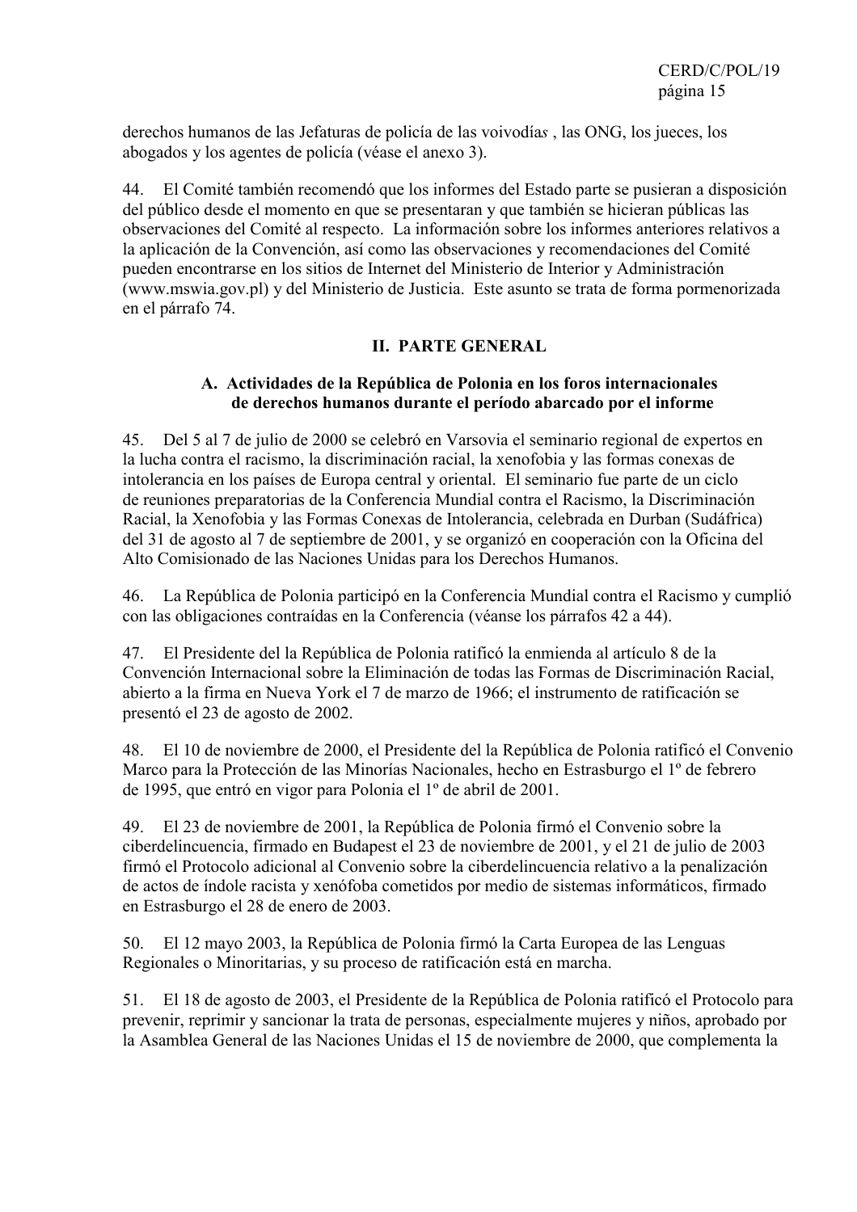derechos humanos de las Jefaturas de policía de las voivodía*s* , las ONG, los jueces, los abogados y los agentes de policía (véase el anexo 3).

44. El Comité también recomendó que los informes del Estado parte se pusieran a disposición del público desde el momento en que se presentaran y que también se hicieran públicas las observaciones del Comité al respecto. La información sobre los informes anteriores relativos a la aplicación de la Convención, así como las observaciones y recomendaciones del Comité pueden encontrarse en los sitios de Internet del Ministerio de Interior y Administración (www.mswia.gov.pl) y del Ministerio de Justicia. Este asunto se trata de forma pormenorizada en el párrafo 74.

## II. PARTE GENERAL

### A. Actividades de la República de Polonia en los foros internacionales de derechos humanos durante el período abarcado por el informe

45. Del 5 al 7 de julio de 2000 se celebró en Varsovia el seminario regional de expertos en la lucha contra el racismo, la discriminación racial, la xenofobia y las formas conexas de intolerancia en los países de Europa central y oriental. El seminario fue parte de un ciclo de reuniones preparatorias de la Conferencia Mundial contra el Racismo, la Discriminación Racial, la Xenofobia y las Formas Conexas de Intolerancia, celebrada en Durban (Sudáfrica) del 31 de agosto al 7 de septiembre de 2001, y se organizó en cooperación con la Oficina del Alto Comisionado de las Naciones Unidas para los Derechos Humanos.

46. La República de Polonia participó en la Conferencia Mundial contra el Racismo y cumplió con las obligaciones contraídas en la Conferencia (véanse los párrafos 42 a 44).

47. El Presidente del la República de Polonia ratificó la enmienda al artículo 8 de la Convención Internacional sobre la Eliminación de todas las Formas de Discriminación Racial, abierto a la firma en Nueva York el 7 de marzo de 1966; el instrumento de ratificación se presentó el 23 de agosto de 2002.

48. El 10 de noviembre de 2000, el Presidente del la República de Polonia ratificó el Convenio Marco para la Protección de las Minorías Nacionales, hecho en Estrasburgo el 1º de febrero de 1995, que entró en vigor para Polonia el 1º de abril de 2001.

49. El 23 de noviembre de 2001, la República de Polonia firmó el Convenio sobre la ciberdelincuencia, firmado en Budapest el 23 de noviembre de 2001, y el 21 de julio de 2003 firmó el Protocolo adicional al Convenio sobre la ciberdelincuencia relativo a la penalización de actos de índole racista y xenófoba cometidos por medio de sistemas informáticos, firmado en Estrasburgo el 28 de enero de 2003.

50. El 12 mayo 2003, la República de Polonia firmó la Carta Europea de las Lenguas Regionales o Minoritarias, y su proceso de ratificación está en marcha.

51. El 18 de agosto de 2003, el Presidente de la República de Polonia ratificó el Protocolo para prevenir, reprimir y sancionar la trata de personas, especialmente mujeres y niños, aprobado por la Asamblea General de las Naciones Unidas el 15 de noviembre de 2000, que complementa la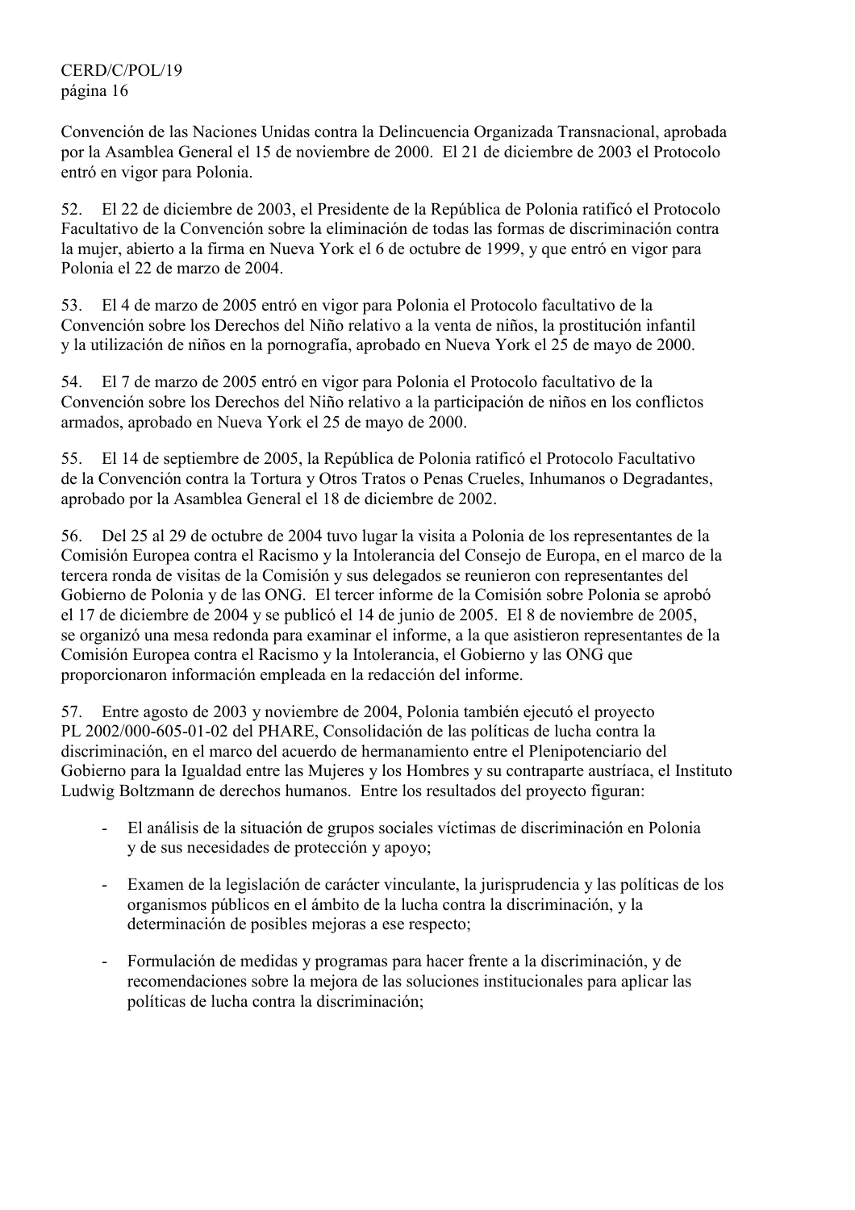Convención de las Naciones Unidas contra la Delincuencia Organizada Transnacional, aprobada por la Asamblea General el 15 de noviembre de 2000. El 21 de diciembre de 2003 el Protocolo entró en vigor para Polonia.

52. El 22 de diciembre de 2003, el Presidente de la República de Polonia ratificó el Protocolo Facultativo de la Convención sobre la eliminación de todas las formas de discriminación contra la mujer, abierto a la firma en Nueva York el 6 de octubre de 1999, y que entró en vigor para Polonia el 22 de marzo de 2004.

53. El 4 de marzo de 2005 entró en vigor para Polonia el Protocolo facultativo de la Convención sobre los Derechos del Niño relativo a la venta de niños, la prostitución infantil y la utilización de niños en la pornografía, aprobado en Nueva York el 25 de mayo de 2000.

54. El 7 de marzo de 2005 entró en vigor para Polonia el Protocolo facultativo de la Convención sobre los Derechos del Niño relativo a la participación de niños en los conflictos armados, aprobado en Nueva York el 25 de mayo de 2000.

55. El 14 de septiembre de 2005, la República de Polonia ratificó el Protocolo Facultativo de la Convención contra la Tortura y Otros Tratos o Penas Crueles, Inhumanos o Degradantes, aprobado por la Asamblea General el 18 de diciembre de 2002.

56. Del 25 al 29 de octubre de 2004 tuvo lugar la visita a Polonia de los representantes de la Comisión Europea contra el Racismo y la Intolerancia del Consejo de Europa, en el marco de la tercera ronda de visitas de la Comisión y sus delegados se reunieron con representantes del Gobierno de Polonia y de las ONG. El tercer informe de la Comisión sobre Polonia se aprobó el 17 de diciembre de 2004 y se publicó el 14 de junio de 2005. El 8 de noviembre de 2005, se organizó una mesa redonda para examinar el informe, a la que asistieron representantes de la Comisión Europea contra el Racismo y la Intolerancia, el Gobierno y las ONG que proporcionaron información empleada en la redacción del informe.

57. Entre agosto de 2003 y noviembre de 2004, Polonia también ejecutó el proyecto PL 2002/000-605-01-02 del PHARE, Consolidación de las políticas de lucha contra la discriminación, en el marco del acuerdo de hermanamiento entre el Plenipotenciario del Gobierno para la Igualdad entre las Mujeres y los Hombres y su contraparte austríaca, el Instituto Ludwig Boltzmann de derechos humanos. Entre los resultados del proyecto figuran:

- El análisis de la situación de grupos sociales víctimas de discriminación en Polonia y de sus necesidades de protección y apoyo;

- Examen de la legislación de carácter vinculante, la jurisprudencia y las políticas de los organismos públicos en el ámbito de la lucha contra la discriminación, y la determinación de posibles mejoras a ese respecto;

- Formulación de medidas y programas para hacer frente a la discriminación, y de recomendaciones sobre la mejora de las soluciones institucionales para aplicar las políticas de lucha contra la discriminación;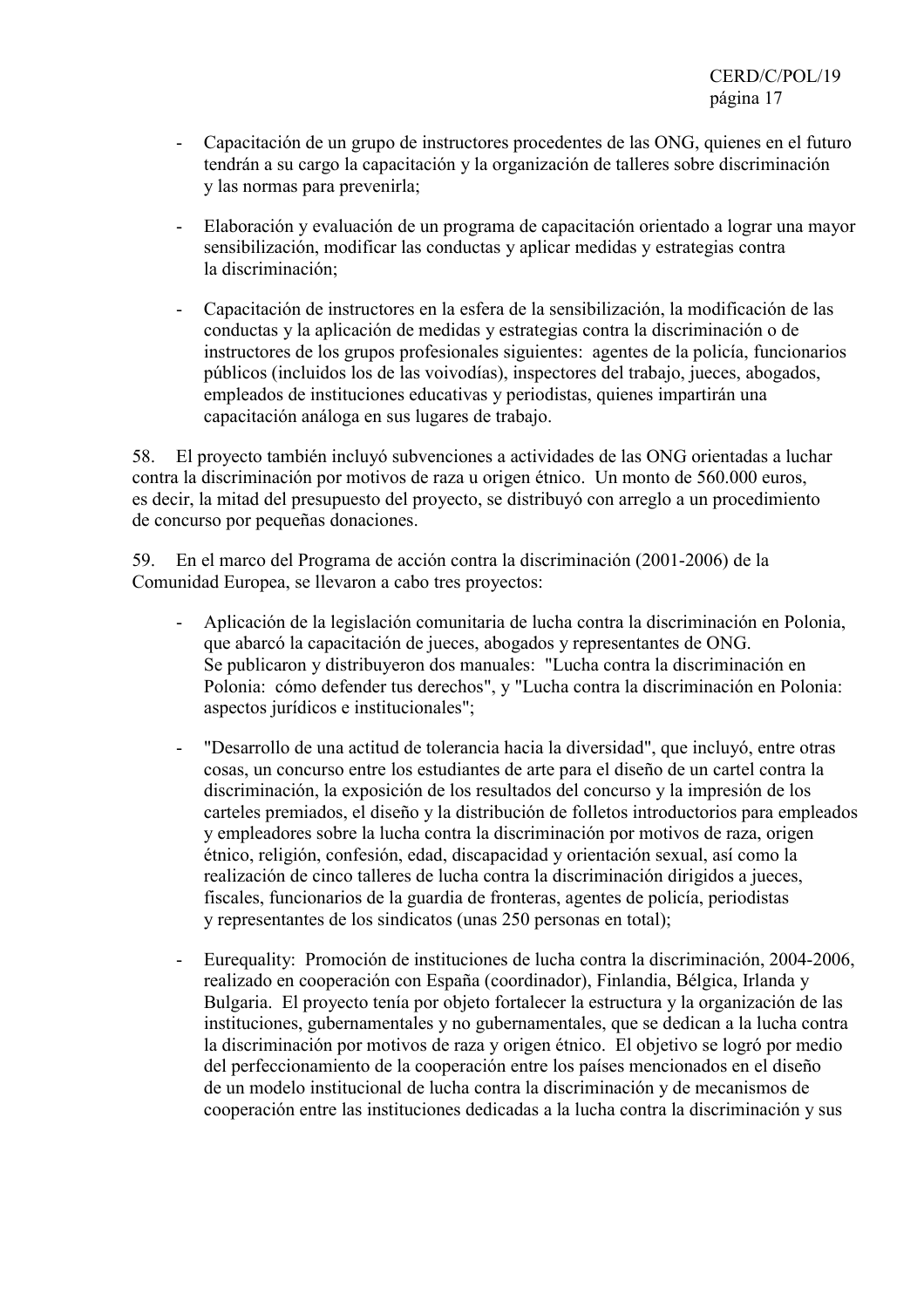- Capacitación de un grupo de instructores procedentes de las ONG, quienes en el futuro tendrán a su cargo la capacitación y la organización de talleres sobre discriminación y las normas para prevenirla;

- Elaboración y evaluación de un programa de capacitación orientado a lograr una mayor sensibilización, modificar las conductas y aplicar medidas y estrategias contra la discriminación;

- Capacitación de instructores en la esfera de la sensibilización, la modificación de las conductas y la aplicación de medidas y estrategias contra la discriminación o de instructores de los grupos profesionales siguientes: agentes de la policía, funcionarios públicos (incluidos los de las voivodías), inspectores del trabajo, jueces, abogados, empleados de instituciones educativas y periodistas, quienes impartirán una capacitación análoga en sus lugares de trabajo.

58. El proyecto también incluyó subvenciones a actividades de las ONG orientadas a luchar contra la discriminación por motivos de raza u origen étnico. Un monto de 560.000 euros, es decir, la mitad del presupuesto del proyecto, se distribuyó con arreglo a un procedimiento de concurso por pequeñas donaciones.

59. En el marco del Programa de acción contra la discriminación (2001-2006) de la Comunidad Europea, se llevaron a cabo tres proyectos:

- Aplicación de la legislación comunitaria de lucha contra la discriminación en Polonia, que abarcó la capacitación de jueces, abogados y representantes de ONG. Se publicaron y distribuyeron dos manuales: "Lucha contra la discriminación en Polonia: cómo defender tus derechos", y "Lucha contra la discriminación en Polonia: aspectos jurídicos e institucionales";

- "Desarrollo de una actitud de tolerancia hacia la diversidad", que incluyó, entre otras cosas, un concurso entre los estudiantes de arte para el diseño de un cartel contra la discriminación, la exposición de los resultados del concurso y la impresión de los carteles premiados, el diseño y la distribución de folletos introductorios para empleados y empleadores sobre la lucha contra la discriminación por motivos de raza, origen étnico, religión, confesión, edad, discapacidad y orientación sexual, así como la realización de cinco talleres de lucha contra la discriminación dirigidos a jueces, fiscales, funcionarios de la guardia de fronteras, agentes de policía, periodistas y representantes de los sindicatos (unas 250 personas en total);

- Eurequality: Promoción de instituciones de lucha contra la discriminación, 2004-2006, realizado en cooperación con España (coordinador), Finlandia, Bélgica, Irlanda y Bulgaria. El proyecto tenía por objeto fortalecer la estructura y la organización de las instituciones, gubernamentales y no gubernamentales, que se dedican a la lucha contra la discriminación por motivos de raza y origen étnico. El objetivo se logró por medio del perfeccionamiento de la cooperación entre los países mencionados en el diseño de un modelo institucional de lucha contra la discriminación y de mecanismos de cooperación entre las instituciones dedicadas a la lucha contra la discriminación y sus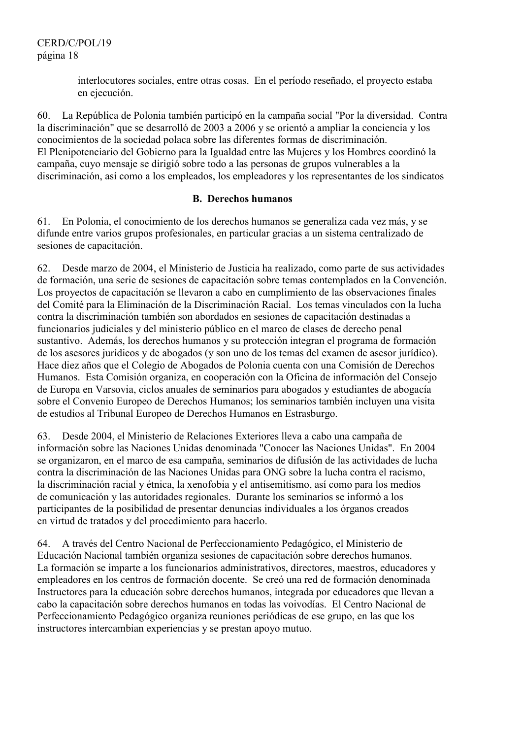interlocutores sociales, entre otras cosas. En el período reseñado, el proyecto estaba en ejecución.

60. La República de Polonia también participó en la campaña social "Por la diversidad. Contra la discriminación" que se desarrolló de 2003 a 2006 y se orientó a ampliar la conciencia y los conocimientos de la sociedad polaca sobre las diferentes formas de discriminación. El Plenipotenciario del Gobierno para la Igualdad entre las Mujeres y los Hombres coordinó la campaña, cuyo mensaje se dirigió sobre todo a las personas de grupos vulnerables a la discriminación, así como a los empleados, los empleadores y los representantes de los sindicatos

## B. Derechos humanos

61. En Polonia, el conocimiento de los derechos humanos se generaliza cada vez más, y se difunde entre varios grupos profesionales, en particular gracias a un sistema centralizado de sesiones de capacitación.

62. Desde marzo de 2004, el Ministerio de Justicia ha realizado, como parte de sus actividades de formación, una serie de sesiones de capacitación sobre temas contemplados en la Convención. Los proyectos de capacitación se llevaron a cabo en cumplimiento de las observaciones finales del Comité para la Eliminación de la Discriminación Racial. Los temas vinculados con la lucha contra la discriminación también son abordados en sesiones de capacitación destinadas a funcionarios judiciales y del ministerio público en el marco de clases de derecho penal sustantivo. Además, los derechos humanos y su protección integran el programa de formación de los asesores jurídicos y de abogados (y son uno de los temas del examen de asesor jurídico). Hace diez años que el Colegio de Abogados de Polonia cuenta con una Comisión de Derechos Humanos. Esta Comisión organiza, en cooperación con la Oficina de información del Consejo de Europa en Varsovia, ciclos anuales de seminarios para abogados y estudiantes de abogacía sobre el Convenio Europeo de Derechos Humanos; los seminarios también incluyen una visita de estudios al Tribunal Europeo de Derechos Humanos en Estrasburgo.

63. Desde 2004, el Ministerio de Relaciones Exteriores lleva a cabo una campaña de información sobre las Naciones Unidas denominada "Conocer las Naciones Unidas". En 2004 se organizaron, en el marco de esa campaña, seminarios de difusión de las actividades de lucha contra la discriminación de las Naciones Unidas para ONG sobre la lucha contra el racismo, la discriminación racial y étnica, la xenofobia y el antisemitismo, así como para los medios de comunicación y las autoridades regionales. Durante los seminarios se informó a los participantes de la posibilidad de presentar denuncias individuales a los órganos creados en virtud de tratados y del procedimiento para hacerlo.

64. A través del Centro Nacional de Perfeccionamiento Pedagógico, el Ministerio de Educación Nacional también organiza sesiones de capacitación sobre derechos humanos. La formación se imparte a los funcionarios administrativos, directores, maestros, educadores y empleadores en los centros de formación docente. Se creó una red de formación denominada Instructores para la educación sobre derechos humanos, integrada por educadores que llevan a cabo la capacitación sobre derechos humanos en todas las voivodías. El Centro Nacional de Perfeccionamiento Pedagógico organiza reuniones periódicas de ese grupo, en las que los instructores intercambian experiencias y se prestan apoyo mutuo.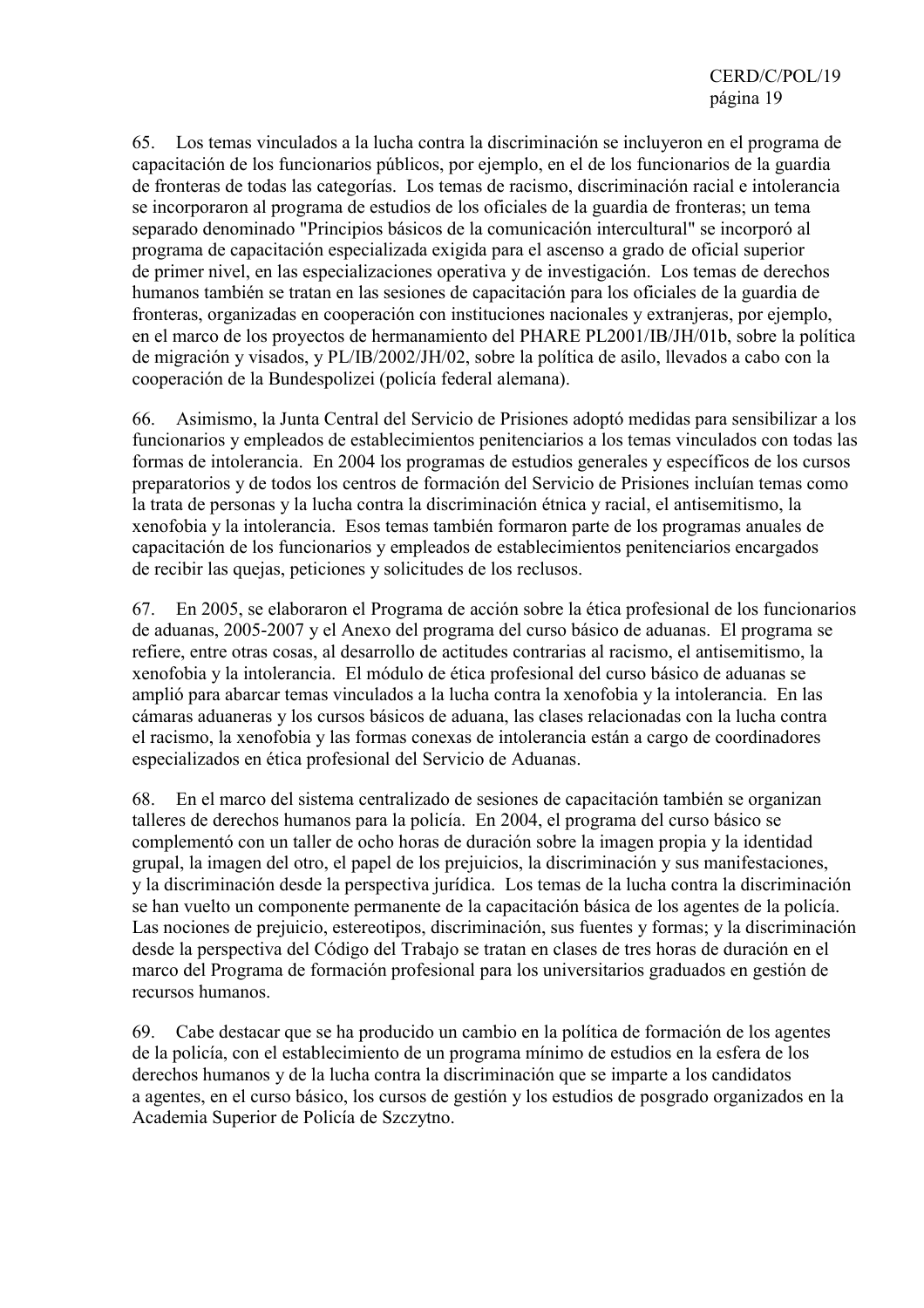65. Los temas vinculados a la lucha contra la discriminación se incluyeron en el programa de capacitación de los funcionarios públicos, por ejemplo, en el de los funcionarios de la guardia de fronteras de todas las categorías. Los temas de racismo, discriminación racial e intolerancia se incorporaron al programa de estudios de los oficiales de la guardia de fronteras; un tema separado denominado "Principios básicos de la comunicación intercultural" se incorporó al programa de capacitación especializada exigida para el ascenso a grado de oficial superior de primer nivel, en las especializaciones operativa y de investigación. Los temas de derechos humanos también se tratan en las sesiones de capacitación para los oficiales de la guardia de fronteras, organizadas en cooperación con instituciones nacionales y extranjeras, por ejemplo, en el marco de los proyectos de hermanamiento del PHARE PL2001/IB/JH/01b, sobre la política de migración y visados, y PL/IB/2002/JH/02, sobre la política de asilo, llevados a cabo con la cooperación de la Bundespolizei (policía federal alemana).

66. Asimismo, la Junta Central del Servicio de Prisiones adoptó medidas para sensibilizar a los funcionarios y empleados de establecimientos penitenciarios a los temas vinculados con todas las formas de intolerancia. En 2004 los programas de estudios generales y específicos de los cursos preparatorios y de todos los centros de formación del Servicio de Prisiones incluían temas como la trata de personas y la lucha contra la discriminación étnica y racial, el antisemitismo, la xenofobia y la intolerancia. Esos temas también formaron parte de los programas anuales de capacitación de los funcionarios y empleados de establecimientos penitenciarios encargados de recibir las quejas, peticiones y solicitudes de los reclusos.

67. En 2005, se elaboraron el Programa de acción sobre la ética profesional de los funcionarios de aduanas, 2005-2007 y el Anexo del programa del curso básico de aduanas. El programa se refiere, entre otras cosas, al desarrollo de actitudes contrarias al racismo, el antisemitismo, la xenofobia y la intolerancia. El módulo de ética profesional del curso básico de aduanas se amplió para abarcar temas vinculados a la lucha contra la xenofobia y la intolerancia. En las cámaras aduaneras y los cursos básicos de aduana, las clases relacionadas con la lucha contra el racismo, la xenofobia y las formas conexas de intolerancia están a cargo de coordinadores especializados en ética profesional del Servicio de Aduanas.

68. En el marco del sistema centralizado de sesiones de capacitación también se organizan talleres de derechos humanos para la policía. En 2004, el programa del curso básico se complementó con un taller de ocho horas de duración sobre la imagen propia y la identidad grupal, la imagen del otro, el papel de los prejuicios, la discriminación y sus manifestaciones, y la discriminación desde la perspectiva jurídica. Los temas de la lucha contra la discriminación se han vuelto un componente permanente de la capacitación básica de los agentes de la policía. Las nociones de prejuicio, estereotipos, discriminación, sus fuentes y formas; y la discriminación desde la perspectiva del Código del Trabajo se tratan en clases de tres horas de duración en el marco del Programa de formación profesional para los universitarios graduados en gestión de recursos humanos.

69. Cabe destacar que se ha producido un cambio en la política de formación de los agentes de la policía, con el establecimiento de un programa mínimo de estudios en la esfera de los derechos humanos y de la lucha contra la discriminación que se imparte a los candidatos a agentes, en el curso básico, los cursos de gestión y los estudios de posgrado organizados en la Academia Superior de Policía de Szczytno.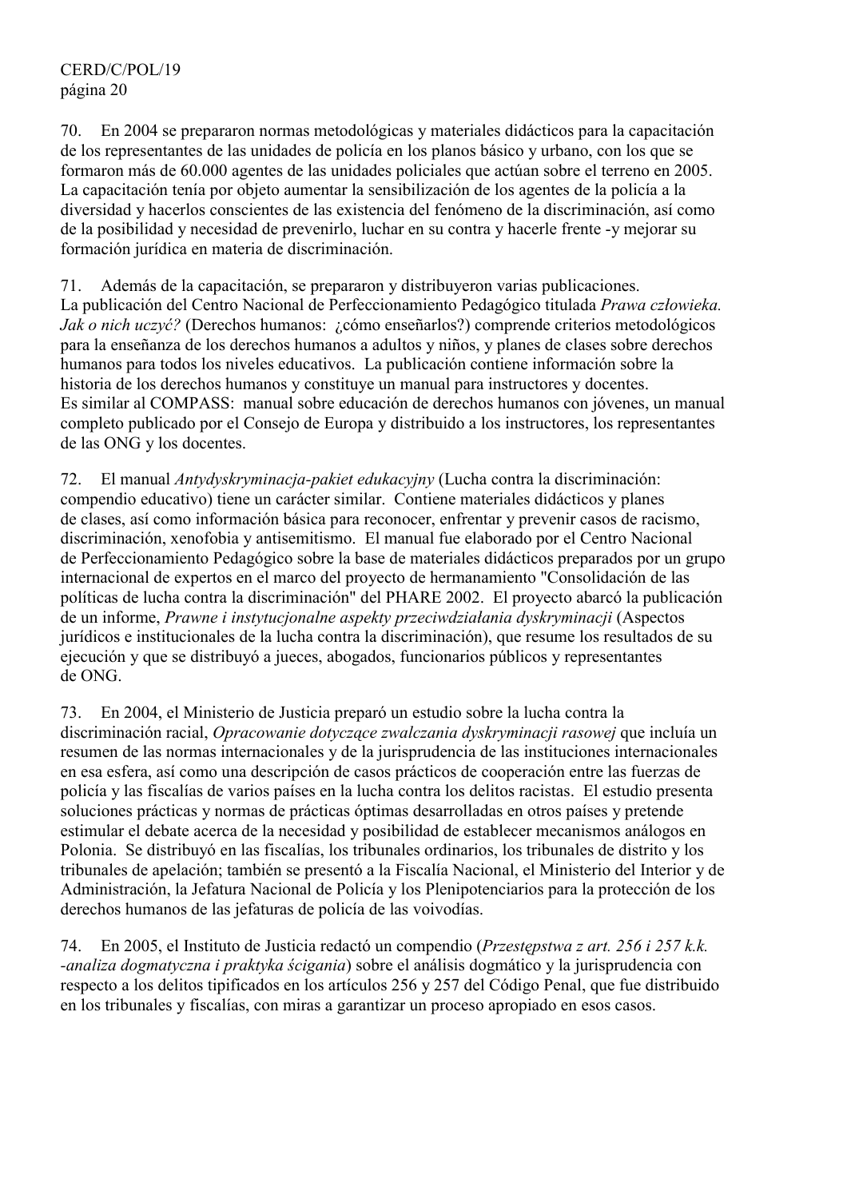70. En 2004 se prepararon normas metodológicas y materiales didácticos para la capacitación de los representantes de las unidades de policía en los planos básico y urbano, con los que se formaron más de 60.000 agentes de las unidades policiales que actúan sobre el terreno en 2005. La capacitación tenía por objeto aumentar la sensibilización de los agentes de la policía a la diversidad y hacerlos conscientes de las existencia del fenómeno de la discriminación, así como de la posibilidad y necesidad de prevenirlo, luchar en su contra y hacerle frente -y mejorar su formación jurídica en materia de discriminación.

71. Además de la capacitación, se prepararon y distribuyeron varias publicaciones. La publicación del Centro Nacional de Perfeccionamiento Pedagógico titulada *Prawa człowieka. Jak o nich uczyć?* (Derechos humanos: ¿cómo enseñarlos?) comprende criterios metodológicos para la enseñanza de los derechos humanos a adultos y niños, y planes de clases sobre derechos humanos para todos los niveles educativos. La publicación contiene información sobre la historia de los derechos humanos y constituye un manual para instructores y docentes. Es similar al COMPASS: manual sobre educación de derechos humanos con jóvenes, un manual completo publicado por el Consejo de Europa y distribuido a los instructores, los representantes de las ONG y los docentes.

72. El manual *Antydyskryminacja-pakiet edukacyjny* (Lucha contra la discriminación: compendio educativo) tiene un carácter similar. Contiene materiales didácticos y planes de clases, así como información básica para reconocer, enfrentar y prevenir casos de racismo, discriminación, xenofobia y antisemitismo. El manual fue elaborado por el Centro Nacional de Perfeccionamiento Pedagógico sobre la base de materiales didácticos preparados por un grupo internacional de expertos en el marco del proyecto de hermanamiento "Consolidación de las políticas de lucha contra la discriminación" del PHARE 2002. El proyecto abarcó la publicación de un informe, *Prawne i instytucjonalne aspekty przeciwdziałania dyskryminacji* (Aspectos jurídicos e institucionales de la lucha contra la discriminación), que resume los resultados de su ejecución y que se distribuyó a jueces, abogados, funcionarios públicos y representantes de ONG.

73. En 2004, el Ministerio de Justicia preparó un estudio sobre la lucha contra la discriminación racial, *Opracowanie dotyczące zwalczania dyskryminacji rasowej* que incluía un resumen de las normas internacionales y de la jurisprudencia de las instituciones internacionales en esa esfera, así como una descripción de casos prácticos de cooperación entre las fuerzas de policía y las fiscalías de varios países en la lucha contra los delitos racistas. El estudio presenta soluciones prácticas y normas de prácticas óptimas desarrolladas en otros países y pretende estimular el debate acerca de la necesidad y posibilidad de establecer mecanismos análogos en Polonia. Se distribuyó en las fiscalías, los tribunales ordinarios, los tribunales de distrito y los tribunales de apelación; también se presentó a la Fiscalía Nacional, el Ministerio del Interior y de Administración, la Jefatura Nacional de Policía y los Plenipotenciarios para la protección de los derechos humanos de las jefaturas de policía de las voivodías.

74. En 2005, el Instituto de Justicia redactó un compendio (*Przestępstwa z art. 256 i 257 k.k. -analiza dogmatyczna i praktyka ścigania*) sobre el análisis dogmático y la jurisprudencia con respecto a los delitos tipificados en los artículos 256 y 257 del Código Penal, que fue distribuido en los tribunales y fiscalías, con miras a garantizar un proceso apropiado en esos casos.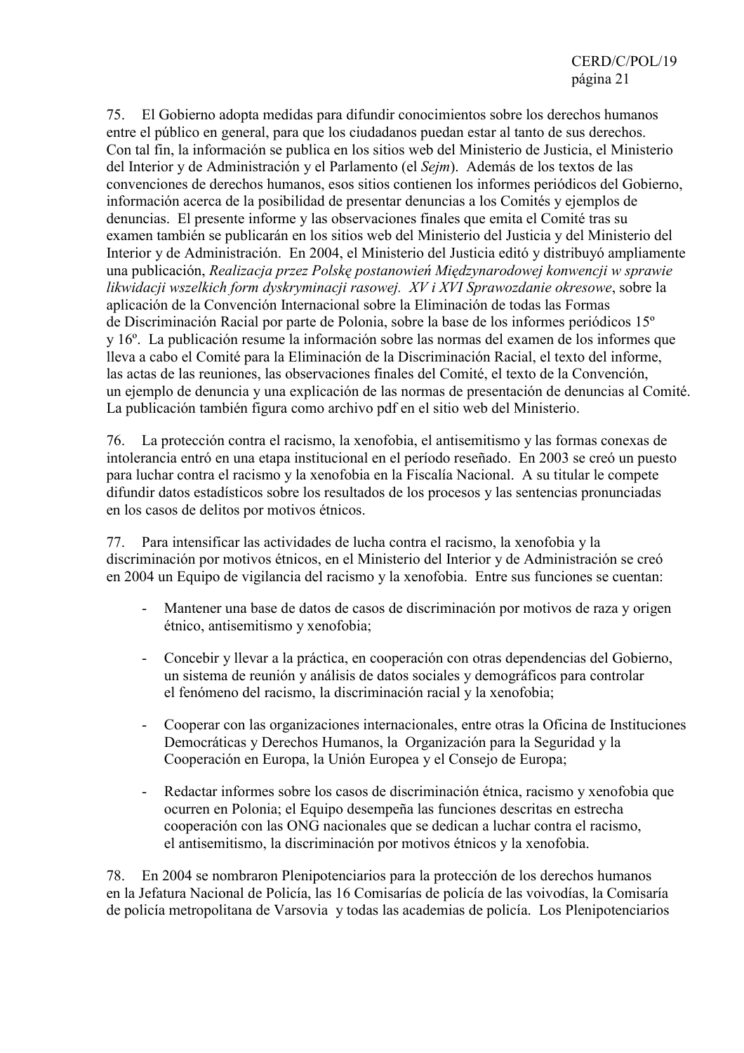75. El Gobierno adopta medidas para difundir conocimientos sobre los derechos humanos entre el público en general, para que los ciudadanos puedan estar al tanto de sus derechos. Con tal fin, la información se publica en los sitios web del Ministerio de Justicia, el Ministerio del Interior y de Administración y el Parlamento (el *Sejm*). Además de los textos de las convenciones de derechos humanos, esos sitios contienen los informes periódicos del Gobierno, información acerca de la posibilidad de presentar denuncias a los Comités y ejemplos de denuncias. El presente informe y las observaciones finales que emita el Comité tras su examen también se publicarán en los sitios web del Ministerio del Justicia y del Ministerio del Interior y de Administración. En 2004, el Ministerio del Justicia editó y distribuyó ampliamente una publicación, *Realizacja przez Polskę postanowień Międzynarodowej konwencji w sprawie likwidacji wszelkich form dyskryminacji rasowej. XV i XVI Sprawozdanie okresowe*, sobre la aplicación de la Convención Internacional sobre la Eliminación de todas las Formas de Discriminación Racial por parte de Polonia, sobre la base de los informes periódicos 15º y 16º. La publicación resume la información sobre las normas del examen de los informes que lleva a cabo el Comité para la Eliminación de la Discriminación Racial, el texto del informe, las actas de las reuniones, las observaciones finales del Comité, el texto de la Convención, un ejemplo de denuncia y una explicación de las normas de presentación de denuncias al Comité. La publicación también figura como archivo pdf en el sitio web del Ministerio.

76. La protección contra el racismo, la xenofobia, el antisemitismo y las formas conexas de intolerancia entró en una etapa institucional en el período reseñado. En 2003 se creó un puesto para luchar contra el racismo y la xenofobia en la Fiscalía Nacional. A su titular le compete difundir datos estadísticos sobre los resultados de los procesos y las sentencias pronunciadas en los casos de delitos por motivos étnicos.

77. Para intensificar las actividades de lucha contra el racismo, la xenofobia y la discriminación por motivos étnicos, en el Ministerio del Interior y de Administración se creó en 2004 un Equipo de vigilancia del racismo y la xenofobia. Entre sus funciones se cuentan:

- Mantener una base de datos de casos de discriminación por motivos de raza y origen étnico, antisemitismo y xenofobia;

- Concebir y llevar a la práctica, en cooperación con otras dependencias del Gobierno, un sistema de reunión y análisis de datos sociales y demográficos para controlar el fenómeno del racismo, la discriminación racial y la xenofobia;

- Cooperar con las organizaciones internacionales, entre otras la Oficina de Instituciones Democráticas y Derechos Humanos, la Organización para la Seguridad y la Cooperación en Europa, la Unión Europea y el Consejo de Europa;

- Redactar informes sobre los casos de discriminación étnica, racismo y xenofobia que ocurren en Polonia; el Equipo desempeña las funciones descritas en estrecha cooperación con las ONG nacionales que se dedican a luchar contra el racismo, el antisemitismo, la discriminación por motivos étnicos y la xenofobia.

78. En 2004 se nombraron Plenipotenciarios para la protección de los derechos humanos en la Jefatura Nacional de Policía, las 16 Comisarías de policía de las voivodías, la Comisaría de policía metropolitana de Varsovia y todas las academias de policía. Los Plenipotenciarios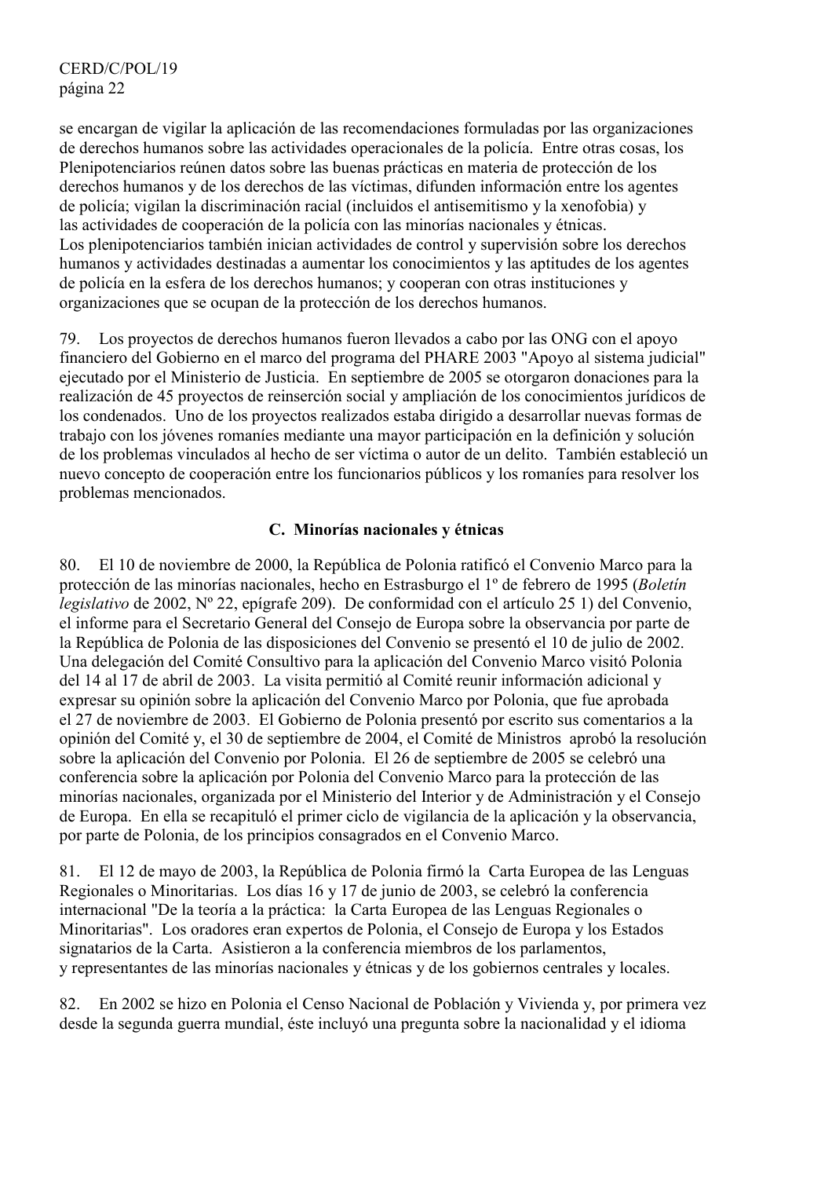se encargan de vigilar la aplicación de las recomendaciones formuladas por las organizaciones de derechos humanos sobre las actividades operacionales de la policía. Entre otras cosas, los Plenipotenciarios reúnen datos sobre las buenas prácticas en materia de protección de los derechos humanos y de los derechos de las víctimas, difunden información entre los agentes de policía; vigilan la discriminación racial (incluidos el antisemitismo y la xenofobia) y las actividades de cooperación de la policía con las minorías nacionales y étnicas. Los plenipotenciarios también inician actividades de control y supervisión sobre los derechos humanos y actividades destinadas a aumentar los conocimientos y las aptitudes de los agentes de policía en la esfera de los derechos humanos; y cooperan con otras instituciones y organizaciones que se ocupan de la protección de los derechos humanos.

79. Los proyectos de derechos humanos fueron llevados a cabo por las ONG con el apoyo financiero del Gobierno en el marco del programa del PHARE 2003 "Apoyo al sistema judicial" ejecutado por el Ministerio de Justicia. En septiembre de 2005 se otorgaron donaciones para la realización de 45 proyectos de reinserción social y ampliación de los conocimientos jurídicos de los condenados. Uno de los proyectos realizados estaba dirigido a desarrollar nuevas formas de trabajo con los jóvenes romaníes mediante una mayor participación en la definición y solución de los problemas vinculados al hecho de ser víctima o autor de un delito. También estableció un nuevo concepto de cooperación entre los funcionarios públicos y los romaníes para resolver los problemas mencionados.

## C. Minorías nacionales y étnicas

80. El 10 de noviembre de 2000, la República de Polonia ratificó el Convenio Marco para la protección de las minorías nacionales, hecho en Estrasburgo el 1º de febrero de 1995 (*Boletín legislativo* de 2002, Nº 22, epígrafe 209). De conformidad con el artículo 25 1) del Convenio, el informe para el Secretario General del Consejo de Europa sobre la observancia por parte de la República de Polonia de las disposiciones del Convenio se presentó el 10 de julio de 2002. Una delegación del Comité Consultivo para la aplicación del Convenio Marco visitó Polonia del 14 al 17 de abril de 2003. La visita permitió al Comité reunir información adicional y expresar su opinión sobre la aplicación del Convenio Marco por Polonia, que fue aprobada el 27 de noviembre de 2003. El Gobierno de Polonia presentó por escrito sus comentarios a la opinión del Comité y, el 30 de septiembre de 2004, el Comité de Ministros aprobó la resolución sobre la aplicación del Convenio por Polonia. El 26 de septiembre de 2005 se celebró una conferencia sobre la aplicación por Polonia del Convenio Marco para la protección de las minorías nacionales, organizada por el Ministerio del Interior y de Administración y el Consejo de Europa. En ella se recapituló el primer ciclo de vigilancia de la aplicación y la observancia, por parte de Polonia, de los principios consagrados en el Convenio Marco.

81. El 12 de mayo de 2003, la República de Polonia firmó la Carta Europea de las Lenguas Regionales o Minoritarias. Los días 16 y 17 de junio de 2003, se celebró la conferencia internacional "De la teoría a la práctica: la Carta Europea de las Lenguas Regionales o Minoritarias". Los oradores eran expertos de Polonia, el Consejo de Europa y los Estados signatarios de la Carta. Asistieron a la conferencia miembros de los parlamentos, y representantes de las minorías nacionales y étnicas y de los gobiernos centrales y locales.

82. En 2002 se hizo en Polonia el Censo Nacional de Población y Vivienda y, por primera vez desde la segunda guerra mundial, éste incluyó una pregunta sobre la nacionalidad y el idioma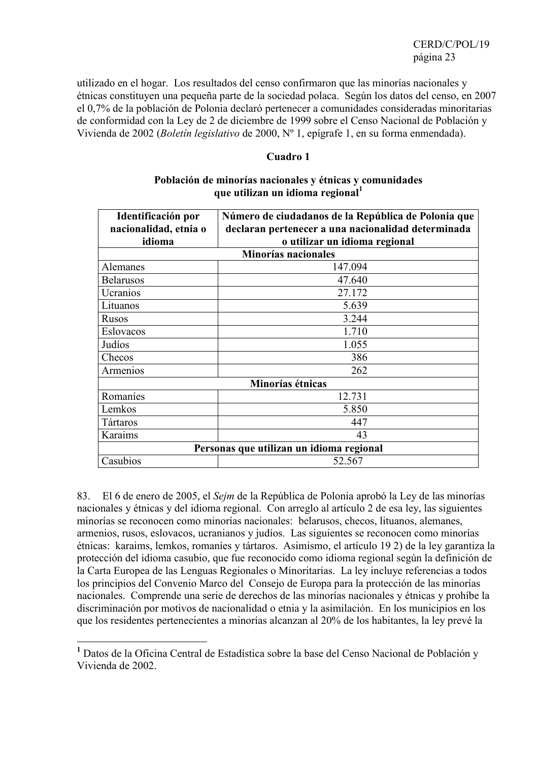utilizado en el hogar. Los resultados del censo confirmaron que las minorías nacionales y étnicas constituyen una pequeña parte de la sociedad polaca. Según los datos del censo, en 2007 el 0,7% de la población de Polonia declaró pertenecer a comunidades consideradas minoritarias de conformidad con la Ley de 2 de diciembre de 1999 sobre el Censo Nacional de Población y Vivienda de 2002 (*Boletín legislativo* de 2000, Nº 1, epígrafe 1, en su forma enmendada).

**Cuadro 1**

**Población de minorías nacionales y étnicas y comunidades que utilizan un idioma regional**[1]

| Identificación por nacionalidad, etnia o idioma | Número de ciudadanos de la República de Polonia que declaran pertenecer a una nacionalidad determinada o utilizar un idioma regional |
|---|---|
| **Minorías nacionales** | |
| Alemanes | 147.094 |
| Belarusos | 47.640 |
| Ucranios | 27.172 |
| Lituanos | 5.639 |
| Rusos | 3.244 |
| Eslovacos | 1.710 |
| Judíos | 1.055 |
| Checos | 386 |
| Armenios | 262 |
| **Minorías étnicas** | |
| Romaníes | 12.731 |
| Lemkos | 5.850 |
| Tártaros | 447 |
| Karaims | 43 |
| **Personas que utilizan un idioma regional** | |
| Casubios | 52.567 |

83. El 6 de enero de 2005, el *Sejm* de la República de Polonia aprobó la Ley de las minorías nacionales y étnicas y del idioma regional. Con arreglo al artículo 2 de esa ley, las siguientes minorías se reconocen como minorías nacionales: belarusos, checos, lituanos, alemanes, armenios, rusos, eslovacos, ucranianos y judíos. Las siguientes se reconocen como minorías étnicas: karaims, lemkos, romaníes y tártaros. Asimismo, el artículo 19 2) de la ley garantiza la protección del idioma casubio, que fue reconocido como idioma regional según la definición de la Carta Europea de las Lenguas Regionales o Minoritarias. La ley incluye referencias a todos los principios del Convenio Marco del Consejo de Europa para la protección de las minorías nacionales. Comprende una serie de derechos de las minorías nacionales y étnicas y prohíbe la discriminación por motivos de nacionalidad o etnia y la asimilación. En los municipios en los que los residentes pertenecientes a minorías alcanzan al 20% de los habitantes, la ley prevé la

[1] Datos de la Oficina Central de Estadística sobre la base del Censo Nacional de Población y Vivienda de 2002.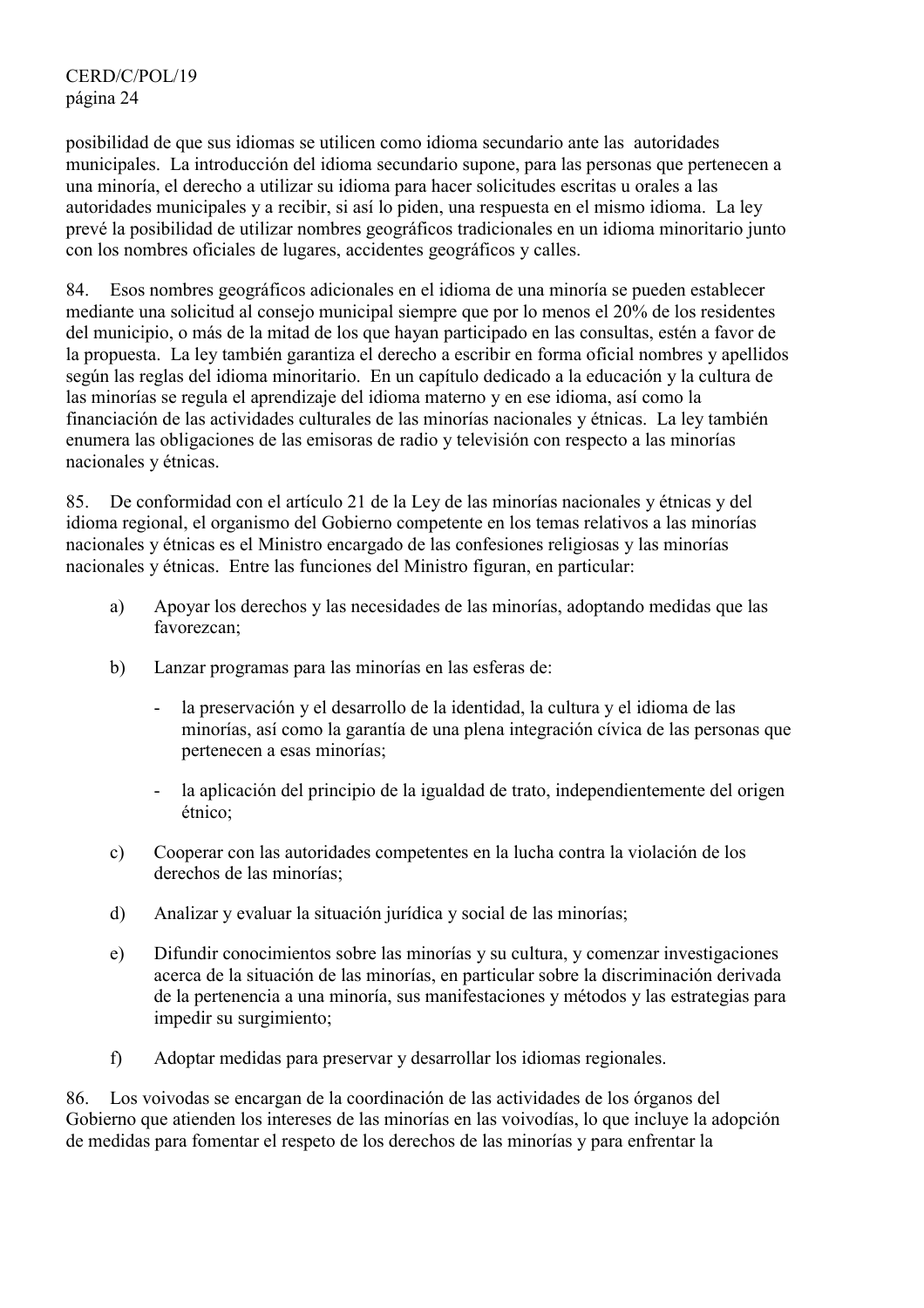posibilidad de que sus idiomas se utilicen como idioma secundario ante las autoridades municipales. La introducción del idioma secundario supone, para las personas que pertenecen a una minoría, el derecho a utilizar su idioma para hacer solicitudes escritas u orales a las autoridades municipales y a recibir, si así lo piden, una respuesta en el mismo idioma. La ley prevé la posibilidad de utilizar nombres geográficos tradicionales en un idioma minoritario junto con los nombres oficiales de lugares, accidentes geográficos y calles.

84. Esos nombres geográficos adicionales en el idioma de una minoría se pueden establecer mediante una solicitud al consejo municipal siempre que por lo menos el 20% de los residentes del municipio, o más de la mitad de los que hayan participado en las consultas, estén a favor de la propuesta. La ley también garantiza el derecho a escribir en forma oficial nombres y apellidos según las reglas del idioma minoritario. En un capítulo dedicado a la educación y la cultura de las minorías se regula el aprendizaje del idioma materno y en ese idioma, así como la financiación de las actividades culturales de las minorías nacionales y étnicas. La ley también enumera las obligaciones de las emisoras de radio y televisión con respecto a las minorías nacionales y étnicas.

85. De conformidad con el artículo 21 de la Ley de las minorías nacionales y étnicas y del idioma regional, el organismo del Gobierno competente en los temas relativos a las minorías nacionales y étnicas es el Ministro encargado de las confesiones religiosas y las minorías nacionales y étnicas. Entre las funciones del Ministro figuran, en particular:

a) Apoyar los derechos y las necesidades de las minorías, adoptando medidas que las favorezcan;

b) Lanzar programas para las minorías en las esferas de:

- la preservación y el desarrollo de la identidad, la cultura y el idioma de las minorías, así como la garantía de una plena integración cívica de las personas que pertenecen a esas minorías;

- la aplicación del principio de la igualdad de trato, independientemente del origen étnico;

c) Cooperar con las autoridades competentes en la lucha contra la violación de los derechos de las minorías;

d) Analizar y evaluar la situación jurídica y social de las minorías;

e) Difundir conocimientos sobre las minorías y su cultura, y comenzar investigaciones acerca de la situación de las minorías, en particular sobre la discriminación derivada de la pertenencia a una minoría, sus manifestaciones y métodos y las estrategias para impedir su surgimiento;

f) Adoptar medidas para preservar y desarrollar los idiomas regionales.

86. Los voivodas se encargan de la coordinación de las actividades de los órganos del Gobierno que atienden los intereses de las minorías en las voivodías, lo que incluye la adopción de medidas para fomentar el respeto de los derechos de las minorías y para enfrentar la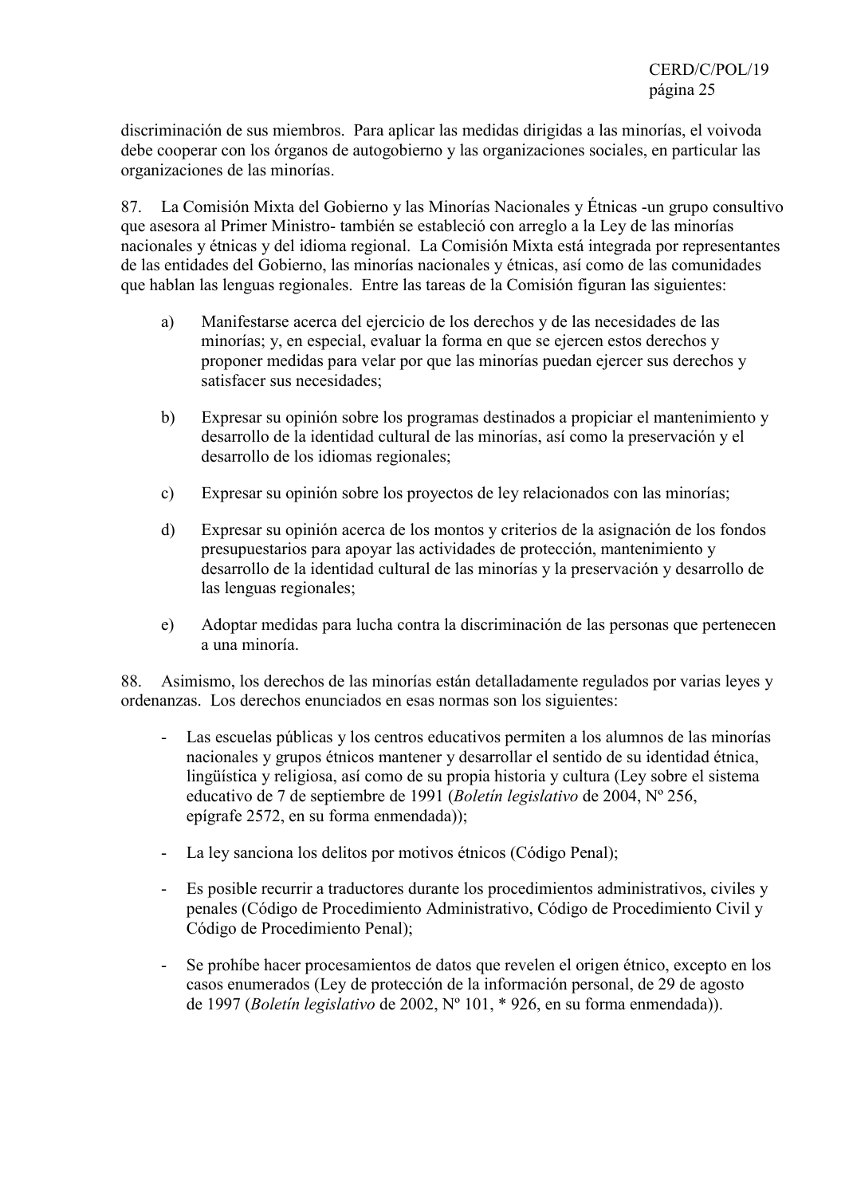discriminación de sus miembros. Para aplicar las medidas dirigidas a las minorías, el voivoda debe cooperar con los órganos de autogobierno y las organizaciones sociales, en particular las organizaciones de las minorías.

87. La Comisión Mixta del Gobierno y las Minorías Nacionales y Étnicas -un grupo consultivo que asesora al Primer Ministro- también se estableció con arreglo a la Ley de las minorías nacionales y étnicas y del idioma regional. La Comisión Mixta está integrada por representantes de las entidades del Gobierno, las minorías nacionales y étnicas, así como de las comunidades que hablan las lenguas regionales. Entre las tareas de la Comisión figuran las siguientes:

a) Manifestarse acerca del ejercicio de los derechos y de las necesidades de las minorías; y, en especial, evaluar la forma en que se ejercen estos derechos y proponer medidas para velar por que las minorías puedan ejercer sus derechos y satisfacer sus necesidades;

b) Expresar su opinión sobre los programas destinados a propiciar el mantenimiento y desarrollo de la identidad cultural de las minorías, así como la preservación y el desarrollo de los idiomas regionales;

c) Expresar su opinión sobre los proyectos de ley relacionados con las minorías;

d) Expresar su opinión acerca de los montos y criterios de la asignación de los fondos presupuestarios para apoyar las actividades de protección, mantenimiento y desarrollo de la identidad cultural de las minorías y la preservación y desarrollo de las lenguas regionales;

e) Adoptar medidas para lucha contra la discriminación de las personas que pertenecen a una minoría.

88. Asimismo, los derechos de las minorías están detalladamente regulados por varias leyes y ordenanzas. Los derechos enunciados en esas normas son los siguientes:

- Las escuelas públicas y los centros educativos permiten a los alumnos de las minorías nacionales y grupos étnicos mantener y desarrollar el sentido de su identidad étnica, lingüística y religiosa, así como de su propia historia y cultura (Ley sobre el sistema educativo de 7 de septiembre de 1991 (*Boletín legislativo* de 2004, Nº 256, epígrafe 2572, en su forma enmendada));

- La ley sanciona los delitos por motivos étnicos (Código Penal);

- Es posible recurrir a traductores durante los procedimientos administrativos, civiles y penales (Código de Procedimiento Administrativo, Código de Procedimiento Civil y Código de Procedimiento Penal);

- Se prohíbe hacer procesamientos de datos que revelen el origen étnico, excepto en los casos enumerados (Ley de protección de la información personal, de 29 de agosto de 1997 (*Boletín legislativo* de 2002, Nº 101, * 926, en su forma enmendada)).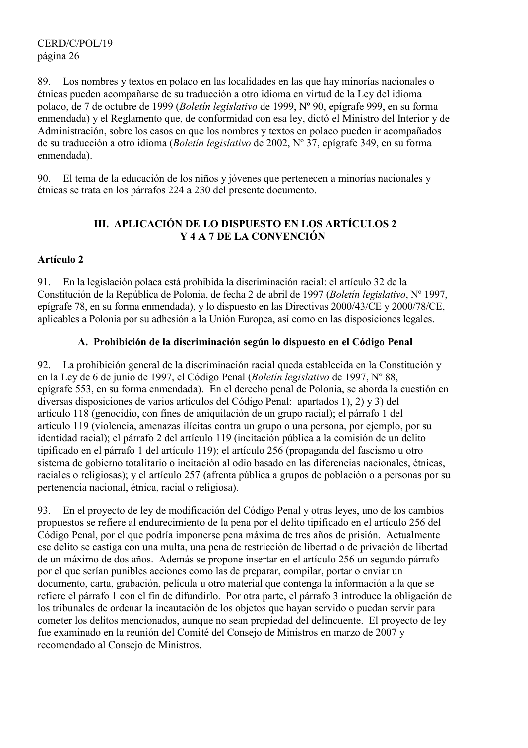89. Los nombres y textos en polaco en las localidades en las que hay minorías nacionales o étnicas pueden acompañarse de su traducción a otro idioma en virtud de la Ley del idioma polaco, de 7 de octubre de 1999 (*Boletín legislativo* de 1999, Nº 90, epígrafe 999, en su forma enmendada) y el Reglamento que, de conformidad con esa ley, dictó el Ministro del Interior y de Administración, sobre los casos en que los nombres y textos en polaco pueden ir acompañados de su traducción a otro idioma (*Boletín legislativo* de 2002, Nº 37, epígrafe 349, en su forma enmendada).

90. El tema de la educación de los niños y jóvenes que pertenecen a minorías nacionales y étnicas se trata en los párrafos 224 a 230 del presente documento.

## III. APLICACIÓN DE LO DISPUESTO EN LOS ARTÍCULOS 2 Y 4 A 7 DE LA CONVENCIÓN

### Artículo 2

91. En la legislación polaca está prohibida la discriminación racial: el artículo 32 de la Constitución de la República de Polonia, de fecha 2 de abril de 1997 (*Boletín legislativo*, Nº 1997, epígrafe 78, en su forma enmendada), y lo dispuesto en las Directivas 2000/43/CE y 2000/78/CE, aplicables a Polonia por su adhesión a la Unión Europea, así como en las disposiciones legales.

### A. Prohibición de la discriminación según lo dispuesto en el Código Penal

92. La prohibición general de la discriminación racial queda establecida en la Constitución y en la Ley de 6 de junio de 1997, el Código Penal (*Boletín legislativo* de 1997, Nº 88, epígrafe 553, en su forma enmendada). En el derecho penal de Polonia, se aborda la cuestión en diversas disposiciones de varios artículos del Código Penal: apartados 1), 2) y 3) del artículo 118 (genocidio, con fines de aniquilación de un grupo racial); el párrafo 1 del artículo 119 (violencia, amenazas ilícitas contra un grupo o una persona, por ejemplo, por su identidad racial); el párrafo 2 del artículo 119 (incitación pública a la comisión de un delito tipificado en el párrafo 1 del artículo 119); el artículo 256 (propaganda del fascismo u otro sistema de gobierno totalitario o incitación al odio basado en las diferencias nacionales, étnicas, raciales o religiosas); y el artículo 257 (afrenta pública a grupos de población o a personas por su pertenencia nacional, étnica, racial o religiosa).

93. En el proyecto de ley de modificación del Código Penal y otras leyes, uno de los cambios propuestos se refiere al endurecimiento de la pena por el delito tipificado en el artículo 256 del Código Penal, por el que podría imponerse pena máxima de tres años de prisión. Actualmente ese delito se castiga con una multa, una pena de restricción de libertad o de privación de libertad de un máximo de dos años. Además se propone insertar en el artículo 256 un segundo párrafo por el que serían punibles acciones como las de preparar, compilar, portar o enviar un documento, carta, grabación, película u otro material que contenga la información a la que se refiere el párrafo 1 con el fin de difundirlo. Por otra parte, el párrafo 3 introduce la obligación de los tribunales de ordenar la incautación de los objetos que hayan servido o puedan servir para cometer los delitos mencionados, aunque no sean propiedad del delincuente. El proyecto de ley fue examinado en la reunión del Comité del Consejo de Ministros en marzo de 2007 y recomendado al Consejo de Ministros.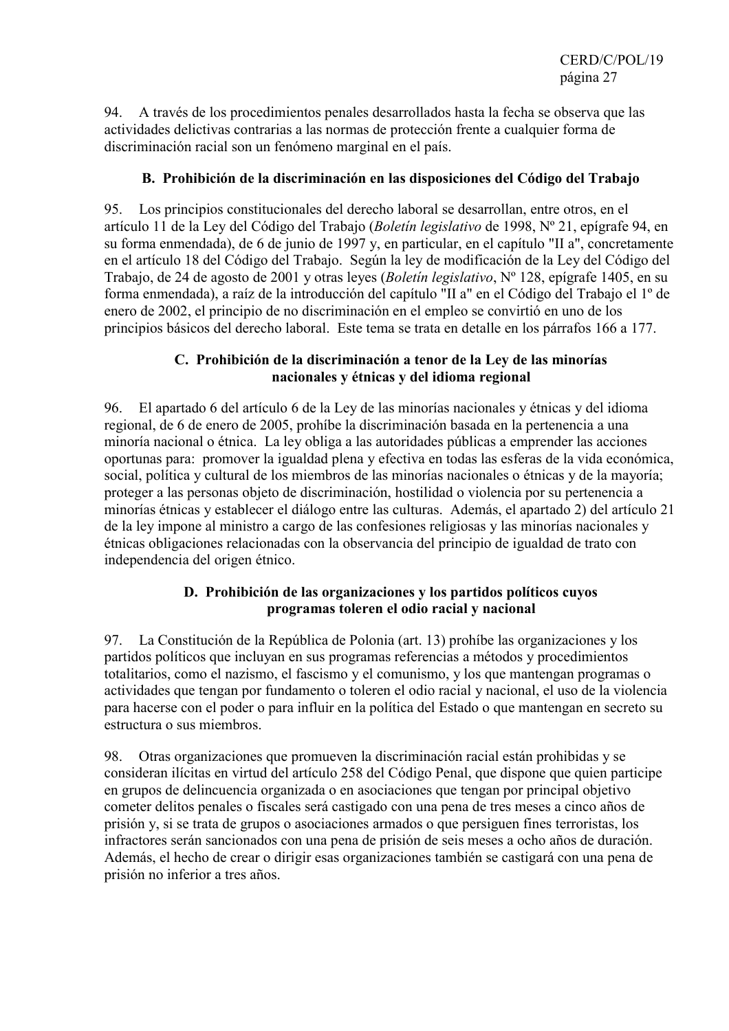94. A través de los procedimientos penales desarrollados hasta la fecha se observa que las actividades delictivas contrarias a las normas de protección frente a cualquier forma de discriminación racial son un fenómeno marginal en el país.

### B. Prohibición de la discriminación en las disposiciones del Código del Trabajo

95. Los principios constitucionales del derecho laboral se desarrollan, entre otros, en el artículo 11 de la Ley del Código del Trabajo (*Boletín legislativo* de 1998, Nº 21, epígrafe 94, en su forma enmendada), de 6 de junio de 1997 y, en particular, en el capítulo "II a", concretamente en el artículo 18 del Código del Trabajo. Según la ley de modificación de la Ley del Código del Trabajo, de 24 de agosto de 2001 y otras leyes (*Boletín legislativo*, Nº 128, epígrafe 1405, en su forma enmendada), a raíz de la introducción del capítulo "II a" en el Código del Trabajo el 1º de enero de 2002, el principio de no discriminación en el empleo se convirtió en uno de los principios básicos del derecho laboral. Este tema se trata en detalle en los párrafos 166 a 177.

### C. Prohibición de la discriminación a tenor de la Ley de las minorías nacionales y étnicas y del idioma regional

96. El apartado 6 del artículo 6 de la Ley de las minorías nacionales y étnicas y del idioma regional, de 6 de enero de 2005, prohíbe la discriminación basada en la pertenencia a una minoría nacional o étnica. La ley obliga a las autoridades públicas a emprender las acciones oportunas para: promover la igualdad plena y efectiva en todas las esferas de la vida económica, social, política y cultural de los miembros de las minorías nacionales o étnicas y de la mayoría; proteger a las personas objeto de discriminación, hostilidad o violencia por su pertenencia a minorías étnicas y establecer el diálogo entre las culturas. Además, el apartado 2) del artículo 21 de la ley impone al ministro a cargo de las confesiones religiosas y las minorías nacionales y étnicas obligaciones relacionadas con la observancia del principio de igualdad de trato con independencia del origen étnico.

### D. Prohibición de las organizaciones y los partidos políticos cuyos programas toleren el odio racial y nacional

97. La Constitución de la República de Polonia (art. 13) prohíbe las organizaciones y los partidos políticos que incluyan en sus programas referencias a métodos y procedimientos totalitarios, como el nazismo, el fascismo y el comunismo, y los que mantengan programas o actividades que tengan por fundamento o toleren el odio racial y nacional, el uso de la violencia para hacerse con el poder o para influir en la política del Estado o que mantengan en secreto su estructura o sus miembros.

98. Otras organizaciones que promueven la discriminación racial están prohibidas y se consideran ilícitas en virtud del artículo 258 del Código Penal, que dispone que quien participe en grupos de delincuencia organizada o en asociaciones que tengan por principal objetivo cometer delitos penales o fiscales será castigado con una pena de tres meses a cinco años de prisión y, si se trata de grupos o asociaciones armados o que persiguen fines terroristas, los infractores serán sancionados con una pena de prisión de seis meses a ocho años de duración. Además, el hecho de crear o dirigir esas organizaciones también se castigará con una pena de prisión no inferior a tres años.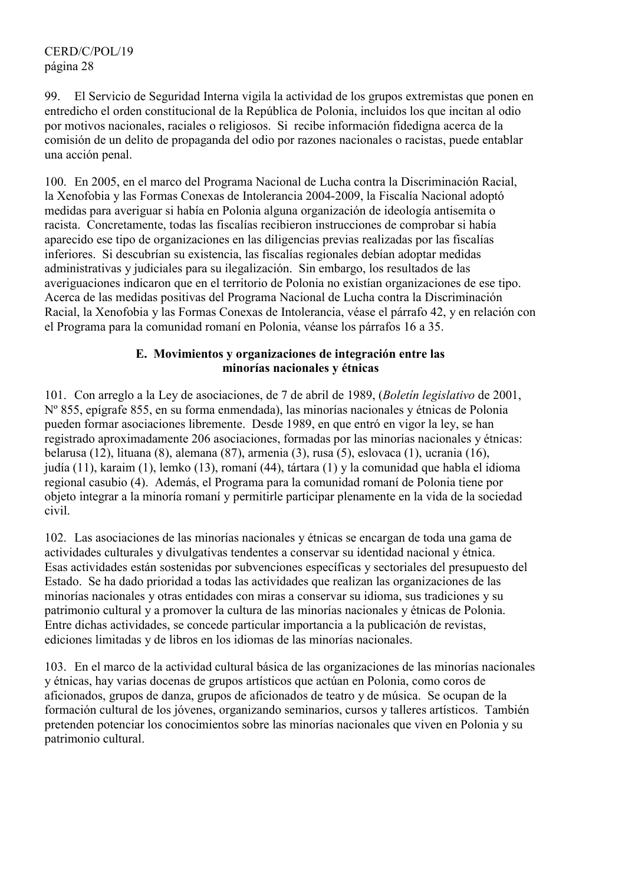99. El Servicio de Seguridad Interna vigila la actividad de los grupos extremistas que ponen en entredicho el orden constitucional de la República de Polonia, incluidos los que incitan al odio por motivos nacionales, raciales o religiosos. Si recibe información fidedigna acerca de la comisión de un delito de propaganda del odio por razones nacionales o racistas, puede entablar una acción penal.

100. En 2005, en el marco del Programa Nacional de Lucha contra la Discriminación Racial, la Xenofobia y las Formas Conexas de Intolerancia 2004-2009, la Fiscalía Nacional adoptó medidas para averiguar si había en Polonia alguna organización de ideología antisemita o racista. Concretamente, todas las fiscalías recibieron instrucciones de comprobar si había aparecido ese tipo de organizaciones en las diligencias previas realizadas por las fiscalías inferiores. Si descubrían su existencia, las fiscalías regionales debían adoptar medidas administrativas y judiciales para su ilegalización. Sin embargo, los resultados de las averiguaciones indicaron que en el territorio de Polonia no existían organizaciones de ese tipo. Acerca de las medidas positivas del Programa Nacional de Lucha contra la Discriminación Racial, la Xenofobia y las Formas Conexas de Intolerancia, véase el párrafo 42, y en relación con el Programa para la comunidad romaní en Polonia, véanse los párrafos 16 a 35.

### E. Movimientos y organizaciones de integración entre las minorías nacionales y étnicas

101. Con arreglo a la Ley de asociaciones, de 7 de abril de 1989, (*Boletín legislativo* de 2001, Nº 855, epígrafe 855, en su forma enmendada), las minorías nacionales y étnicas de Polonia pueden formar asociaciones libremente. Desde 1989, en que entró en vigor la ley, se han registrado aproximadamente 206 asociaciones, formadas por las minorías nacionales y étnicas: belarusa (12), lituana (8), alemana (87), armenia (3), rusa (5), eslovaca (1), ucrania (16), judía (11), karaim (1), lemko (13), romaní (44), tártara (1) y la comunidad que habla el idioma regional casubio (4). Además, el Programa para la comunidad romaní de Polonia tiene por objeto integrar a la minoría romaní y permitirle participar plenamente en la vida de la sociedad civil.

102. Las asociaciones de las minorías nacionales y étnicas se encargan de toda una gama de actividades culturales y divulgativas tendentes a conservar su identidad nacional y étnica. Esas actividades están sostenidas por subvenciones específicas y sectoriales del presupuesto del Estado. Se ha dado prioridad a todas las actividades que realizan las organizaciones de las minorías nacionales y otras entidades con miras a conservar su idioma, sus tradiciones y su patrimonio cultural y a promover la cultura de las minorías nacionales y étnicas de Polonia. Entre dichas actividades, se concede particular importancia a la publicación de revistas, ediciones limitadas y de libros en los idiomas de las minorías nacionales.

103. En el marco de la actividad cultural básica de las organizaciones de las minorías nacionales y étnicas, hay varias docenas de grupos artísticos que actúan en Polonia, como coros de aficionados, grupos de danza, grupos de aficionados de teatro y de música. Se ocupan de la formación cultural de los jóvenes, organizando seminarios, cursos y talleres artísticos. También pretenden potenciar los conocimientos sobre las minorías nacionales que viven en Polonia y su patrimonio cultural.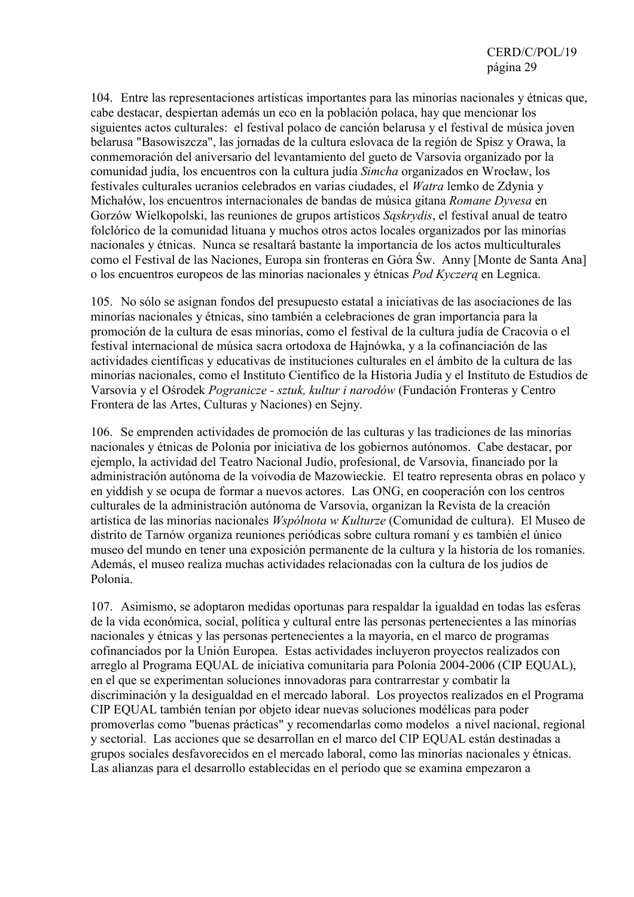104. Entre las representaciones artísticas importantes para las minorías nacionales y étnicas que, cabe destacar, despiertan además un eco en la población polaca, hay que mencionar los siguientes actos culturales: el festival polaco de canción belarusa y el festival de música joven belarusa "Basowiszcza", las jornadas de la cultura eslovaca de la región de Spisz y Orawa, la conmemoración del aniversario del levantamiento del gueto de Varsovia organizado por la comunidad judía, los encuentros con la cultura judía *Simcha* organizados en Wrocław, los festivales culturales ucranios celebrados en varias ciudades, el *Watra* lemko de Zdynia y Michałów, los encuentros internacionales de bandas de música gitana *Romane Dyvesa* en Gorzów Wielkopolski, las reuniones de grupos artísticos *Sąskrydis*, el festival anual de teatro folclórico de la comunidad lituana y muchos otros actos locales organizados por las minorías nacionales y étnicas. Nunca se resaltará bastante la importancia de los actos multiculturales como el Festival de las Naciones, Europa sin fronteras en Góra Św. Anny [Monte de Santa Ana] o los encuentros europeos de las minorías nacionales y étnicas *Pod Kyczerą* en Legnica.

105. No sólo se asignan fondos del presupuesto estatal a iniciativas de las asociaciones de las minorías nacionales y étnicas, sino también a celebraciones de gran importancia para la promoción de la cultura de esas minorías, como el festival de la cultura judía de Cracovia o el festival internacional de música sacra ortodoxa de Hajnówka, y a la cofinanciación de las actividades científicas y educativas de instituciones culturales en el ámbito de la cultura de las minorías nacionales, como el Instituto Científico de la Historia Judía y el Instituto de Estudios de Varsovia y el Ośrodek *Pogranicze - sztuk, kultur i narodów* (Fundación Fronteras y Centro Frontera de las Artes, Culturas y Naciones) en Sejny.

106. Se emprenden actividades de promoción de las culturas y las tradiciones de las minorías nacionales y étnicas de Polonia por iniciativa de los gobiernos autónomos. Cabe destacar, por ejemplo, la actividad del Teatro Nacional Judío, profesional, de Varsovia, financiado por la administración autónoma de la voivodía de Mazowieckie. El teatro representa obras en polaco y en yiddish y se ocupa de formar a nuevos actores. Las ONG, en cooperación con los centros culturales de la administración autónoma de Varsovia, organizan la Revista de la creación artística de las minorías nacionales *Wspólnota w Kulturze* (Comunidad de cultura). El Museo de distrito de Tarnów organiza reuniones periódicas sobre cultura romaní y es también el único museo del mundo en tener una exposición permanente de la cultura y la historia de los romaníes. Además, el museo realiza muchas actividades relacionadas con la cultura de los judíos de Polonia.

107. Asimismo, se adoptaron medidas oportunas para respaldar la igualdad en todas las esferas de la vida económica, social, política y cultural entre las personas pertenecientes a las minorías nacionales y étnicas y las personas pertenecientes a la mayoría, en el marco de programas cofinanciados por la Unión Europea. Estas actividades incluyeron proyectos realizados con arreglo al Programa EQUAL de iniciativa comunitaria para Polonia 2004-2006 (CIP EQUAL), en el que se experimentan soluciones innovadoras para contrarrestar y combatir la discriminación y la desigualdad en el mercado laboral. Los proyectos realizados en el Programa CIP EQUAL también tenían por objeto idear nuevas soluciones modélicas para poder promoverlas como "buenas prácticas" y recomendarlas como modelos a nivel nacional, regional y sectorial. Las acciones que se desarrollan en el marco del CIP EQUAL están destinadas a grupos sociales desfavorecidos en el mercado laboral, como las minorías nacionales y étnicas. Las alianzas para el desarrollo establecidas en el período que se examina empezaron a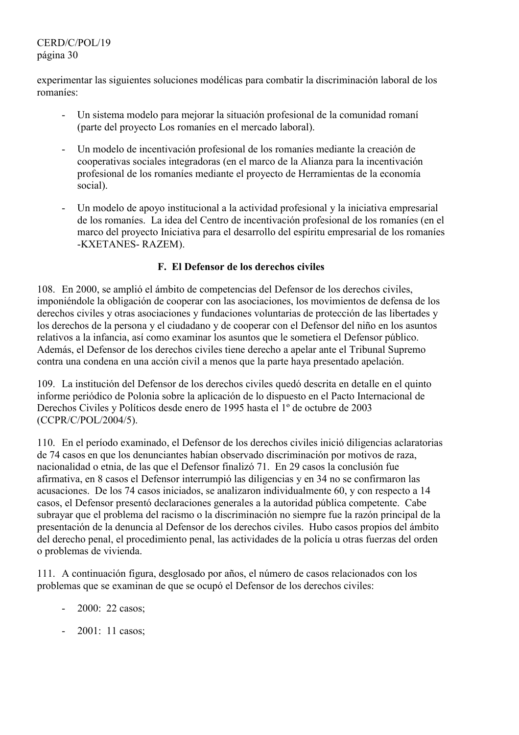experimentar las siguientes soluciones modélicas para combatir la discriminación laboral de los romaníes:

- Un sistema modelo para mejorar la situación profesional de la comunidad romaní (parte del proyecto Los romaníes en el mercado laboral).
- Un modelo de incentivación profesional de los romaníes mediante la creación de cooperativas sociales integradoras (en el marco de la Alianza para la incentivación profesional de los romaníes mediante el proyecto de Herramientas de la economía social).
- Un modelo de apoyo institucional a la actividad profesional y la iniciativa empresarial de los romaníes. La idea del Centro de incentivación profesional de los romaníes (en el marco del proyecto Iniciativa para el desarrollo del espíritu empresarial de los romaníes -KXETANES- RAZEM).

## F. El Defensor de los derechos civiles

108. En 2000, se amplió el ámbito de competencias del Defensor de los derechos civiles, imponiéndole la obligación de cooperar con las asociaciones, los movimientos de defensa de los derechos civiles y otras asociaciones y fundaciones voluntarias de protección de las libertades y los derechos de la persona y el ciudadano y de cooperar con el Defensor del niño en los asuntos relativos a la infancia, así como examinar los asuntos que le sometiera el Defensor público. Además, el Defensor de los derechos civiles tiene derecho a apelar ante el Tribunal Supremo contra una condena en una acción civil a menos que la parte haya presentado apelación.

109. La institución del Defensor de los derechos civiles quedó descrita en detalle en el quinto informe periódico de Polonia sobre la aplicación de lo dispuesto en el Pacto Internacional de Derechos Civiles y Políticos desde enero de 1995 hasta el 1º de octubre de 2003 (CCPR/C/POL/2004/5).

110. En el período examinado, el Defensor de los derechos civiles inició diligencias aclaratorias de 74 casos en que los denunciantes habían observado discriminación por motivos de raza, nacionalidad o etnia, de las que el Defensor finalizó 71. En 29 casos la conclusión fue afirmativa, en 8 casos el Defensor interrumpió las diligencias y en 34 no se confirmaron las acusaciones. De los 74 casos iniciados, se analizaron individualmente 60, y con respecto a 14 casos, el Defensor presentó declaraciones generales a la autoridad pública competente. Cabe subrayar que el problema del racismo o la discriminación no siempre fue la razón principal de la presentación de la denuncia al Defensor de los derechos civiles. Hubo casos propios del ámbito del derecho penal, el procedimiento penal, las actividades de la policía u otras fuerzas del orden o problemas de vivienda.

111. A continuación figura, desglosado por años, el número de casos relacionados con los problemas que se examinan de que se ocupó el Defensor de los derechos civiles:

- 2000: 22 casos;
- 2001: 11 casos;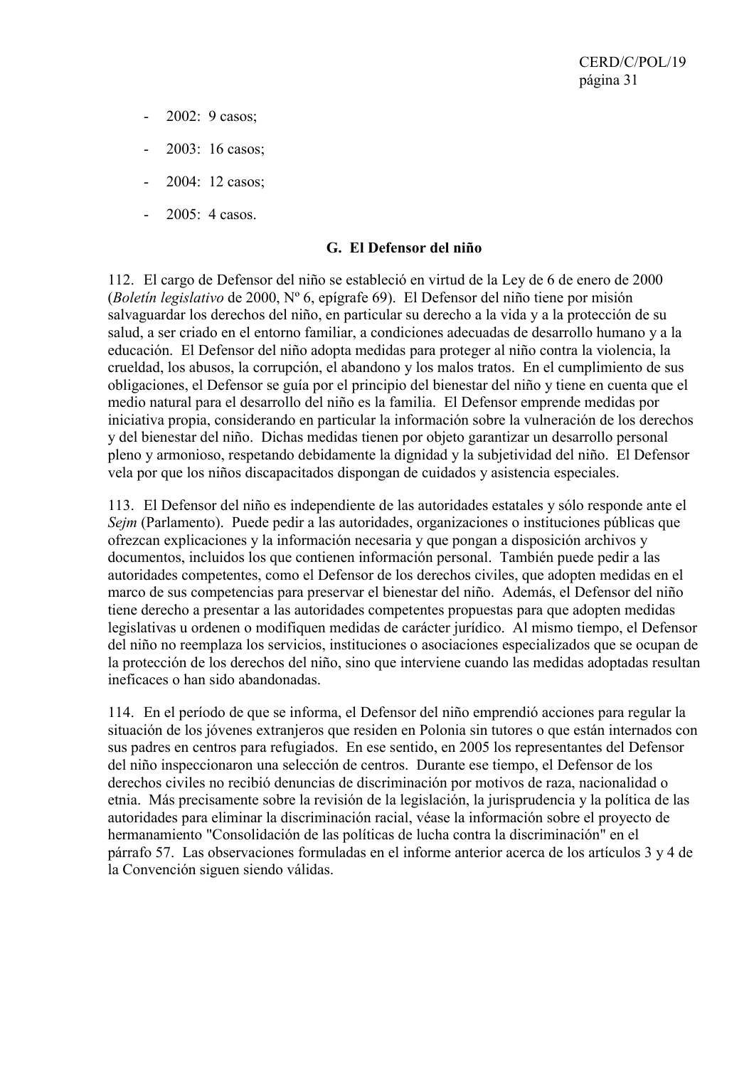- 2002: 9 casos;
- 2003: 16 casos;
- 2004: 12 casos;
- 2005: 4 casos.

## G. El Defensor del niño

112. El cargo de Defensor del niño se estableció en virtud de la Ley de 6 de enero de 2000 (*Boletín legislativo* de 2000, Nº 6, epígrafe 69). El Defensor del niño tiene por misión salvaguardar los derechos del niño, en particular su derecho a la vida y a la protección de su salud, a ser criado en el entorno familiar, a condiciones adecuadas de desarrollo humano y a la educación. El Defensor del niño adopta medidas para proteger al niño contra la violencia, la crueldad, los abusos, la corrupción, el abandono y los malos tratos. En el cumplimiento de sus obligaciones, el Defensor se guía por el principio del bienestar del niño y tiene en cuenta que el medio natural para el desarrollo del niño es la familia. El Defensor emprende medidas por iniciativa propia, considerando en particular la información sobre la vulneración de los derechos y del bienestar del niño. Dichas medidas tienen por objeto garantizar un desarrollo personal pleno y armonioso, respetando debidamente la dignidad y la subjetividad del niño. El Defensor vela por que los niños discapacitados dispongan de cuidados y asistencia especiales.

113. El Defensor del niño es independiente de las autoridades estatales y sólo responde ante el *Sejm* (Parlamento). Puede pedir a las autoridades, organizaciones o instituciones públicas que ofrezcan explicaciones y la información necesaria y que pongan a disposición archivos y documentos, incluidos los que contienen información personal. También puede pedir a las autoridades competentes, como el Defensor de los derechos civiles, que adopten medidas en el marco de sus competencias para preservar el bienestar del niño. Además, el Defensor del niño tiene derecho a presentar a las autoridades competentes propuestas para que adopten medidas legislativas u ordenen o modifiquen medidas de carácter jurídico. Al mismo tiempo, el Defensor del niño no reemplaza los servicios, instituciones o asociaciones especializados que se ocupan de la protección de los derechos del niño, sino que interviene cuando las medidas adoptadas resultan ineficaces o han sido abandonadas.

114. En el período de que se informa, el Defensor del niño emprendió acciones para regular la situación de los jóvenes extranjeros que residen en Polonia sin tutores o que están internados con sus padres en centros para refugiados. En ese sentido, en 2005 los representantes del Defensor del niño inspeccionaron una selección de centros. Durante ese tiempo, el Defensor de los derechos civiles no recibió denuncias de discriminación por motivos de raza, nacionalidad o etnia. Más precisamente sobre la revisión de la legislación, la jurisprudencia y la política de las autoridades para eliminar la discriminación racial, véase la información sobre el proyecto de hermanamiento "Consolidación de las políticas de lucha contra la discriminación" en el párrafo 57. Las observaciones formuladas en el informe anterior acerca de los artículos 3 y 4 de la Convención siguen siendo válidas.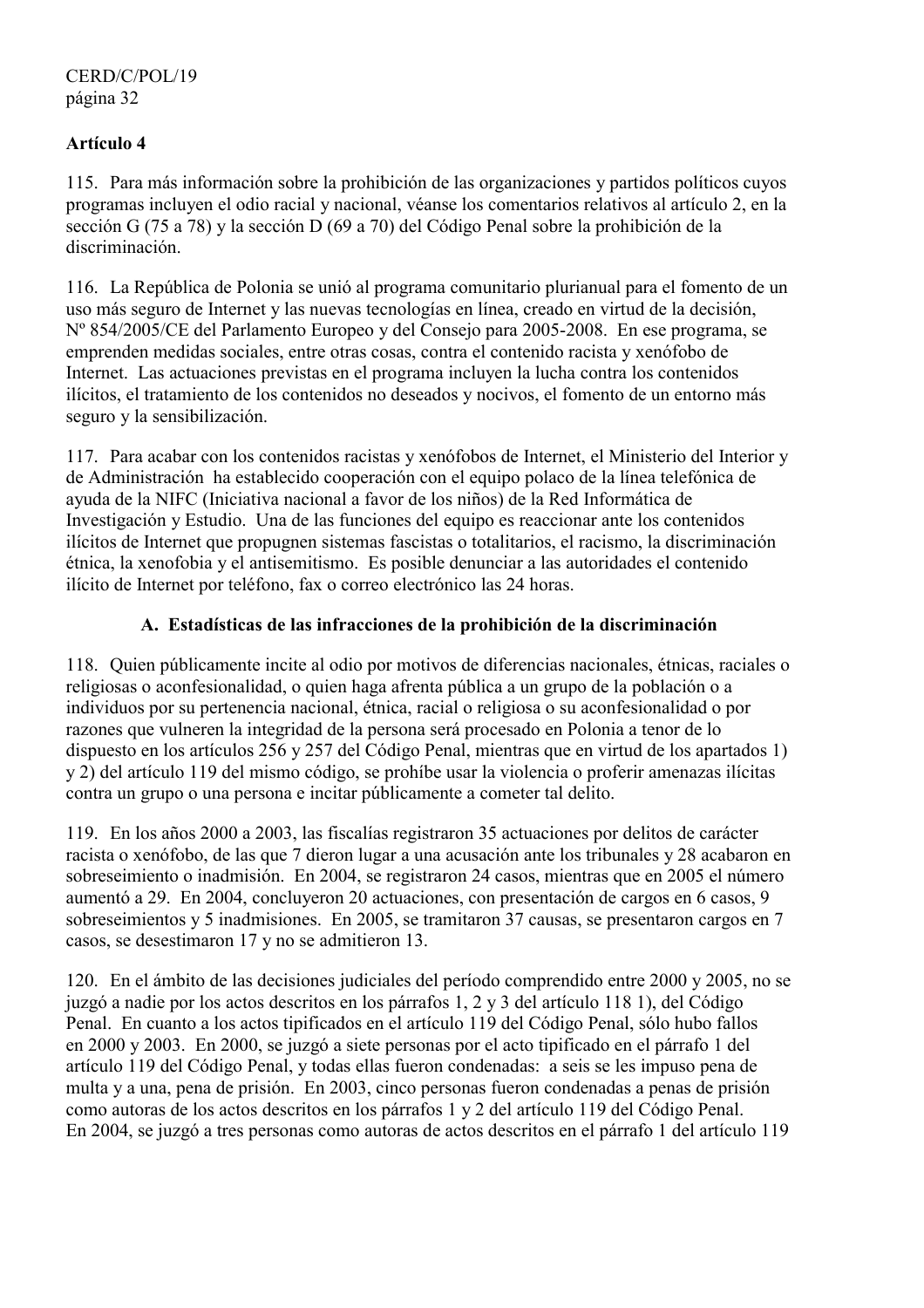## Artículo 4

115. Para más información sobre la prohibición de las organizaciones y partidos políticos cuyos programas incluyen el odio racial y nacional, véanse los comentarios relativos al artículo 2, en la sección G (75 a 78) y la sección D (69 a 70) del Código Penal sobre la prohibición de la discriminación.

116. La República de Polonia se unió al programa comunitario plurianual para el fomento de un uso más seguro de Internet y las nuevas tecnologías en línea, creado en virtud de la decisión, Nº 854/2005/CE del Parlamento Europeo y del Consejo para 2005-2008. En ese programa, se emprenden medidas sociales, entre otras cosas, contra el contenido racista y xenófobo de Internet. Las actuaciones previstas en el programa incluyen la lucha contra los contenidos ilícitos, el tratamiento de los contenidos no deseados y nocivos, el fomento de un entorno más seguro y la sensibilización.

117. Para acabar con los contenidos racistas y xenófobos de Internet, el Ministerio del Interior y de Administración ha establecido cooperación con el equipo polaco de la línea telefónica de ayuda de la NIFC (Iniciativa nacional a favor de los niños) de la Red Informática de Investigación y Estudio. Una de las funciones del equipo es reaccionar ante los contenidos ilícitos de Internet que propugnen sistemas fascistas o totalitarios, el racismo, la discriminación étnica, la xenofobia y el antisemitismo. Es posible denunciar a las autoridades el contenido ilícito de Internet por teléfono, fax o correo electrónico las 24 horas.

### A. Estadísticas de las infracciones de la prohibición de la discriminación

118. Quien públicamente incite al odio por motivos de diferencias nacionales, étnicas, raciales o religiosas o aconfesionalidad, o quien haga afrenta pública a un grupo de la población o a individuos por su pertenencia nacional, étnica, racial o religiosa o su aconfesionalidad o por razones que vulneren la integridad de la persona será procesado en Polonia a tenor de lo dispuesto en los artículos 256 y 257 del Código Penal, mientras que en virtud de los apartados 1) y 2) del artículo 119 del mismo código, se prohíbe usar la violencia o proferir amenazas ilícitas contra un grupo o una persona e incitar públicamente a cometer tal delito.

119. En los años 2000 a 2003, las fiscalías registraron 35 actuaciones por delitos de carácter racista o xenófobo, de las que 7 dieron lugar a una acusación ante los tribunales y 28 acabaron en sobreseimiento o inadmisión. En 2004, se registraron 24 casos, mientras que en 2005 el número aumentó a 29. En 2004, concluyeron 20 actuaciones, con presentación de cargos en 6 casos, 9 sobreseimientos y 5 inadmisiones. En 2005, se tramitaron 37 causas, se presentaron cargos en 7 casos, se desestimaron 17 y no se admitieron 13.

120. En el ámbito de las decisiones judiciales del período comprendido entre 2000 y 2005, no se juzgó a nadie por los actos descritos en los párrafos 1, 2 y 3 del artículo 118 1), del Código Penal. En cuanto a los actos tipificados en el artículo 119 del Código Penal, sólo hubo fallos en 2000 y 2003. En 2000, se juzgó a siete personas por el acto tipificado en el párrafo 1 del artículo 119 del Código Penal, y todas ellas fueron condenadas: a seis se les impuso pena de multa y a una, pena de prisión. En 2003, cinco personas fueron condenadas a penas de prisión como autoras de los actos descritos en los párrafos 1 y 2 del artículo 119 del Código Penal. En 2004, se juzgó a tres personas como autoras de actos descritos en el párrafo 1 del artículo 119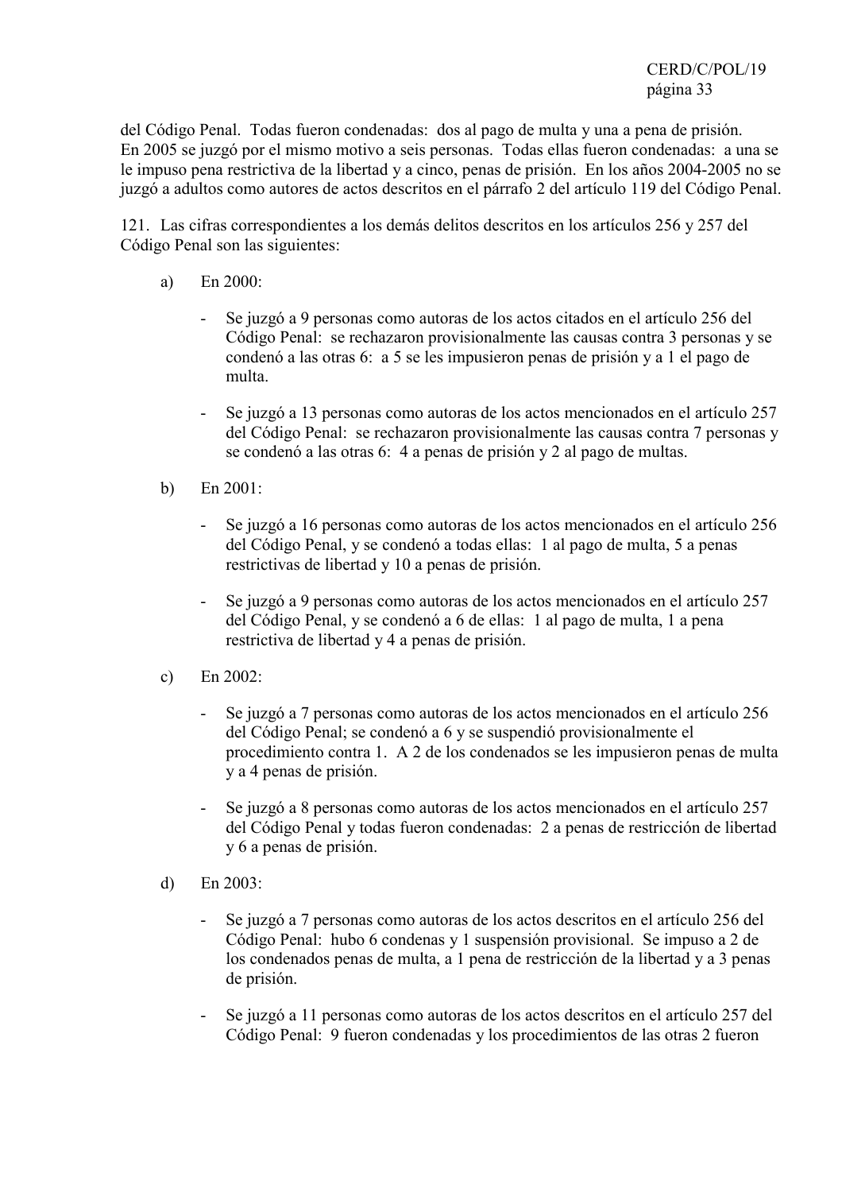del Código Penal. Todas fueron condenadas: dos al pago de multa y una a pena de prisión. En 2005 se juzgó por el mismo motivo a seis personas. Todas ellas fueron condenadas: a una se le impuso pena restrictiva de la libertad y a cinco, penas de prisión. En los años 2004-2005 no se juzgó a adultos como autores de actos descritos en el párrafo 2 del artículo 119 del Código Penal.

121. Las cifras correspondientes a los demás delitos descritos en los artículos 256 y 257 del Código Penal son las siguientes:

a) En 2000:

- Se juzgó a 9 personas como autoras de los actos citados en el artículo 256 del Código Penal: se rechazaron provisionalmente las causas contra 3 personas y se condenó a las otras 6: a 5 se les impusieron penas de prisión y a 1 el pago de multa.

- Se juzgó a 13 personas como autoras de los actos mencionados en el artículo 257 del Código Penal: se rechazaron provisionalmente las causas contra 7 personas y se condenó a las otras 6: 4 a penas de prisión y 2 al pago de multas.

b) En 2001:

- Se juzgó a 16 personas como autoras de los actos mencionados en el artículo 256 del Código Penal, y se condenó a todas ellas: 1 al pago de multa, 5 a penas restrictivas de libertad y 10 a penas de prisión.

- Se juzgó a 9 personas como autoras de los actos mencionados en el artículo 257 del Código Penal, y se condenó a 6 de ellas: 1 al pago de multa, 1 a pena restrictiva de libertad y 4 a penas de prisión.

c) En 2002:

- Se juzgó a 7 personas como autoras de los actos mencionados en el artículo 256 del Código Penal; se condenó a 6 y se suspendió provisionalmente el procedimiento contra 1. A 2 de los condenados se les impusieron penas de multa y a 4 penas de prisión.

- Se juzgó a 8 personas como autoras de los actos mencionados en el artículo 257 del Código Penal y todas fueron condenadas: 2 a penas de restricción de libertad y 6 a penas de prisión.

d) En 2003:

- Se juzgó a 7 personas como autoras de los actos descritos en el artículo 256 del Código Penal: hubo 6 condenas y 1 suspensión provisional. Se impuso a 2 de los condenados penas de multa, a 1 pena de restricción de la libertad y a 3 penas de prisión.

- Se juzgó a 11 personas como autoras de los actos descritos en el artículo 257 del Código Penal: 9 fueron condenadas y los procedimientos de las otras 2 fueron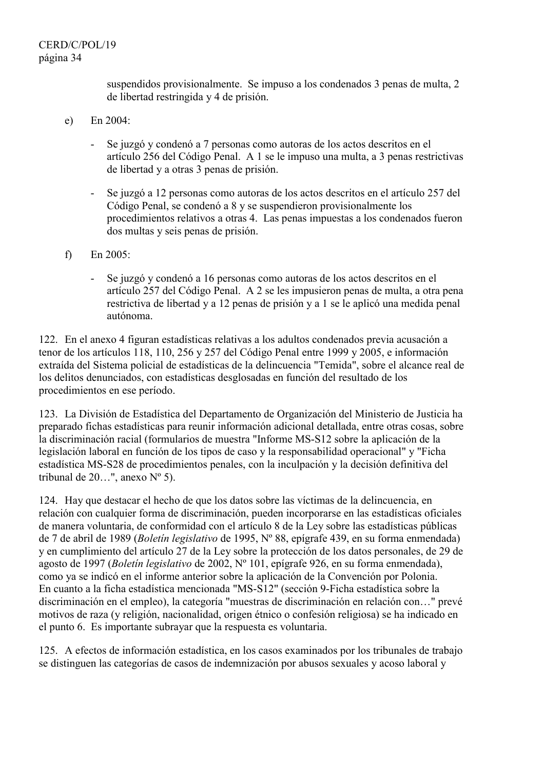suspendidos provisionalmente. Se impuso a los condenados 3 penas de multa, 2 de libertad restringida y 4 de prisión.

e) En 2004:

- Se juzgó y condenó a 7 personas como autoras de los actos descritos en el artículo 256 del Código Penal. A 1 se le impuso una multa, a 3 penas restrictivas de libertad y a otras 3 penas de prisión.

- Se juzgó a 12 personas como autoras de los actos descritos en el artículo 257 del Código Penal, se condenó a 8 y se suspendieron provisionalmente los procedimientos relativos a otras 4. Las penas impuestas a los condenados fueron dos multas y seis penas de prisión.

f) En 2005:

- Se juzgó y condenó a 16 personas como autoras de los actos descritos en el artículo 257 del Código Penal. A 2 se les impusieron penas de multa, a otra pena restrictiva de libertad y a 12 penas de prisión y a 1 se le aplicó una medida penal autónoma.

122. En el anexo 4 figuran estadísticas relativas a los adultos condenados previa acusación a tenor de los artículos 118, 110, 256 y 257 del Código Penal entre 1999 y 2005, e información extraída del Sistema policial de estadísticas de la delincuencia "Temida", sobre el alcance real de los delitos denunciados, con estadísticas desglosadas en función del resultado de los procedimientos en ese período.

123. La División de Estadística del Departamento de Organización del Ministerio de Justicia ha preparado fichas estadísticas para reunir información adicional detallada, entre otras cosas, sobre la discriminación racial (formularios de muestra "Informe MS-S12 sobre la aplicación de la legislación laboral en función de los tipos de caso y la responsabilidad operacional" y "Ficha estadística MS-S28 de procedimientos penales, con la inculpación y la decisión definitiva del tribunal de 20…", anexo Nº 5).

124. Hay que destacar el hecho de que los datos sobre las víctimas de la delincuencia, en relación con cualquier forma de discriminación, pueden incorporarse en las estadísticas oficiales de manera voluntaria, de conformidad con el artículo 8 de la Ley sobre las estadísticas públicas de 7 de abril de 1989 (*Boletín legislativo* de 1995, Nº 88, epígrafe 439, en su forma enmendada) y en cumplimiento del artículo 27 de la Ley sobre la protección de los datos personales, de 29 de agosto de 1997 (*Boletín legislativo* de 2002, Nº 101, epígrafe 926, en su forma enmendada), como ya se indicó en el informe anterior sobre la aplicación de la Convención por Polonia. En cuanto a la ficha estadística mencionada "MS-S12" (sección 9-Ficha estadística sobre la discriminación en el empleo), la categoría "muestras de discriminación en relación con…" prevé motivos de raza (y religión, nacionalidad, origen étnico o confesión religiosa) se ha indicado en el punto 6. Es importante subrayar que la respuesta es voluntaria.

125. A efectos de información estadística, en los casos examinados por los tribunales de trabajo se distinguen las categorías de casos de indemnización por abusos sexuales y acoso laboral y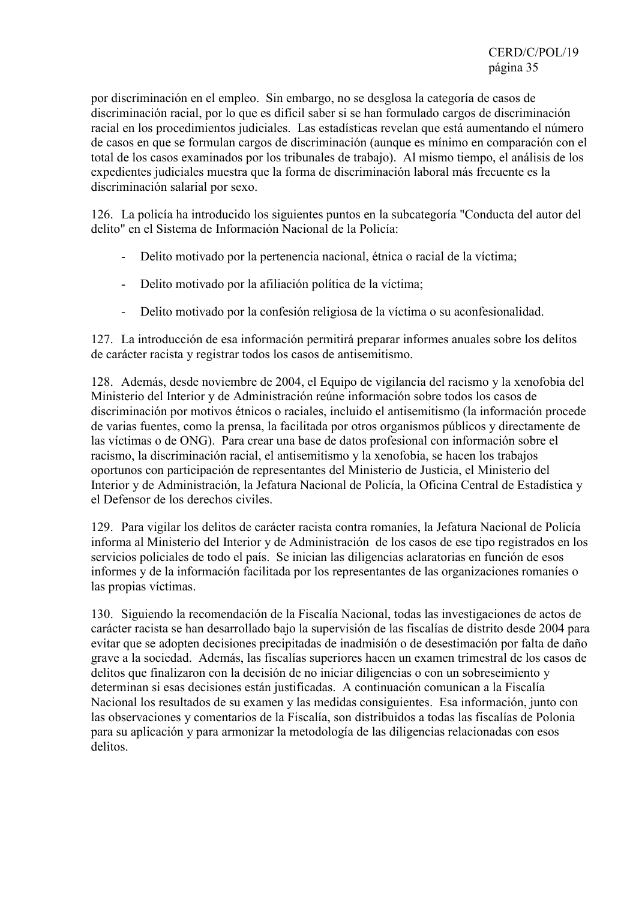por discriminación en el empleo. Sin embargo, no se desglosa la categoría de casos de discriminación racial, por lo que es difícil saber si se han formulado cargos de discriminación racial en los procedimientos judiciales. Las estadísticas revelan que está aumentando el número de casos en que se formulan cargos de discriminación (aunque es mínimo en comparación con el total de los casos examinados por los tribunales de trabajo). Al mismo tiempo, el análisis de los expedientes judiciales muestra que la forma de discriminación laboral más frecuente es la discriminación salarial por sexo.

126. La policía ha introducido los siguientes puntos en la subcategoría "Conducta del autor del delito" en el Sistema de Información Nacional de la Policía:

- Delito motivado por la pertenencia nacional, étnica o racial de la víctima;
- Delito motivado por la afiliación política de la víctima;
- Delito motivado por la confesión religiosa de la víctima o su aconfesionalidad.

127. La introducción de esa información permitirá preparar informes anuales sobre los delitos de carácter racista y registrar todos los casos de antisemitismo.

128. Además, desde noviembre de 2004, el Equipo de vigilancia del racismo y la xenofobia del Ministerio del Interior y de Administración reúne información sobre todos los casos de discriminación por motivos étnicos o raciales, incluido el antisemitismo (la información procede de varias fuentes, como la prensa, la facilitada por otros organismos públicos y directamente de las víctimas o de ONG). Para crear una base de datos profesional con información sobre el racismo, la discriminación racial, el antisemitismo y la xenofobia, se hacen los trabajos oportunos con participación de representantes del Ministerio de Justicia, el Ministerio del Interior y de Administración, la Jefatura Nacional de Policía, la Oficina Central de Estadística y el Defensor de los derechos civiles.

129. Para vigilar los delitos de carácter racista contra romaníes, la Jefatura Nacional de Policía informa al Ministerio del Interior y de Administración de los casos de ese tipo registrados en los servicios policiales de todo el país. Se inician las diligencias aclaratorias en función de esos informes y de la información facilitada por los representantes de las organizaciones romaníes o las propias víctimas.

130. Siguiendo la recomendación de la Fiscalía Nacional, todas las investigaciones de actos de carácter racista se han desarrollado bajo la supervisión de las fiscalías de distrito desde 2004 para evitar que se adopten decisiones precipitadas de inadmisión o de desestimación por falta de daño grave a la sociedad. Además, las fiscalías superiores hacen un examen trimestral de los casos de delitos que finalizaron con la decisión de no iniciar diligencias o con un sobreseimiento y determinan si esas decisiones están justificadas. A continuación comunican a la Fiscalía Nacional los resultados de su examen y las medidas consiguientes. Esa información, junto con las observaciones y comentarios de la Fiscalía, son distribuidos a todas las fiscalías de Polonia para su aplicación y para armonizar la metodología de las diligencias relacionadas con esos delitos.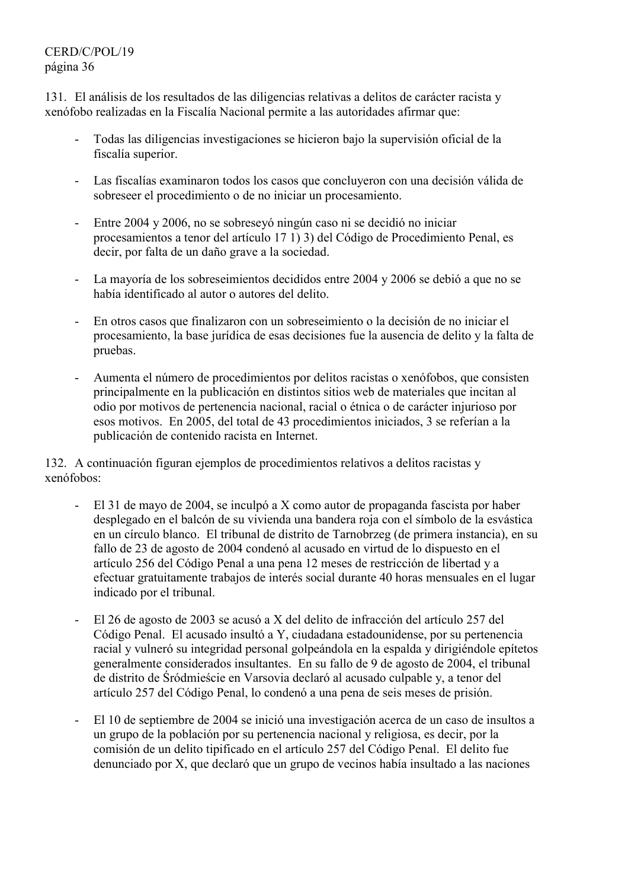131. El análisis de los resultados de las diligencias relativas a delitos de carácter racista y xenófobo realizadas en la Fiscalía Nacional permite a las autoridades afirmar que:

- Todas las diligencias investigaciones se hicieron bajo la supervisión oficial de la fiscalía superior.

- Las fiscalías examinaron todos los casos que concluyeron con una decisión válida de sobreseer el procedimiento o de no iniciar un procesamiento.

- Entre 2004 y 2006, no se sobreseyó ningún caso ni se decidió no iniciar procesamientos a tenor del artículo 17 1) 3) del Código de Procedimiento Penal, es decir, por falta de un daño grave a la sociedad.

- La mayoría de los sobreseimientos decididos entre 2004 y 2006 se debió a que no se había identificado al autor o autores del delito.

- En otros casos que finalizaron con un sobreseimiento o la decisión de no iniciar el procesamiento, la base jurídica de esas decisiones fue la ausencia de delito y la falta de pruebas.

- Aumenta el número de procedimientos por delitos racistas o xenófobos, que consisten principalmente en la publicación en distintos sitios web de materiales que incitan al odio por motivos de pertenencia nacional, racial o étnica o de carácter injurioso por esos motivos. En 2005, del total de 43 procedimientos iniciados, 3 se referían a la publicación de contenido racista en Internet.

132. A continuación figuran ejemplos de procedimientos relativos a delitos racistas y xenófobos:

- El 31 de mayo de 2004, se inculpó a X como autor de propaganda fascista por haber desplegado en el balcón de su vivienda una bandera roja con el símbolo de la esvástica en un círculo blanco. El tribunal de distrito de Tarnobrzeg (de primera instancia), en su fallo de 23 de agosto de 2004 condenó al acusado en virtud de lo dispuesto en el artículo 256 del Código Penal a una pena 12 meses de restricción de libertad y a efectuar gratuitamente trabajos de interés social durante 40 horas mensuales en el lugar indicado por el tribunal.

- El 26 de agosto de 2003 se acusó a X del delito de infracción del artículo 257 del Código Penal. El acusado insultó a Y, ciudadana estadounidense, por su pertenencia racial y vulneró su integridad personal golpeándola en la espalda y dirigiéndole epítetos generalmente considerados insultantes. En su fallo de 9 de agosto de 2004, el tribunal de distrito de Śródmieście en Varsovia declaró al acusado culpable y, a tenor del artículo 257 del Código Penal, lo condenó a una pena de seis meses de prisión.

- El 10 de septiembre de 2004 se inició una investigación acerca de un caso de insultos a un grupo de la población por su pertenencia nacional y religiosa, es decir, por la comisión de un delito tipificado en el artículo 257 del Código Penal. El delito fue denunciado por X, que declaró que un grupo de vecinos había insultado a las naciones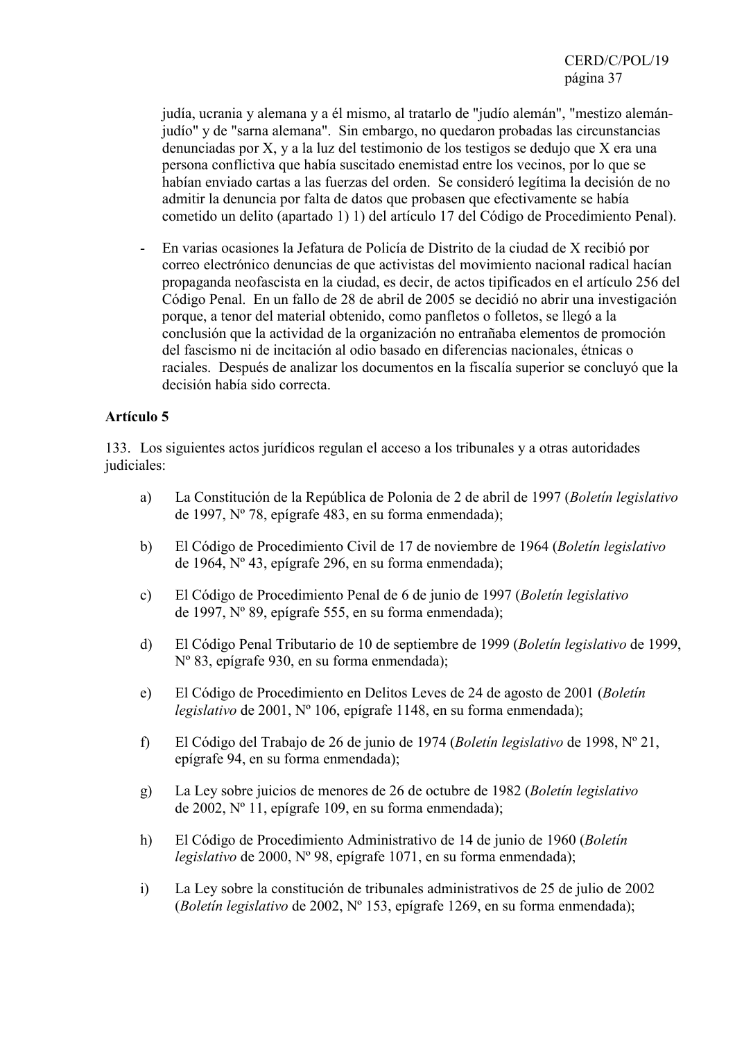judía, ucrania y alemana y a él mismo, al tratarlo de "judío alemán", "mestizo alemán-judío" y de "sarna alemana". Sin embargo, no quedaron probadas las circunstancias denunciadas por X, y a la luz del testimonio de los testigos se dedujo que X era una persona conflictiva que había suscitado enemistad entre los vecinos, por lo que se habían enviado cartas a las fuerzas del orden. Se consideró legítima la decisión de no admitir la denuncia por falta de datos que probasen que efectivamente se había cometido un delito (apartado 1) 1) del artículo 17 del Código de Procedimiento Penal).

- En varias ocasiones la Jefatura de Policía de Distrito de la ciudad de X recibió por correo electrónico denuncias de que activistas del movimiento nacional radical hacían propaganda neofascista en la ciudad, es decir, de actos tipificados en el artículo 256 del Código Penal. En un fallo de 28 de abril de 2005 se decidió no abrir una investigación porque, a tenor del material obtenido, como panfletos o folletos, se llegó a la conclusión que la actividad de la organización no entrañaba elementos de promoción del fascismo ni de incitación al odio basado en diferencias nacionales, étnicas o raciales. Después de analizar los documentos en la fiscalía superior se concluyó que la decisión había sido correcta.

**Artículo 5**

133. Los siguientes actos jurídicos regulan el acceso a los tribunales y a otras autoridades judiciales:

a) La Constitución de la República de Polonia de 2 de abril de 1997 (*Boletín legislativo* de 1997, Nº 78, epígrafe 483, en su forma enmendada);

b) El Código de Procedimiento Civil de 17 de noviembre de 1964 (*Boletín legislativo* de 1964, Nº 43, epígrafe 296, en su forma enmendada);

c) El Código de Procedimiento Penal de 6 de junio de 1997 (*Boletín legislativo* de 1997, Nº 89, epígrafe 555, en su forma enmendada);

d) El Código Penal Tributario de 10 de septiembre de 1999 (*Boletín legislativo* de 1999, Nº 83, epígrafe 930, en su forma enmendada);

e) El Código de Procedimiento en Delitos Leves de 24 de agosto de 2001 (*Boletín legislativo* de 2001, Nº 106, epígrafe 1148, en su forma enmendada);

f) El Código del Trabajo de 26 de junio de 1974 (*Boletín legislativo* de 1998, Nº 21, epígrafe 94, en su forma enmendada);

g) La Ley sobre juicios de menores de 26 de octubre de 1982 (*Boletín legislativo* de 2002, Nº 11, epígrafe 109, en su forma enmendada);

h) El Código de Procedimiento Administrativo de 14 de junio de 1960 (*Boletín legislativo* de 2000, Nº 98, epígrafe 1071, en su forma enmendada);

i) La Ley sobre la constitución de tribunales administrativos de 25 de julio de 2002 (*Boletín legislativo* de 2002, Nº 153, epígrafe 1269, en su forma enmendada);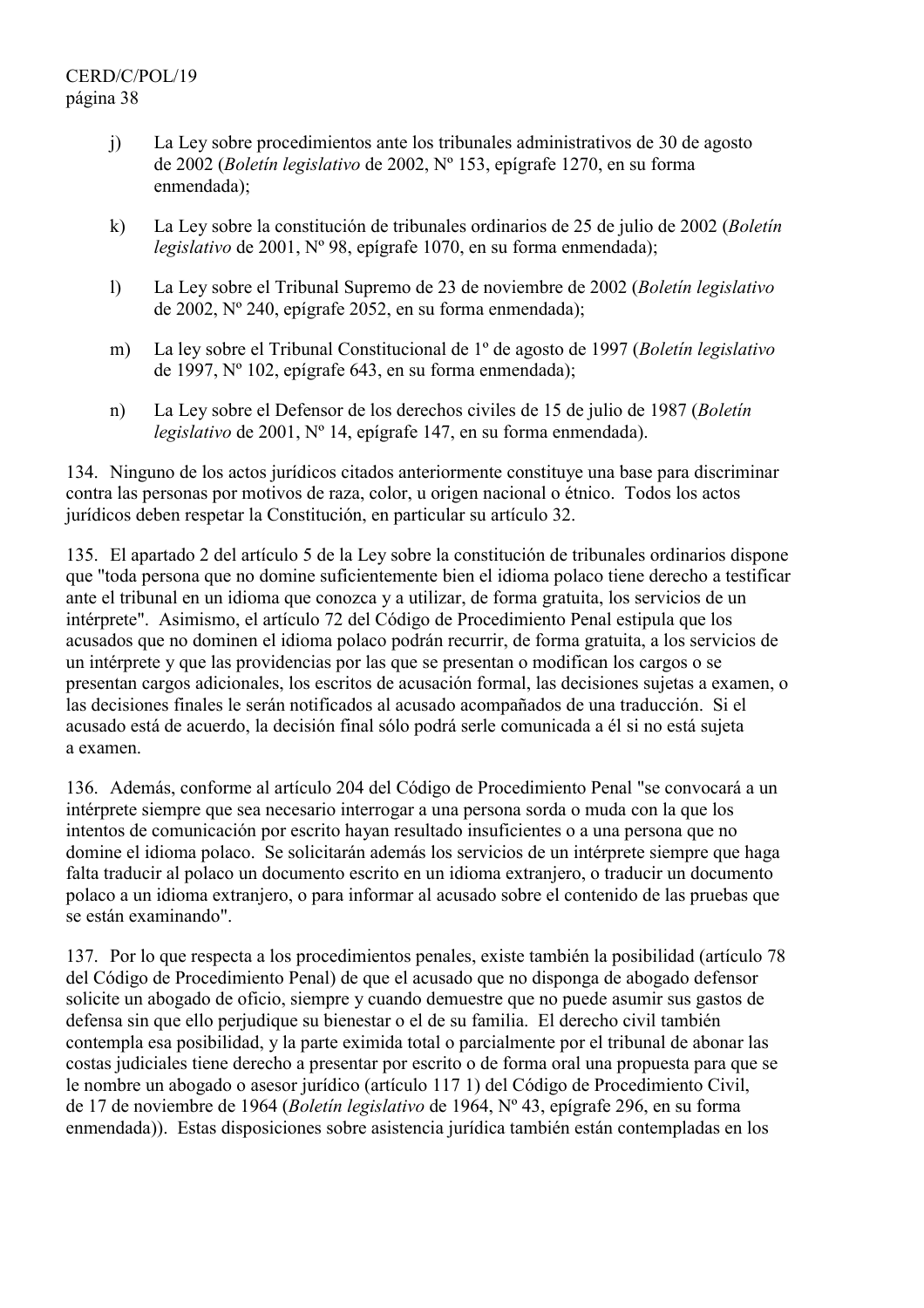j) La Ley sobre procedimientos ante los tribunales administrativos de 30 de agosto de 2002 (*Boletín legislativo* de 2002, Nº 153, epígrafe 1270, en su forma enmendada);

k) La Ley sobre la constitución de tribunales ordinarios de 25 de julio de 2002 (*Boletín legislativo* de 2001, Nº 98, epígrafe 1070, en su forma enmendada);

l) La Ley sobre el Tribunal Supremo de 23 de noviembre de 2002 (*Boletín legislativo* de 2002, Nº 240, epígrafe 2052, en su forma enmendada);

m) La ley sobre el Tribunal Constitucional de 1º de agosto de 1997 (*Boletín legislativo* de 1997, Nº 102, epígrafe 643, en su forma enmendada);

n) La Ley sobre el Defensor de los derechos civiles de 15 de julio de 1987 (*Boletín legislativo* de 2001, Nº 14, epígrafe 147, en su forma enmendada).

134. Ninguno de los actos jurídicos citados anteriormente constituye una base para discriminar contra las personas por motivos de raza, color, u origen nacional o étnico. Todos los actos jurídicos deben respetar la Constitución, en particular su artículo 32.

135. El apartado 2 del artículo 5 de la Ley sobre la constitución de tribunales ordinarios dispone que "toda persona que no domine suficientemente bien el idioma polaco tiene derecho a testificar ante el tribunal en un idioma que conozca y a utilizar, de forma gratuita, los servicios de un intérprete". Asimismo, el artículo 72 del Código de Procedimiento Penal estipula que los acusados que no dominen el idioma polaco podrán recurrir, de forma gratuita, a los servicios de un intérprete y que las providencias por las que se presentan o modifican los cargos o se presentan cargos adicionales, los escritos de acusación formal, las decisiones sujetas a examen, o las decisiones finales le serán notificados al acusado acompañados de una traducción. Si el acusado está de acuerdo, la decisión final sólo podrá serle comunicada a él si no está sujeta a examen.

136. Además, conforme al artículo 204 del Código de Procedimiento Penal "se convocará a un intérprete siempre que sea necesario interrogar a una persona sorda o muda con la que los intentos de comunicación por escrito hayan resultado insuficientes o a una persona que no domine el idioma polaco. Se solicitarán además los servicios de un intérprete siempre que haga falta traducir al polaco un documento escrito en un idioma extranjero, o traducir un documento polaco a un idioma extranjero, o para informar al acusado sobre el contenido de las pruebas que se están examinando".

137. Por lo que respecta a los procedimientos penales, existe también la posibilidad (artículo 78 del Código de Procedimiento Penal) de que el acusado que no disponga de abogado defensor solicite un abogado de oficio, siempre y cuando demuestre que no puede asumir sus gastos de defensa sin que ello perjudique su bienestar o el de su familia. El derecho civil también contempla esa posibilidad, y la parte eximida total o parcialmente por el tribunal de abonar las costas judiciales tiene derecho a presentar por escrito o de forma oral una propuesta para que se le nombre un abogado o asesor jurídico (artículo 117 1) del Código de Procedimiento Civil, de 17 de noviembre de 1964 (*Boletín legislativo* de 1964, Nº 43, epígrafe 296, en su forma enmendada)). Estas disposiciones sobre asistencia jurídica también están contempladas en los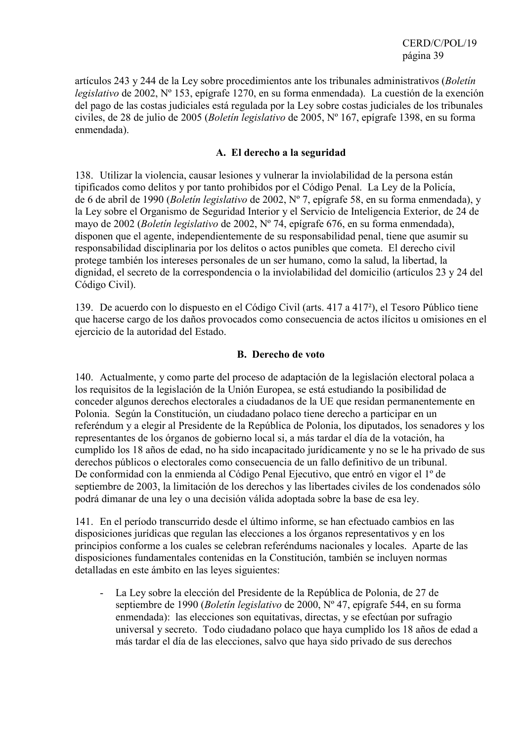artículos 243 y 244 de la Ley sobre procedimientos ante los tribunales administrativos (*Boletín legislativo* de 2002, Nº 153, epígrafe 1270, en su forma enmendada). La cuestión de la exención del pago de las costas judiciales está regulada por la Ley sobre costas judiciales de los tribunales civiles, de 28 de julio de 2005 (*Boletín legislativo* de 2005, Nº 167, epígrafe 1398, en su forma enmendada).

### A. El derecho a la seguridad

138. Utilizar la violencia, causar lesiones y vulnerar la inviolabilidad de la persona están tipificados como delitos y por tanto prohibidos por el Código Penal. La Ley de la Policía, de 6 de abril de 1990 (*Boletín legislativo* de 2002, Nº 7, epígrafe 58, en su forma enmendada), y la Ley sobre el Organismo de Seguridad Interior y el Servicio de Inteligencia Exterior, de 24 de mayo de 2002 (*Boletín legislativo* de 2002, Nº 74, epígrafe 676, en su forma enmendada), disponen que el agente, independientemente de su responsabilidad penal, tiene que asumir su responsabilidad disciplinaria por los delitos o actos punibles que cometa. El derecho civil protege también los intereses personales de un ser humano, como la salud, la libertad, la dignidad, el secreto de la correspondencia o la inviolabilidad del domicilio (artículos 23 y 24 del Código Civil).

139. De acuerdo con lo dispuesto en el Código Civil (arts. 417 a 417²), el Tesoro Público tiene que hacerse cargo de los daños provocados como consecuencia de actos ilícitos u omisiones en el ejercicio de la autoridad del Estado.

### B. Derecho de voto

140. Actualmente, y como parte del proceso de adaptación de la legislación electoral polaca a los requisitos de la legislación de la Unión Europea, se está estudiando la posibilidad de conceder algunos derechos electorales a ciudadanos de la UE que residan permanentemente en Polonia. Según la Constitución, un ciudadano polaco tiene derecho a participar en un referéndum y a elegir al Presidente de la República de Polonia, los diputados, los senadores y los representantes de los órganos de gobierno local si, a más tardar el día de la votación, ha cumplido los 18 años de edad, no ha sido incapacitado jurídicamente y no se le ha privado de sus derechos públicos o electorales como consecuencia de un fallo definitivo de un tribunal. De conformidad con la enmienda al Código Penal Ejecutivo, que entró en vigor el 1º de septiembre de 2003, la limitación de los derechos y las libertades civiles de los condenados sólo podrá dimanar de una ley o una decisión válida adoptada sobre la base de esa ley.

141. En el período transcurrido desde el último informe, se han efectuado cambios en las disposiciones jurídicas que regulan las elecciones a los órganos representativos y en los principios conforme a los cuales se celebran referéndums nacionales y locales. Aparte de las disposiciones fundamentales contenidas en la Constitución, también se incluyen normas detalladas en este ámbito en las leyes siguientes:

- La Ley sobre la elección del Presidente de la República de Polonia, de 27 de septiembre de 1990 (*Boletín legislativo* de 2000, Nº 47, epígrafe 544, en su forma enmendada): las elecciones son equitativas, directas, y se efectúan por sufragio universal y secreto. Todo ciudadano polaco que haya cumplido los 18 años de edad a más tardar el día de las elecciones, salvo que haya sido privado de sus derechos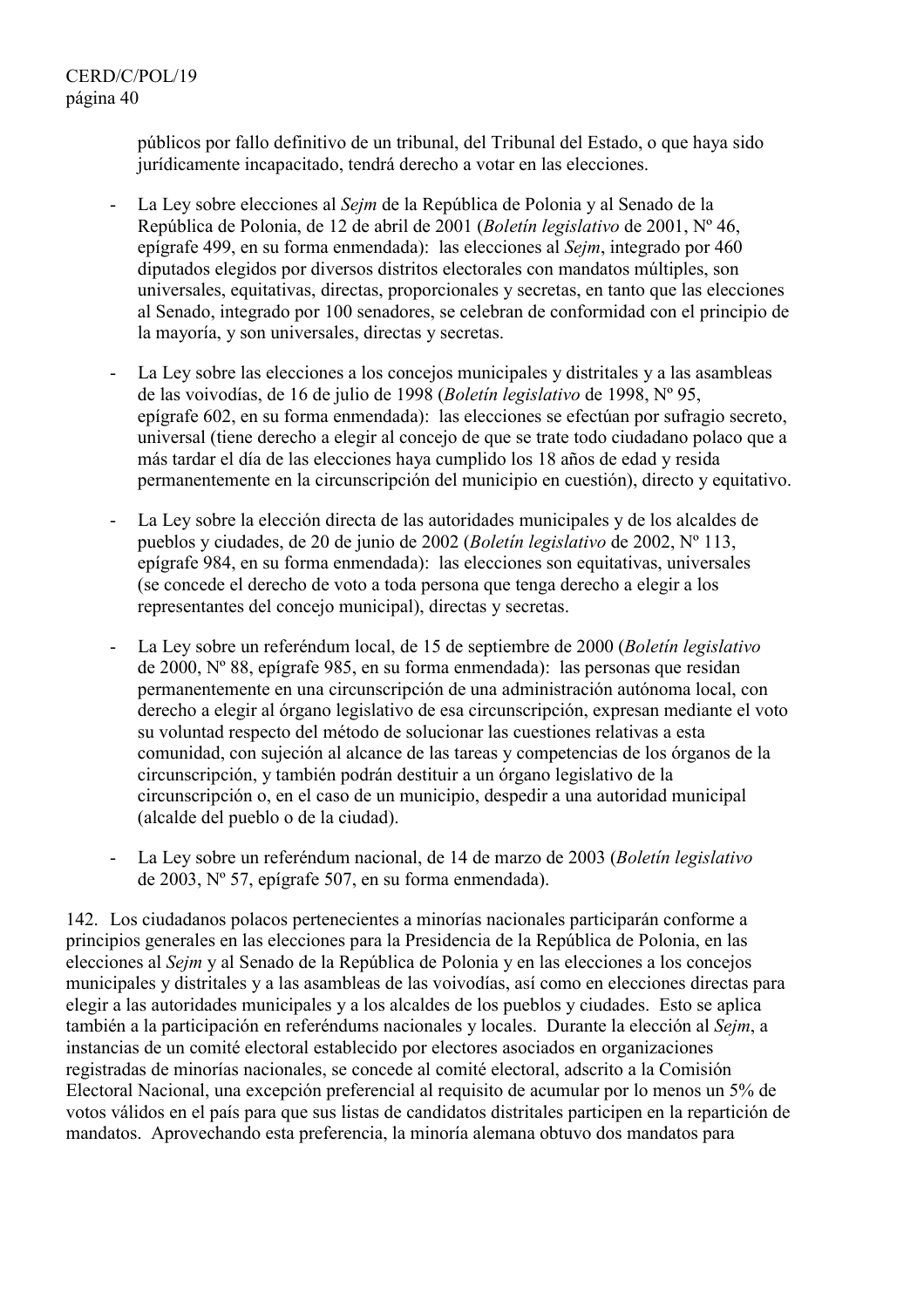públicos por fallo definitivo de un tribunal, del Tribunal del Estado, o que haya sido jurídicamente incapacitado, tendrá derecho a votar en las elecciones.

- La Ley sobre elecciones al *Sejm* de la República de Polonia y al Senado de la República de Polonia, de 12 de abril de 2001 (*Boletín legislativo* de 2001, Nº 46, epígrafe 499, en su forma enmendada): las elecciones al *Sejm*, integrado por 460 diputados elegidos por diversos distritos electorales con mandatos múltiples, son universales, equitativas, directas, proporcionales y secretas, en tanto que las elecciones al Senado, integrado por 100 senadores, se celebran de conformidad con el principio de la mayoría, y son universales, directas y secretas.

- La Ley sobre las elecciones a los concejos municipales y distritales y a las asambleas de las voivodías, de 16 de julio de 1998 (*Boletín legislativo* de 1998, Nº 95, epígrafe 602, en su forma enmendada): las elecciones se efectúan por sufragio secreto, universal (tiene derecho a elegir al concejo de que se trate todo ciudadano polaco que a más tardar el día de las elecciones haya cumplido los 18 años de edad y resida permanentemente en la circunscripción del municipio en cuestión), directo y equitativo.

- La Ley sobre la elección directa de las autoridades municipales y de los alcaldes de pueblos y ciudades, de 20 de junio de 2002 (*Boletín legislativo* de 2002, Nº 113, epígrafe 984, en su forma enmendada): las elecciones son equitativas, universales (se concede el derecho de voto a toda persona que tenga derecho a elegir a los representantes del concejo municipal), directas y secretas.

- La Ley sobre un referéndum local, de 15 de septiembre de 2000 (*Boletín legislativo* de 2000, Nº 88, epígrafe 985, en su forma enmendada): las personas que residan permanentemente en una circunscripción de una administración autónoma local, con derecho a elegir al órgano legislativo de esa circunscripción, expresan mediante el voto su voluntad respecto del método de solucionar las cuestiones relativas a esta comunidad, con sujeción al alcance de las tareas y competencias de los órganos de la circunscripción, y también podrán destituir a un órgano legislativo de la circunscripción o, en el caso de un municipio, despedir a una autoridad municipal (alcalde del pueblo o de la ciudad).

- La Ley sobre un referéndum nacional, de 14 de marzo de 2003 (*Boletín legislativo* de 2003, Nº 57, epígrafe 507, en su forma enmendada).

142. Los ciudadanos polacos pertenecientes a minorías nacionales participarán conforme a principios generales en las elecciones para la Presidencia de la República de Polonia, en las elecciones al *Sejm* y al Senado de la República de Polonia y en las elecciones a los concejos municipales y distritales y a las asambleas de las voivodías, así como en elecciones directas para elegir a las autoridades municipales y a los alcaldes de los pueblos y ciudades. Esto se aplica también a la participación en referéndums nacionales y locales. Durante la elección al *Sejm*, a instancias de un comité electoral establecido por electores asociados en organizaciones registradas de minorías nacionales, se concede al comité electoral, adscrito a la Comisión Electoral Nacional, una excepción preferencial al requisito de acumular por lo menos un 5% de votos válidos en el país para que sus listas de candidatos distritales participen en la repartición de mandatos. Aprovechando esta preferencia, la minoría alemana obtuvo dos mandatos para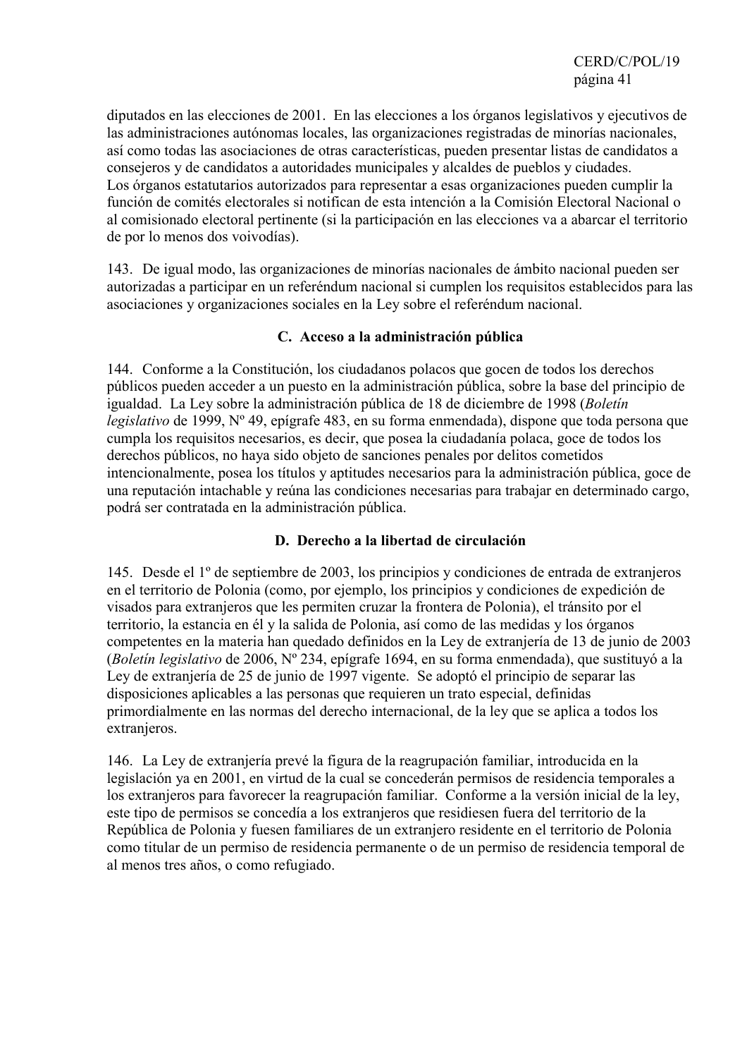diputados en las elecciones de 2001. En las elecciones a los órganos legislativos y ejecutivos de las administraciones autónomas locales, las organizaciones registradas de minorías nacionales, así como todas las asociaciones de otras características, pueden presentar listas de candidatos a consejeros y de candidatos a autoridades municipales y alcaldes de pueblos y ciudades. Los órganos estatutarios autorizados para representar a esas organizaciones pueden cumplir la función de comités electorales si notifican de esta intención a la Comisión Electoral Nacional o al comisionado electoral pertinente (si la participación en las elecciones va a abarcar el territorio de por lo menos dos voivodías).

143. De igual modo, las organizaciones de minorías nacionales de ámbito nacional pueden ser autorizadas a participar en un referéndum nacional si cumplen los requisitos establecidos para las asociaciones y organizaciones sociales en la Ley sobre el referéndum nacional.

### C. Acceso a la administración pública

144. Conforme a la Constitución, los ciudadanos polacos que gocen de todos los derechos públicos pueden acceder a un puesto en la administración pública, sobre la base del principio de igualdad. La Ley sobre la administración pública de 18 de diciembre de 1998 (*Boletín legislativo* de 1999, Nº 49, epígrafe 483, en su forma enmendada), dispone que toda persona que cumpla los requisitos necesarios, es decir, que posea la ciudadanía polaca, goce de todos los derechos públicos, no haya sido objeto de sanciones penales por delitos cometidos intencionalmente, posea los títulos y aptitudes necesarios para la administración pública, goce de una reputación intachable y reúna las condiciones necesarias para trabajar en determinado cargo, podrá ser contratada en la administración pública.

### D. Derecho a la libertad de circulación

145. Desde el 1º de septiembre de 2003, los principios y condiciones de entrada de extranjeros en el territorio de Polonia (como, por ejemplo, los principios y condiciones de expedición de visados para extranjeros que les permiten cruzar la frontera de Polonia), el tránsito por el territorio, la estancia en él y la salida de Polonia, así como de las medidas y los órganos competentes en la materia han quedado definidos en la Ley de extranjería de 13 de junio de 2003 (*Boletín legislativo* de 2006, Nº 234, epígrafe 1694, en su forma enmendada), que sustituyó a la Ley de extranjería de 25 de junio de 1997 vigente. Se adoptó el principio de separar las disposiciones aplicables a las personas que requieren un trato especial, definidas primordialmente en las normas del derecho internacional, de la ley que se aplica a todos los extranjeros.

146. La Ley de extranjería prevé la figura de la reagrupación familiar, introducida en la legislación ya en 2001, en virtud de la cual se concederán permisos de residencia temporales a los extranjeros para favorecer la reagrupación familiar. Conforme a la versión inicial de la ley, este tipo de permisos se concedía a los extranjeros que residiesen fuera del territorio de la República de Polonia y fuesen familiares de un extranjero residente en el territorio de Polonia como titular de un permiso de residencia permanente o de un permiso de residencia temporal de al menos tres años, o como refugiado.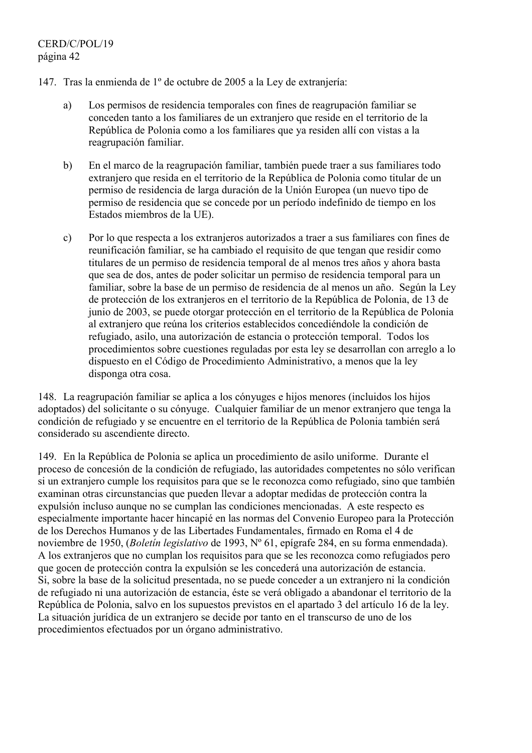147. Tras la enmienda de 1º de octubre de 2005 a la Ley de extranjería:

a) Los permisos de residencia temporales con fines de reagrupación familiar se conceden tanto a los familiares de un extranjero que reside en el territorio de la República de Polonia como a los familiares que ya residen allí con vistas a la reagrupación familiar.

b) En el marco de la reagrupación familiar, también puede traer a sus familiares todo extranjero que resida en el territorio de la República de Polonia como titular de un permiso de residencia de larga duración de la Unión Europea (un nuevo tipo de permiso de residencia que se concede por un período indefinido de tiempo en los Estados miembros de la UE).

c) Por lo que respecta a los extranjeros autorizados a traer a sus familiares con fines de reunificación familiar, se ha cambiado el requisito de que tengan que residir como titulares de un permiso de residencia temporal de al menos tres años y ahora basta que sea de dos, antes de poder solicitar un permiso de residencia temporal para un familiar, sobre la base de un permiso de residencia de al menos un año. Según la Ley de protección de los extranjeros en el territorio de la República de Polonia, de 13 de junio de 2003, se puede otorgar protección en el territorio de la República de Polonia al extranjero que reúna los criterios establecidos concediéndole la condición de refugiado, asilo, una autorización de estancia o protección temporal. Todos los procedimientos sobre cuestiones reguladas por esta ley se desarrollan con arreglo a lo dispuesto en el Código de Procedimiento Administrativo, a menos que la ley disponga otra cosa.

148. La reagrupación familiar se aplica a los cónyuges e hijos menores (incluidos los hijos adoptados) del solicitante o su cónyuge. Cualquier familiar de un menor extranjero que tenga la condición de refugiado y se encuentre en el territorio de la República de Polonia también será considerado su ascendiente directo.

149. En la República de Polonia se aplica un procedimiento de asilo uniforme. Durante el proceso de concesión de la condición de refugiado, las autoridades competentes no sólo verifican si un extranjero cumple los requisitos para que se le reconozca como refugiado, sino que también examinan otras circunstancias que pueden llevar a adoptar medidas de protección contra la expulsión incluso aunque no se cumplan las condiciones mencionadas. A este respecto es especialmente importante hacer hincapié en las normas del Convenio Europeo para la Protección de los Derechos Humanos y de las Libertades Fundamentales, firmado en Roma el 4 de noviembre de 1950, (*Boletín legislativo* de 1993, Nº 61, epígrafe 284, en su forma enmendada). A los extranjeros que no cumplan los requisitos para que se les reconozca como refugiados pero que gocen de protección contra la expulsión se les concederá una autorización de estancia. Si, sobre la base de la solicitud presentada, no se puede conceder a un extranjero ni la condición de refugiado ni una autorización de estancia, éste se verá obligado a abandonar el territorio de la República de Polonia, salvo en los supuestos previstos en el apartado 3 del artículo 16 de la ley. La situación jurídica de un extranjero se decide por tanto en el transcurso de uno de los procedimientos efectuados por un órgano administrativo.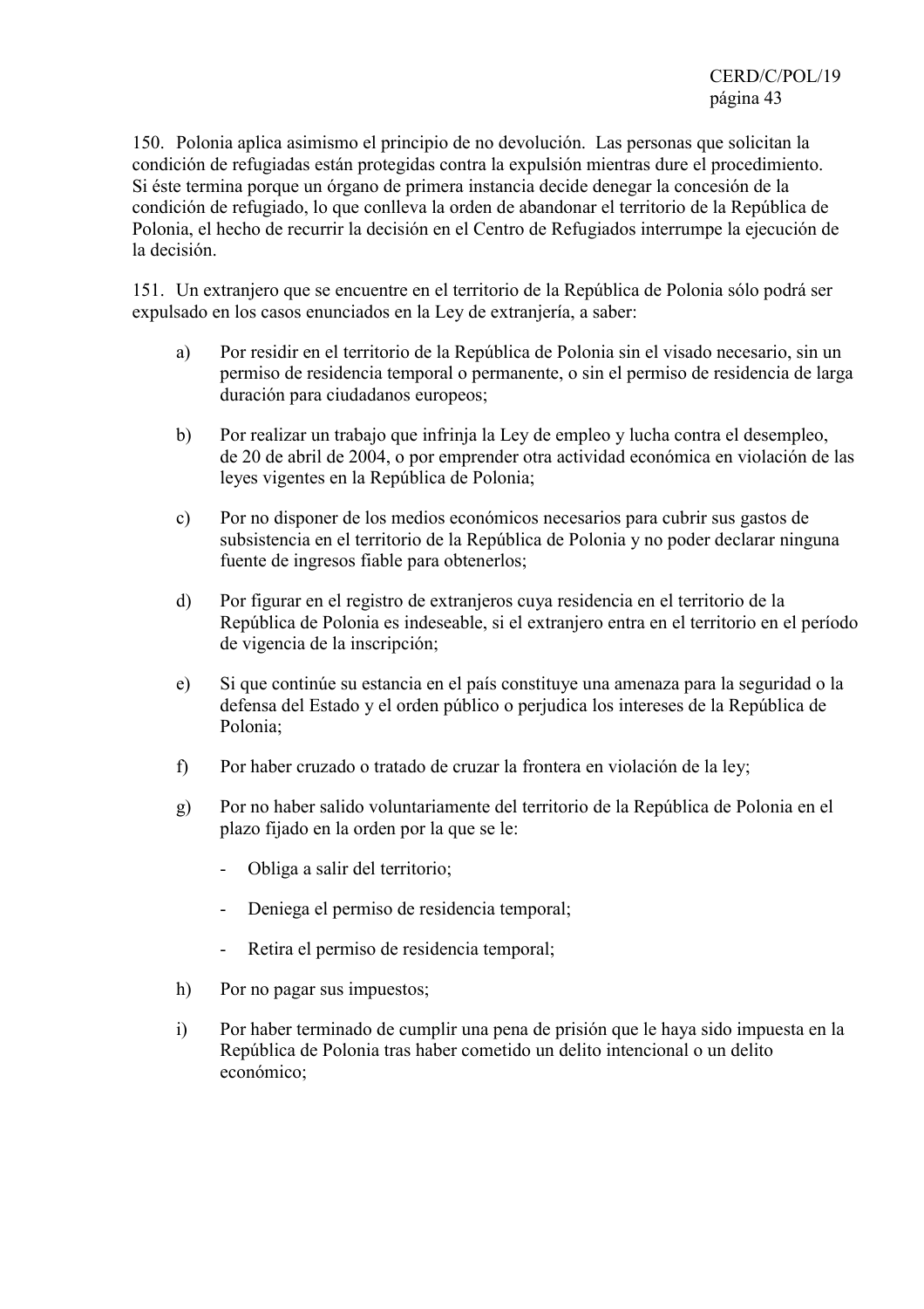150. Polonia aplica asimismo el principio de no devolución. Las personas que solicitan la condición de refugiadas están protegidas contra la expulsión mientras dure el procedimiento. Si éste termina porque un órgano de primera instancia decide denegar la concesión de la condición de refugiado, lo que conlleva la orden de abandonar el territorio de la República de Polonia, el hecho de recurrir la decisión en el Centro de Refugiados interrumpe la ejecución de la decisión.

151. Un extranjero que se encuentre en el territorio de la República de Polonia sólo podrá ser expulsado en los casos enunciados en la Ley de extranjería, a saber:

a) Por residir en el territorio de la República de Polonia sin el visado necesario, sin un permiso de residencia temporal o permanente, o sin el permiso de residencia de larga duración para ciudadanos europeos;

b) Por realizar un trabajo que infrinja la Ley de empleo y lucha contra el desempleo, de 20 de abril de 2004, o por emprender otra actividad económica en violación de las leyes vigentes en la República de Polonia;

c) Por no disponer de los medios económicos necesarios para cubrir sus gastos de subsistencia en el territorio de la República de Polonia y no poder declarar ninguna fuente de ingresos fiable para obtenerlos;

d) Por figurar en el registro de extranjeros cuya residencia en el territorio de la República de Polonia es indeseable, si el extranjero entra en el territorio en el período de vigencia de la inscripción;

e) Si que continúe su estancia en el país constituye una amenaza para la seguridad o la defensa del Estado y el orden público o perjudica los intereses de la República de Polonia;

f) Por haber cruzado o tratado de cruzar la frontera en violación de la ley;

g) Por no haber salido voluntariamente del territorio de la República de Polonia en el plazo fijado en la orden por la que se le:

- Obliga a salir del territorio;
- Deniega el permiso de residencia temporal;
- Retira el permiso de residencia temporal;

h) Por no pagar sus impuestos;

i) Por haber terminado de cumplir una pena de prisión que le haya sido impuesta en la República de Polonia tras haber cometido un delito intencional o un delito económico;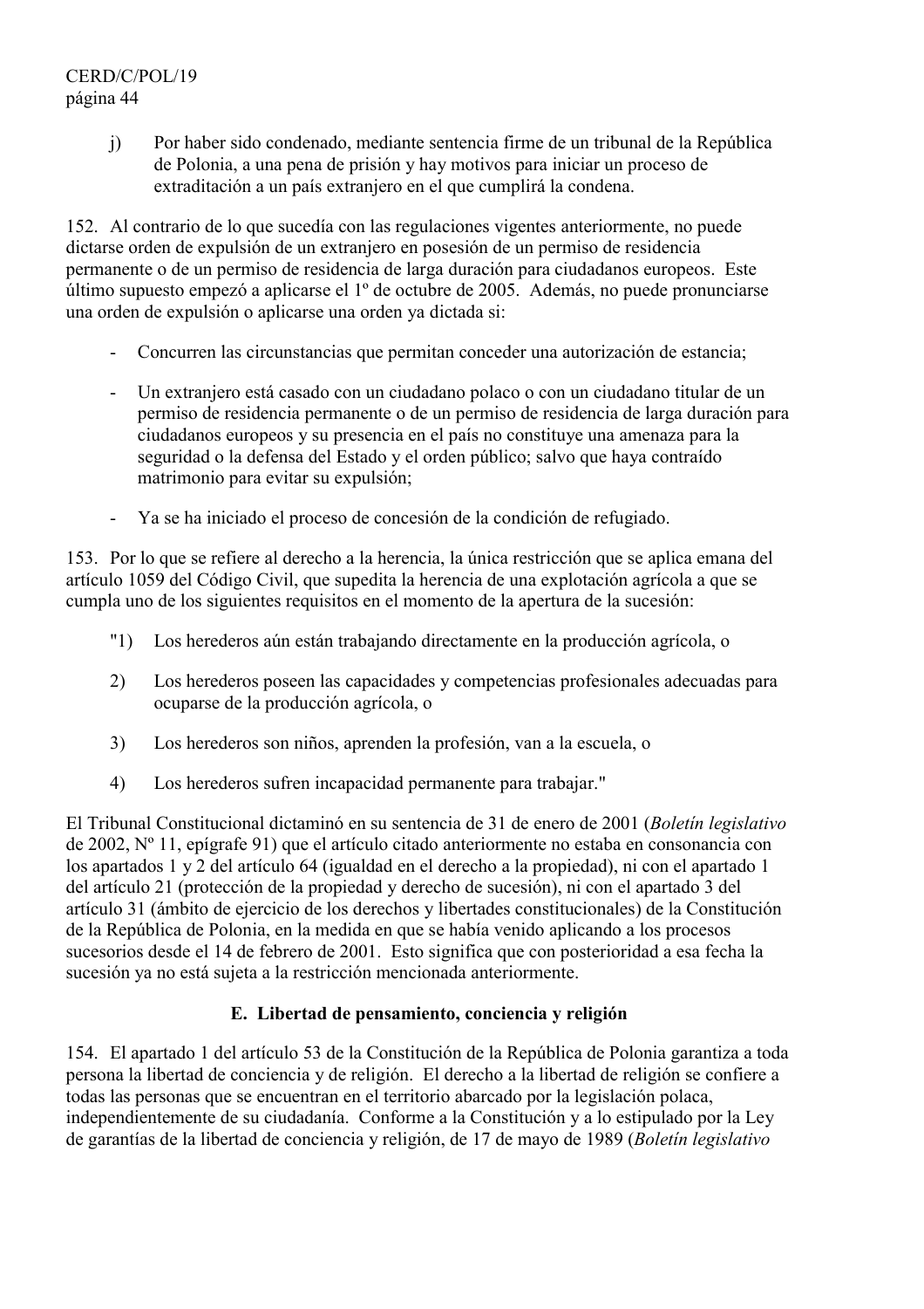j) Por haber sido condenado, mediante sentencia firme de un tribunal de la República de Polonia, a una pena de prisión y hay motivos para iniciar un proceso de extraditación a un país extranjero en el que cumplirá la condena.

152. Al contrario de lo que sucedía con las regulaciones vigentes anteriormente, no puede dictarse orden de expulsión de un extranjero en posesión de un permiso de residencia permanente o de un permiso de residencia de larga duración para ciudadanos europeos. Este último supuesto empezó a aplicarse el 1º de octubre de 2005. Además, no puede pronunciarse una orden de expulsión o aplicarse una orden ya dictada si:

- Concurren las circunstancias que permitan conceder una autorización de estancia;

- Un extranjero está casado con un ciudadano polaco o con un ciudadano titular de un permiso de residencia permanente o de un permiso de residencia de larga duración para ciudadanos europeos y su presencia en el país no constituye una amenaza para la seguridad o la defensa del Estado y el orden público; salvo que haya contraído matrimonio para evitar su expulsión;

- Ya se ha iniciado el proceso de concesión de la condición de refugiado.

153. Por lo que se refiere al derecho a la herencia, la única restricción que se aplica emana del artículo 1059 del Código Civil, que supedita la herencia de una explotación agrícola a que se cumpla uno de los siguientes requisitos en el momento de la apertura de la sucesión:

"1) Los herederos aún están trabajando directamente en la producción agrícola, o

2) Los herederos poseen las capacidades y competencias profesionales adecuadas para ocuparse de la producción agrícola, o

3) Los herederos son niños, aprenden la profesión, van a la escuela, o

4) Los herederos sufren incapacidad permanente para trabajar."

El Tribunal Constitucional dictaminó en su sentencia de 31 de enero de 2001 (*Boletín legislativo* de 2002, Nº 11, epígrafe 91) que el artículo citado anteriormente no estaba en consonancia con los apartados 1 y 2 del artículo 64 (igualdad en el derecho a la propiedad), ni con el apartado 1 del artículo 21 (protección de la propiedad y derecho de sucesión), ni con el apartado 3 del artículo 31 (ámbito de ejercicio de los derechos y libertades constitucionales) de la Constitución de la República de Polonia, en la medida en que se había venido aplicando a los procesos sucesorios desde el 14 de febrero de 2001. Esto significa que con posterioridad a esa fecha la sucesión ya no está sujeta a la restricción mencionada anteriormente.

### E. Libertad de pensamiento, conciencia y religión

154. El apartado 1 del artículo 53 de la Constitución de la República de Polonia garantiza a toda persona la libertad de conciencia y de religión. El derecho a la libertad de religión se confiere a todas las personas que se encuentran en el territorio abarcado por la legislación polaca, independientemente de su ciudadanía. Conforme a la Constitución y a lo estipulado por la Ley de garantías de la libertad de conciencia y religión, de 17 de mayo de 1989 (*Boletín legislativo*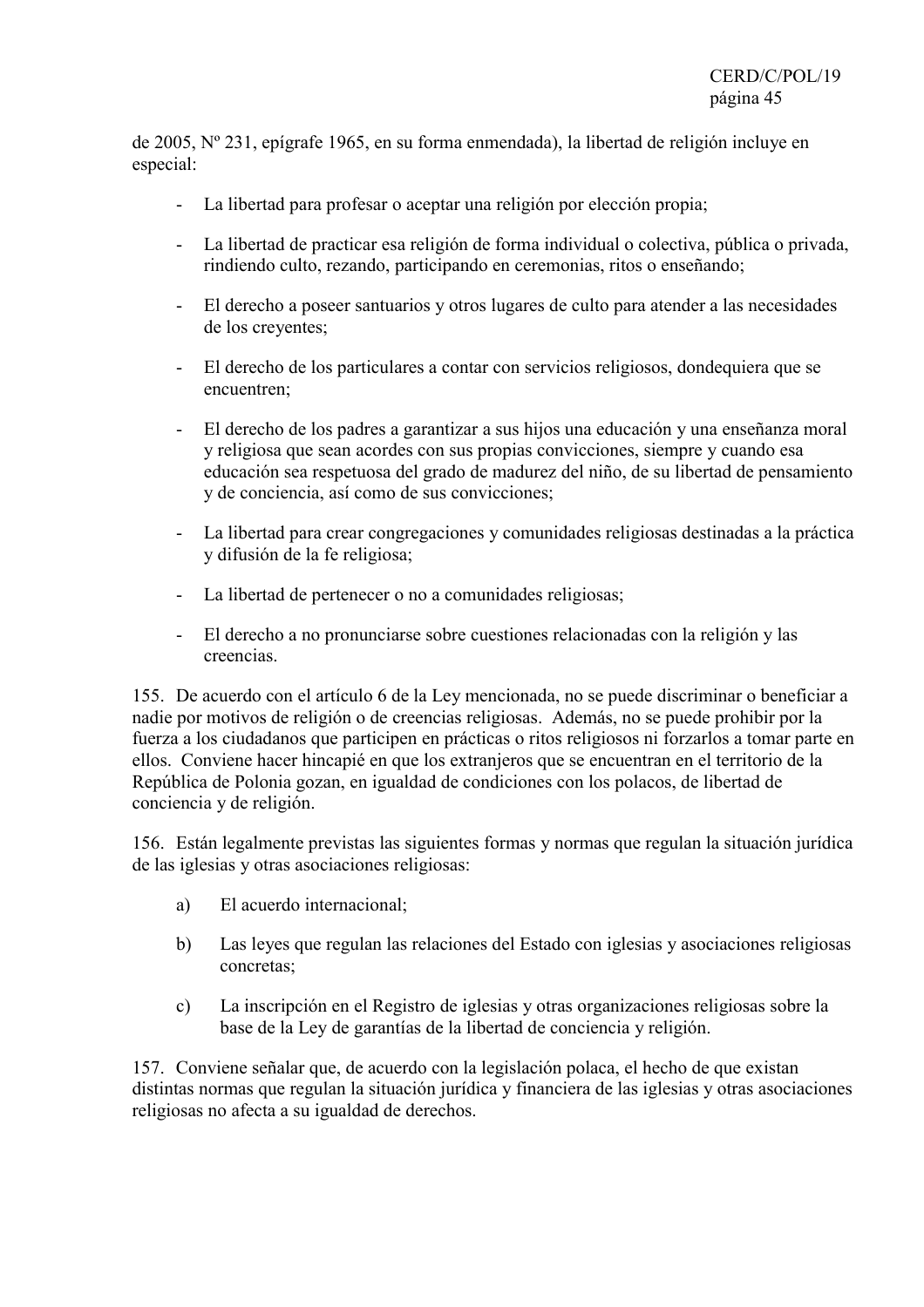de 2005, Nº 231, epígrafe 1965, en su forma enmendada), la libertad de religión incluye en especial:

- La libertad para profesar o aceptar una religión por elección propia;

- La libertad de practicar esa religión de forma individual o colectiva, pública o privada, rindiendo culto, rezando, participando en ceremonias, ritos o enseñando;

- El derecho a poseer santuarios y otros lugares de culto para atender a las necesidades de los creyentes;

- El derecho de los particulares a contar con servicios religiosos, dondequiera que se encuentren;

- El derecho de los padres a garantizar a sus hijos una educación y una enseñanza moral y religiosa que sean acordes con sus propias convicciones, siempre y cuando esa educación sea respetuosa del grado de madurez del niño, de su libertad de pensamiento y de conciencia, así como de sus convicciones;

- La libertad para crear congregaciones y comunidades religiosas destinadas a la práctica y difusión de la fe religiosa;

- La libertad de pertenecer o no a comunidades religiosas;

- El derecho a no pronunciarse sobre cuestiones relacionadas con la religión y las creencias.

155. De acuerdo con el artículo 6 de la Ley mencionada, no se puede discriminar o beneficiar a nadie por motivos de religión o de creencias religiosas. Además, no se puede prohibir por la fuerza a los ciudadanos que participen en prácticas o ritos religiosos ni forzarlos a tomar parte en ellos. Conviene hacer hincapié en que los extranjeros que se encuentran en el territorio de la República de Polonia gozan, en igualdad de condiciones con los polacos, de libertad de conciencia y de religión.

156. Están legalmente previstas las siguientes formas y normas que regulan la situación jurídica de las iglesias y otras asociaciones religiosas:

a) El acuerdo internacional;

b) Las leyes que regulan las relaciones del Estado con iglesias y asociaciones religiosas concretas;

c) La inscripción en el Registro de iglesias y otras organizaciones religiosas sobre la base de la Ley de garantías de la libertad de conciencia y religión.

157. Conviene señalar que, de acuerdo con la legislación polaca, el hecho de que existan distintas normas que regulan la situación jurídica y financiera de las iglesias y otras asociaciones religiosas no afecta a su igualdad de derechos.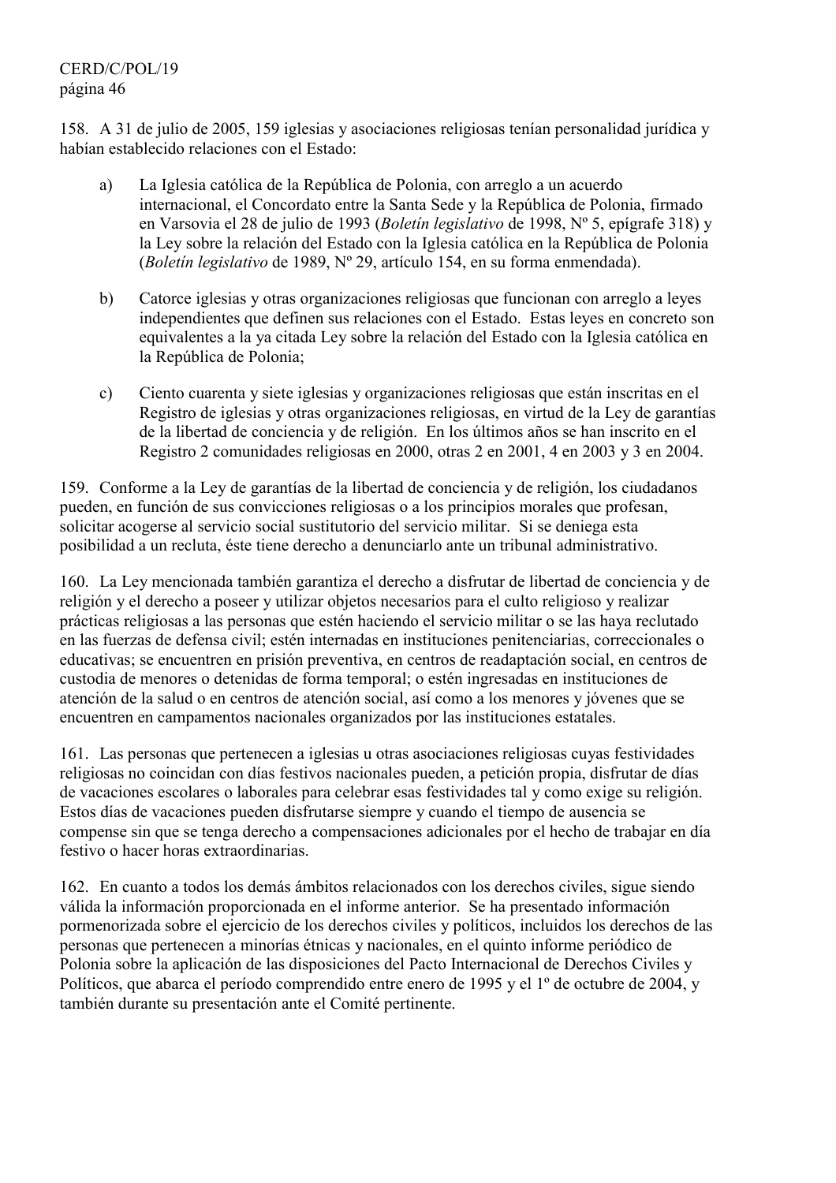158. A 31 de julio de 2005, 159 iglesias y asociaciones religiosas tenían personalidad jurídica y habían establecido relaciones con el Estado:

a) La Iglesia católica de la República de Polonia, con arreglo a un acuerdo internacional, el Concordato entre la Santa Sede y la República de Polonia, firmado en Varsovia el 28 de julio de 1993 (*Boletín legislativo* de 1998, Nº 5, epígrafe 318) y la Ley sobre la relación del Estado con la Iglesia católica en la República de Polonia (*Boletín legislativo* de 1989, Nº 29, artículo 154, en su forma enmendada).

b) Catorce iglesias y otras organizaciones religiosas que funcionan con arreglo a leyes independientes que definen sus relaciones con el Estado. Estas leyes en concreto son equivalentes a la ya citada Ley sobre la relación del Estado con la Iglesia católica en la República de Polonia;

c) Ciento cuarenta y siete iglesias y organizaciones religiosas que están inscritas en el Registro de iglesias y otras organizaciones religiosas, en virtud de la Ley de garantías de la libertad de conciencia y de religión. En los últimos años se han inscrito en el Registro 2 comunidades religiosas en 2000, otras 2 en 2001, 4 en 2003 y 3 en 2004.

159. Conforme a la Ley de garantías de la libertad de conciencia y de religión, los ciudadanos pueden, en función de sus convicciones religiosas o a los principios morales que profesan, solicitar acogerse al servicio social sustitutorio del servicio militar. Si se deniega esta posibilidad a un recluta, éste tiene derecho a denunciarlo ante un tribunal administrativo.

160. La Ley mencionada también garantiza el derecho a disfrutar de libertad de conciencia y de religión y el derecho a poseer y utilizar objetos necesarios para el culto religioso y realizar prácticas religiosas a las personas que estén haciendo el servicio militar o se las haya reclutado en las fuerzas de defensa civil; estén internadas en instituciones penitenciarias, correccionales o educativas; se encuentren en prisión preventiva, en centros de readaptación social, en centros de custodia de menores o detenidas de forma temporal; o estén ingresadas en instituciones de atención de la salud o en centros de atención social, así como a los menores y jóvenes que se encuentren en campamentos nacionales organizados por las instituciones estatales.

161. Las personas que pertenecen a iglesias u otras asociaciones religiosas cuyas festividades religiosas no coincidan con días festivos nacionales pueden, a petición propia, disfrutar de días de vacaciones escolares o laborales para celebrar esas festividades tal y como exige su religión. Estos días de vacaciones pueden disfrutarse siempre y cuando el tiempo de ausencia se compense sin que se tenga derecho a compensaciones adicionales por el hecho de trabajar en día festivo o hacer horas extraordinarias.

162. En cuanto a todos los demás ámbitos relacionados con los derechos civiles, sigue siendo válida la información proporcionada en el informe anterior. Se ha presentado información pormenorizada sobre el ejercicio de los derechos civiles y políticos, incluidos los derechos de las personas que pertenecen a minorías étnicas y nacionales, en el quinto informe periódico de Polonia sobre la aplicación de las disposiciones del Pacto Internacional de Derechos Civiles y Políticos, que abarca el período comprendido entre enero de 1995 y el 1º de octubre de 2004, y también durante su presentación ante el Comité pertinente.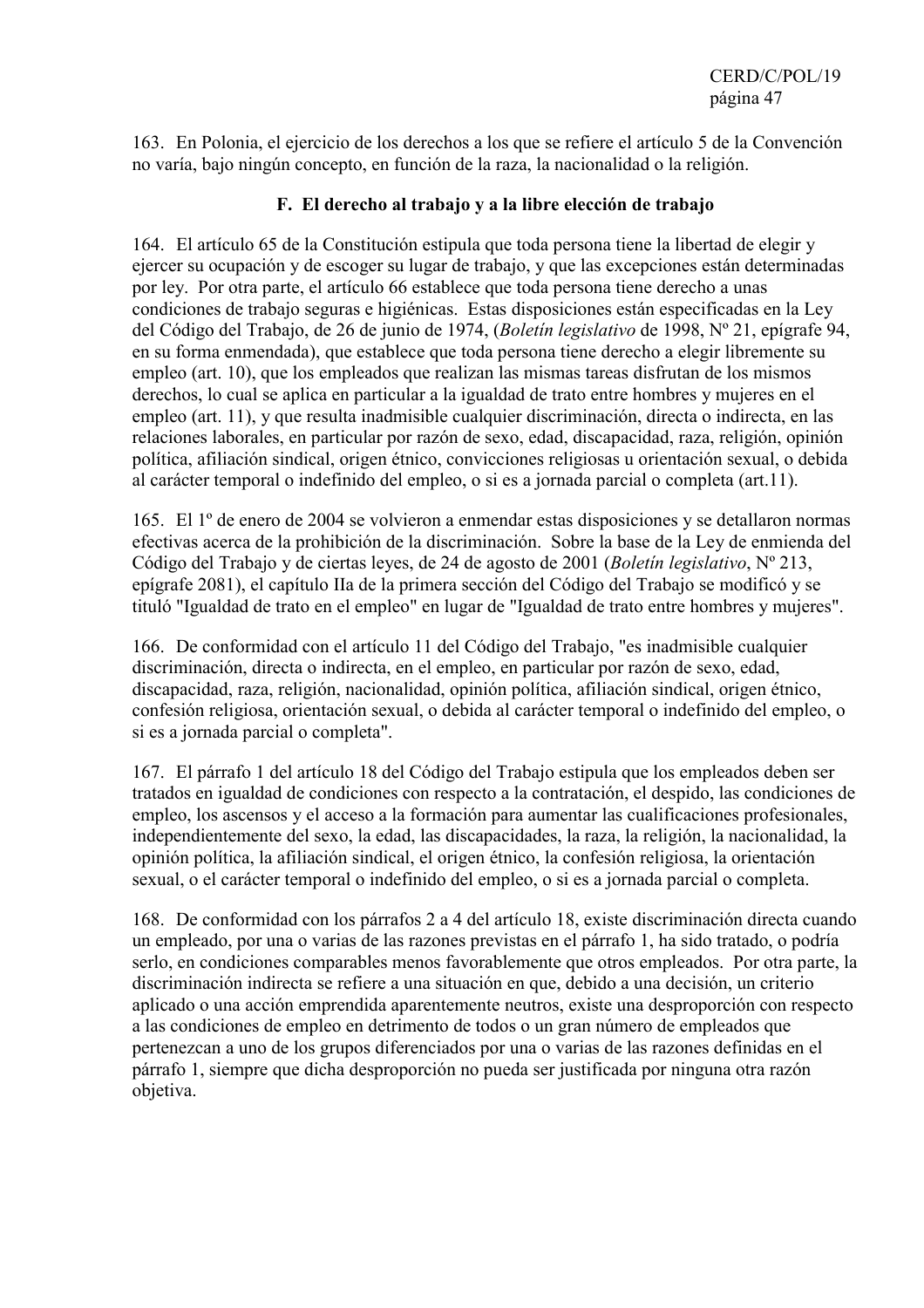163. En Polonia, el ejercicio de los derechos a los que se refiere el artículo 5 de la Convención no varía, bajo ningún concepto, en función de la raza, la nacionalidad o la religión.

### F. El derecho al trabajo y a la libre elección de trabajo

164. El artículo 65 de la Constitución estipula que toda persona tiene la libertad de elegir y ejercer su ocupación y de escoger su lugar de trabajo, y que las excepciones están determinadas por ley. Por otra parte, el artículo 66 establece que toda persona tiene derecho a unas condiciones de trabajo seguras e higiénicas. Estas disposiciones están especificadas en la Ley del Código del Trabajo, de 26 de junio de 1974, (*Boletín legislativo* de 1998, Nº 21, epígrafe 94, en su forma enmendada), que establece que toda persona tiene derecho a elegir libremente su empleo (art. 10), que los empleados que realizan las mismas tareas disfrutan de los mismos derechos, lo cual se aplica en particular a la igualdad de trato entre hombres y mujeres en el empleo (art. 11), y que resulta inadmisible cualquier discriminación, directa o indirecta, en las relaciones laborales, en particular por razón de sexo, edad, discapacidad, raza, religión, opinión política, afiliación sindical, origen étnico, convicciones religiosas u orientación sexual, o debida al carácter temporal o indefinido del empleo, o si es a jornada parcial o completa (art.11).

165. El 1º de enero de 2004 se volvieron a enmendar estas disposiciones y se detallaron normas efectivas acerca de la prohibición de la discriminación. Sobre la base de la Ley de enmienda del Código del Trabajo y de ciertas leyes, de 24 de agosto de 2001 (*Boletín legislativo*, Nº 213, epígrafe 2081), el capítulo IIa de la primera sección del Código del Trabajo se modificó y se tituló "Igualdad de trato en el empleo" en lugar de "Igualdad de trato entre hombres y mujeres".

166. De conformidad con el artículo 11 del Código del Trabajo, "es inadmisible cualquier discriminación, directa o indirecta, en el empleo, en particular por razón de sexo, edad, discapacidad, raza, religión, nacionalidad, opinión política, afiliación sindical, origen étnico, confesión religiosa, orientación sexual, o debida al carácter temporal o indefinido del empleo, o si es a jornada parcial o completa".

167. El párrafo 1 del artículo 18 del Código del Trabajo estipula que los empleados deben ser tratados en igualdad de condiciones con respecto a la contratación, el despido, las condiciones de empleo, los ascensos y el acceso a la formación para aumentar las cualificaciones profesionales, independientemente del sexo, la edad, las discapacidades, la raza, la religión, la nacionalidad, la opinión política, la afiliación sindical, el origen étnico, la confesión religiosa, la orientación sexual, o el carácter temporal o indefinido del empleo, o si es a jornada parcial o completa.

168. De conformidad con los párrafos 2 a 4 del artículo 18, existe discriminación directa cuando un empleado, por una o varias de las razones previstas en el párrafo 1, ha sido tratado, o podría serlo, en condiciones comparables menos favorablemente que otros empleados. Por otra parte, la discriminación indirecta se refiere a una situación en que, debido a una decisión, un criterio aplicado o una acción emprendida aparentemente neutros, existe una desproporción con respecto a las condiciones de empleo en detrimento de todos o un gran número de empleados que pertenezcan a uno de los grupos diferenciados por una o varias de las razones definidas en el párrafo 1, siempre que dicha desproporción no pueda ser justificada por ninguna otra razón objetiva.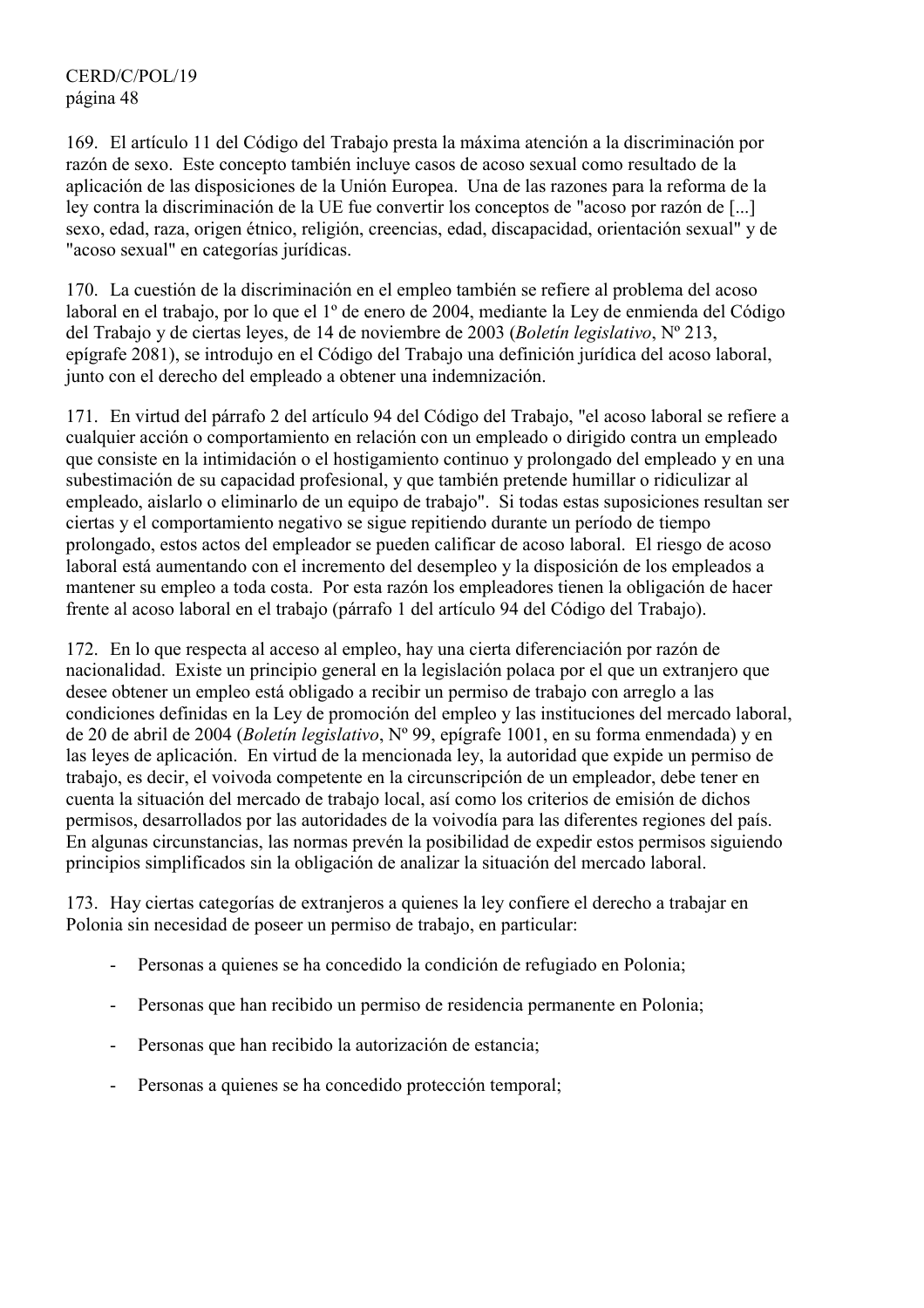169. El artículo 11 del Código del Trabajo presta la máxima atención a la discriminación por razón de sexo. Este concepto también incluye casos de acoso sexual como resultado de la aplicación de las disposiciones de la Unión Europea. Una de las razones para la reforma de la ley contra la discriminación de la UE fue convertir los conceptos de "acoso por razón de [...] sexo, edad, raza, origen étnico, religión, creencias, edad, discapacidad, orientación sexual" y de "acoso sexual" en categorías jurídicas.

170. La cuestión de la discriminación en el empleo también se refiere al problema del acoso laboral en el trabajo, por lo que el 1º de enero de 2004, mediante la Ley de enmienda del Código del Trabajo y de ciertas leyes, de 14 de noviembre de 2003 (*Boletín legislativo*, Nº 213, epígrafe 2081), se introdujo en el Código del Trabajo una definición jurídica del acoso laboral, junto con el derecho del empleado a obtener una indemnización.

171. En virtud del párrafo 2 del artículo 94 del Código del Trabajo, "el acoso laboral se refiere a cualquier acción o comportamiento en relación con un empleado o dirigido contra un empleado que consiste en la intimidación o el hostigamiento continuo y prolongado del empleado y en una subestimación de su capacidad profesional, y que también pretende humillar o ridiculizar al empleado, aislarlo o eliminarlo de un equipo de trabajo". Si todas estas suposiciones resultan ser ciertas y el comportamiento negativo se sigue repitiendo durante un período de tiempo prolongado, estos actos del empleador se pueden calificar de acoso laboral. El riesgo de acoso laboral está aumentando con el incremento del desempleo y la disposición de los empleados a mantener su empleo a toda costa. Por esta razón los empleadores tienen la obligación de hacer frente al acoso laboral en el trabajo (párrafo 1 del artículo 94 del Código del Trabajo).

172. En lo que respecta al acceso al empleo, hay una cierta diferenciación por razón de nacionalidad. Existe un principio general en la legislación polaca por el que un extranjero que desee obtener un empleo está obligado a recibir un permiso de trabajo con arreglo a las condiciones definidas en la Ley de promoción del empleo y las instituciones del mercado laboral, de 20 de abril de 2004 (*Boletín legislativo*, Nº 99, epígrafe 1001, en su forma enmendada) y en las leyes de aplicación. En virtud de la mencionada ley, la autoridad que expide un permiso de trabajo, es decir, el voivoda competente en la circunscripción de un empleador, debe tener en cuenta la situación del mercado de trabajo local, así como los criterios de emisión de dichos permisos, desarrollados por las autoridades de la voivodía para las diferentes regiones del país. En algunas circunstancias, las normas prevén la posibilidad de expedir estos permisos siguiendo principios simplificados sin la obligación de analizar la situación del mercado laboral.

173. Hay ciertas categorías de extranjeros a quienes la ley confiere el derecho a trabajar en Polonia sin necesidad de poseer un permiso de trabajo, en particular:

- Personas a quienes se ha concedido la condición de refugiado en Polonia;
- Personas que han recibido un permiso de residencia permanente en Polonia;
- Personas que han recibido la autorización de estancia;
- Personas a quienes se ha concedido protección temporal;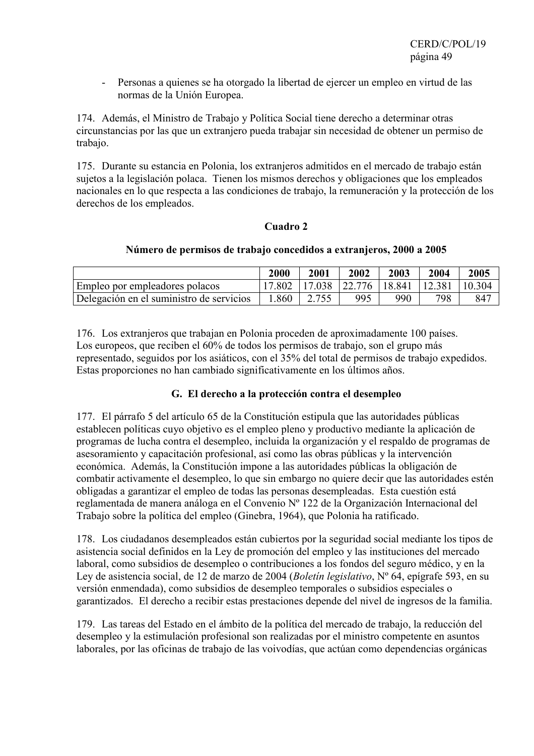- Personas a quienes se ha otorgado la libertad de ejercer un empleo en virtud de las normas de la Unión Europea.

174. Además, el Ministro de Trabajo y Política Social tiene derecho a determinar otras circunstancias por las que un extranjero pueda trabajar sin necesidad de obtener un permiso de trabajo.

175. Durante su estancia en Polonia, los extranjeros admitidos en el mercado de trabajo están sujetos a la legislación polaca. Tienen los mismos derechos y obligaciones que los empleados nacionales en lo que respecta a las condiciones de trabajo, la remuneración y la protección de los derechos de los empleados.

**Cuadro 2**

**Número de permisos de trabajo concedidos a extranjeros, 2000 a 2005**

| | 2000 | 2001 | 2002 | 2003 | 2004 | 2005 |
|---|---|---|---|---|---|---|
| Empleo por empleadores polacos | 17.802 | 17.038 | 22.776 | 18.841 | 12.381 | 10.304 |
| Delegación en el suministro de servicios | 1.860 | 2.755 | 995 | 990 | 798 | 847 |

176. Los extranjeros que trabajan en Polonia proceden de aproximadamente 100 países. Los europeos, que reciben el 60% de todos los permisos de trabajo, son el grupo más representado, seguidos por los asiáticos, con el 35% del total de permisos de trabajo expedidos. Estas proporciones no han cambiado significativamente en los últimos años.

### G. El derecho a la protección contra el desempleo

177. El párrafo 5 del artículo 65 de la Constitución estipula que las autoridades públicas establecen políticas cuyo objetivo es el empleo pleno y productivo mediante la aplicación de programas de lucha contra el desempleo, incluida la organización y el respaldo de programas de asesoramiento y capacitación profesional, así como las obras públicas y la intervención económica. Además, la Constitución impone a las autoridades públicas la obligación de combatir activamente el desempleo, lo que sin embargo no quiere decir que las autoridades estén obligadas a garantizar el empleo de todas las personas desempleadas. Esta cuestión está reglamentada de manera análoga en el Convenio Nº 122 de la Organización Internacional del Trabajo sobre la política del empleo (Ginebra, 1964), que Polonia ha ratificado.

178. Los ciudadanos desempleados están cubiertos por la seguridad social mediante los tipos de asistencia social definidos en la Ley de promoción del empleo y las instituciones del mercado laboral, como subsidios de desempleo o contribuciones a los fondos del seguro médico, y en la Ley de asistencia social, de 12 de marzo de 2004 (*Boletín legislativo*, Nº 64, epígrafe 593, en su versión enmendada), como subsidios de desempleo temporales o subsidios especiales o garantizados. El derecho a recibir estas prestaciones depende del nivel de ingresos de la familia.

179. Las tareas del Estado en el ámbito de la política del mercado de trabajo, la reducción del desempleo y la estimulación profesional son realizadas por el ministro competente en asuntos laborales, por las oficinas de trabajo de las voivodías, que actúan como dependencias orgánicas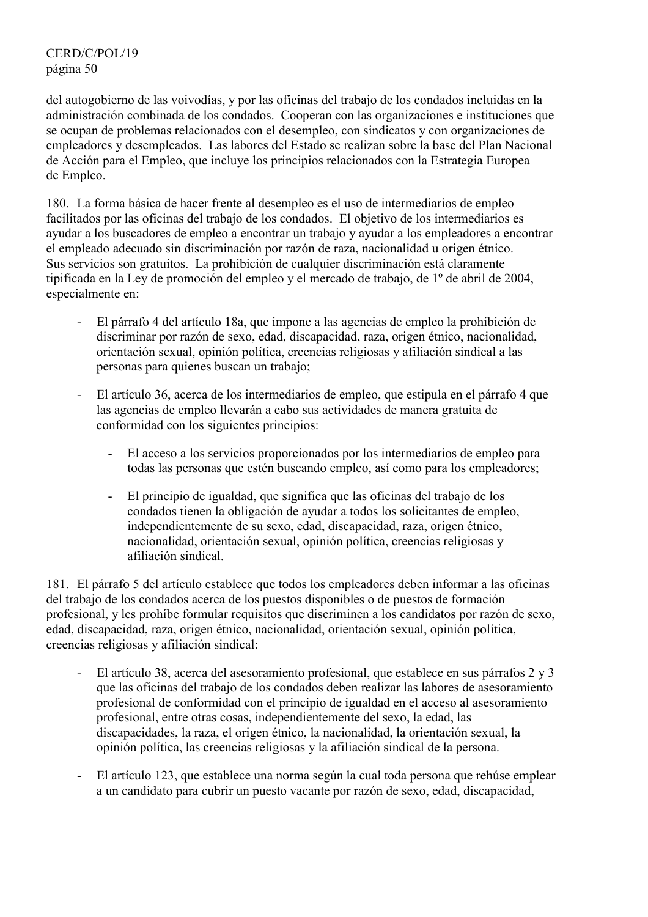del autogobierno de las voivodías, y por las oficinas del trabajo de los condados incluidas en la administración combinada de los condados. Cooperan con las organizaciones e instituciones que se ocupan de problemas relacionados con el desempleo, con sindicatos y con organizaciones de empleadores y desempleados. Las labores del Estado se realizan sobre la base del Plan Nacional de Acción para el Empleo, que incluye los principios relacionados con la Estrategia Europea de Empleo.

180. La forma básica de hacer frente al desempleo es el uso de intermediarios de empleo facilitados por las oficinas del trabajo de los condados. El objetivo de los intermediarios es ayudar a los buscadores de empleo a encontrar un trabajo y ayudar a los empleadores a encontrar el empleado adecuado sin discriminación por razón de raza, nacionalidad u origen étnico. Sus servicios son gratuitos. La prohibición de cualquier discriminación está claramente tipificada en la Ley de promoción del empleo y el mercado de trabajo, de 1º de abril de 2004, especialmente en:

- El párrafo 4 del artículo 18a, que impone a las agencias de empleo la prohibición de discriminar por razón de sexo, edad, discapacidad, raza, origen étnico, nacionalidad, orientación sexual, opinión política, creencias religiosas y afiliación sindical a las personas para quienes buscan un trabajo;

- El artículo 36, acerca de los intermediarios de empleo, que estipula en el párrafo 4 que las agencias de empleo llevarán a cabo sus actividades de manera gratuita de conformidad con los siguientes principios:

  - El acceso a los servicios proporcionados por los intermediarios de empleo para todas las personas que estén buscando empleo, así como para los empleadores;

  - El principio de igualdad, que significa que las oficinas del trabajo de los condados tienen la obligación de ayudar a todos los solicitantes de empleo, independientemente de su sexo, edad, discapacidad, raza, origen étnico, nacionalidad, orientación sexual, opinión política, creencias religiosas y afiliación sindical.

181. El párrafo 5 del artículo establece que todos los empleadores deben informar a las oficinas del trabajo de los condados acerca de los puestos disponibles o de puestos de formación profesional, y les prohíbe formular requisitos que discriminen a los candidatos por razón de sexo, edad, discapacidad, raza, origen étnico, nacionalidad, orientación sexual, opinión política, creencias religiosas y afiliación sindical:

- El artículo 38, acerca del asesoramiento profesional, que establece en sus párrafos 2 y 3 que las oficinas del trabajo de los condados deben realizar las labores de asesoramiento profesional de conformidad con el principio de igualdad en el acceso al asesoramiento profesional, entre otras cosas, independientemente del sexo, la edad, las discapacidades, la raza, el origen étnico, la nacionalidad, la orientación sexual, la opinión política, las creencias religiosas y la afiliación sindical de la persona.

- El artículo 123, que establece una norma según la cual toda persona que rehúse emplear a un candidato para cubrir un puesto vacante por razón de sexo, edad, discapacidad,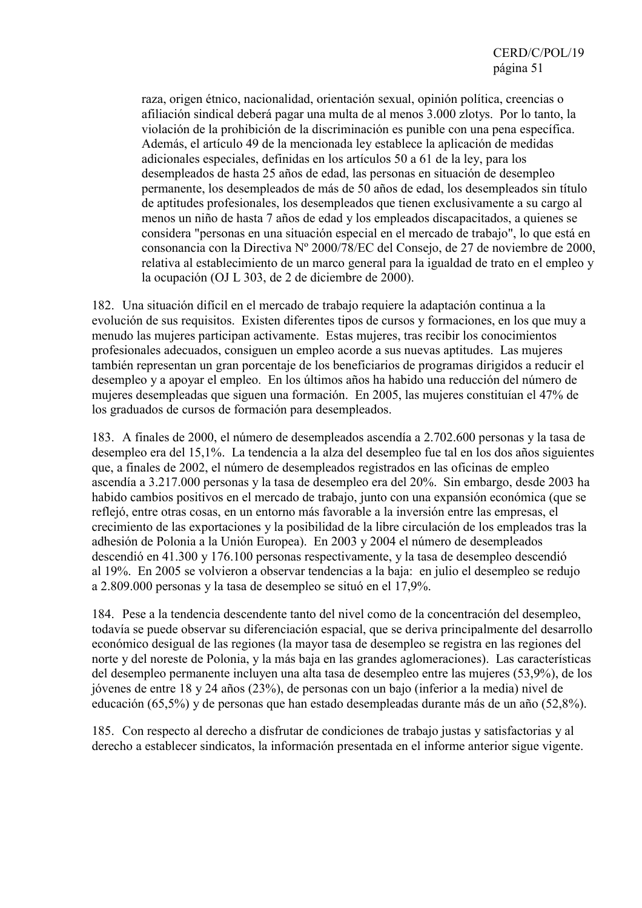raza, origen étnico, nacionalidad, orientación sexual, opinión política, creencias o afiliación sindical deberá pagar una multa de al menos 3.000 zlotys. Por lo tanto, la violación de la prohibición de la discriminación es punible con una pena específica. Además, el artículo 49 de la mencionada ley establece la aplicación de medidas adicionales especiales, definidas en los artículos 50 a 61 de la ley, para los desempleados de hasta 25 años de edad, las personas en situación de desempleo permanente, los desempleados de más de 50 años de edad, los desempleados sin título de aptitudes profesionales, los desempleados que tienen exclusivamente a su cargo al menos un niño de hasta 7 años de edad y los empleados discapacitados, a quienes se considera "personas en una situación especial en el mercado de trabajo", lo que está en consonancia con la Directiva Nº 2000/78/EC del Consejo, de 27 de noviembre de 2000, relativa al establecimiento de un marco general para la igualdad de trato en el empleo y la ocupación (OJ L 303, de 2 de diciembre de 2000).

182. Una situación difícil en el mercado de trabajo requiere la adaptación continua a la evolución de sus requisitos. Existen diferentes tipos de cursos y formaciones, en los que muy a menudo las mujeres participan activamente. Estas mujeres, tras recibir los conocimientos profesionales adecuados, consiguen un empleo acorde a sus nuevas aptitudes. Las mujeres también representan un gran porcentaje de los beneficiarios de programas dirigidos a reducir el desempleo y a apoyar el empleo. En los últimos años ha habido una reducción del número de mujeres desempleadas que siguen una formación. En 2005, las mujeres constituían el 47% de los graduados de cursos de formación para desempleados.

183. A finales de 2000, el número de desempleados ascendía a 2.702.600 personas y la tasa de desempleo era del 15,1%. La tendencia a la alza del desempleo fue tal en los dos años siguientes que, a finales de 2002, el número de desempleados registrados en las oficinas de empleo ascendía a 3.217.000 personas y la tasa de desempleo era del 20%. Sin embargo, desde 2003 ha habido cambios positivos en el mercado de trabajo, junto con una expansión económica (que se reflejó, entre otras cosas, en un entorno más favorable a la inversión entre las empresas, el crecimiento de las exportaciones y la posibilidad de la libre circulación de los empleados tras la adhesión de Polonia a la Unión Europea). En 2003 y 2004 el número de desempleados descendió en 41.300 y 176.100 personas respectivamente, y la tasa de desempleo descendió al 19%. En 2005 se volvieron a observar tendencias a la baja: en julio el desempleo se redujo a 2.809.000 personas y la tasa de desempleo se situó en el 17,9%.

184. Pese a la tendencia descendente tanto del nivel como de la concentración del desempleo, todavía se puede observar su diferenciación espacial, que se deriva principalmente del desarrollo económico desigual de las regiones (la mayor tasa de desempleo se registra en las regiones del norte y del noreste de Polonia, y la más baja en las grandes aglomeraciones). Las características del desempleo permanente incluyen una alta tasa de desempleo entre las mujeres (53,9%), de los jóvenes de entre 18 y 24 años (23%), de personas con un bajo (inferior a la media) nivel de educación (65,5%) y de personas que han estado desempleadas durante más de un año (52,8%).

185. Con respecto al derecho a disfrutar de condiciones de trabajo justas y satisfactorias y al derecho a establecer sindicatos, la información presentada en el informe anterior sigue vigente.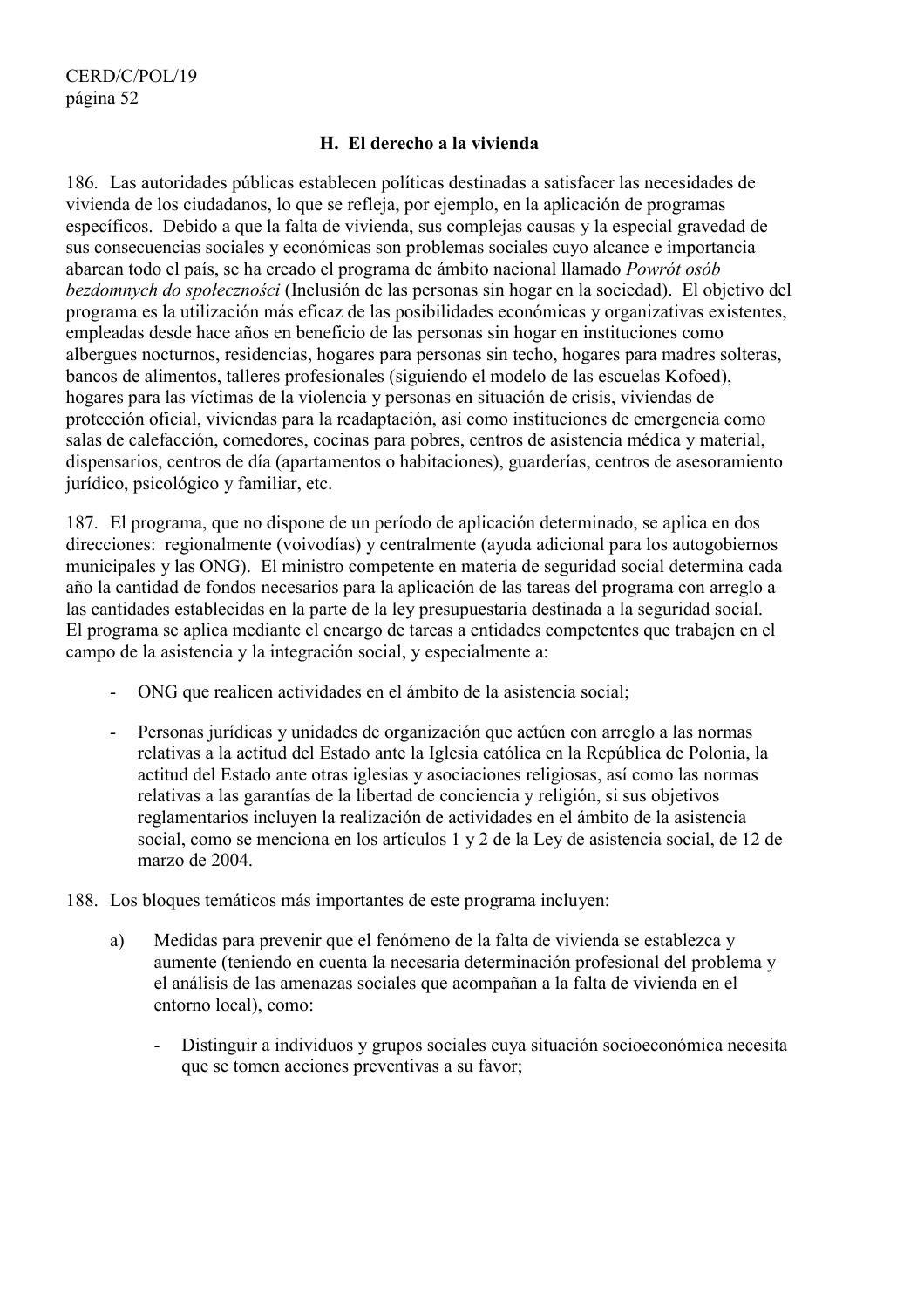### H. El derecho a la vivienda

186. Las autoridades públicas establecen políticas destinadas a satisfacer las necesidades de vivienda de los ciudadanos, lo que se refleja, por ejemplo, en la aplicación de programas específicos. Debido a que la falta de vivienda, sus complejas causas y la especial gravedad de sus consecuencias sociales y económicas son problemas sociales cuyo alcance e importancia abarcan todo el país, se ha creado el programa de ámbito nacional llamado *Powrót osób bezdomnych do społeczności* (Inclusión de las personas sin hogar en la sociedad). El objetivo del programa es la utilización más eficaz de las posibilidades económicas y organizativas existentes, empleadas desde hace años en beneficio de las personas sin hogar en instituciones como albergues nocturnos, residencias, hogares para personas sin techo, hogares para madres solteras, bancos de alimentos, talleres profesionales (siguiendo el modelo de las escuelas Kofoed), hogares para las víctimas de la violencia y personas en situación de crisis, viviendas de protección oficial, viviendas para la readaptación, así como instituciones de emergencia como salas de calefacción, comedores, cocinas para pobres, centros de asistencia médica y material, dispensarios, centros de día (apartamentos o habitaciones), guarderías, centros de asesoramiento jurídico, psicológico y familiar, etc.

187. El programa, que no dispone de un período de aplicación determinado, se aplica en dos direcciones: regionalmente (voivodías) y centralmente (ayuda adicional para los autogobiernos municipales y las ONG). El ministro competente en materia de seguridad social determina cada año la cantidad de fondos necesarios para la aplicación de las tareas del programa con arreglo a las cantidades establecidas en la parte de la ley presupuestaria destinada a la seguridad social. El programa se aplica mediante el encargo de tareas a entidades competentes que trabajen en el campo de la asistencia y la integración social, y especialmente a:

- ONG que realicen actividades en el ámbito de la asistencia social;
- Personas jurídicas y unidades de organización que actúen con arreglo a las normas relativas a la actitud del Estado ante la Iglesia católica en la República de Polonia, la actitud del Estado ante otras iglesias y asociaciones religiosas, así como las normas relativas a las garantías de la libertad de conciencia y religión, si sus objetivos reglamentarios incluyen la realización de actividades en el ámbito de la asistencia social, como se menciona en los artículos 1 y 2 de la Ley de asistencia social, de 12 de marzo de 2004.

188. Los bloques temáticos más importantes de este programa incluyen:

a) Medidas para prevenir que el fenómeno de la falta de vivienda se establezca y aumente (teniendo en cuenta la necesaria determinación profesional del problema y el análisis de las amenazas sociales que acompañan a la falta de vivienda en el entorno local), como:

   - Distinguir a individuos y grupos sociales cuya situación socioeconómica necesita que se tomen acciones preventivas a su favor;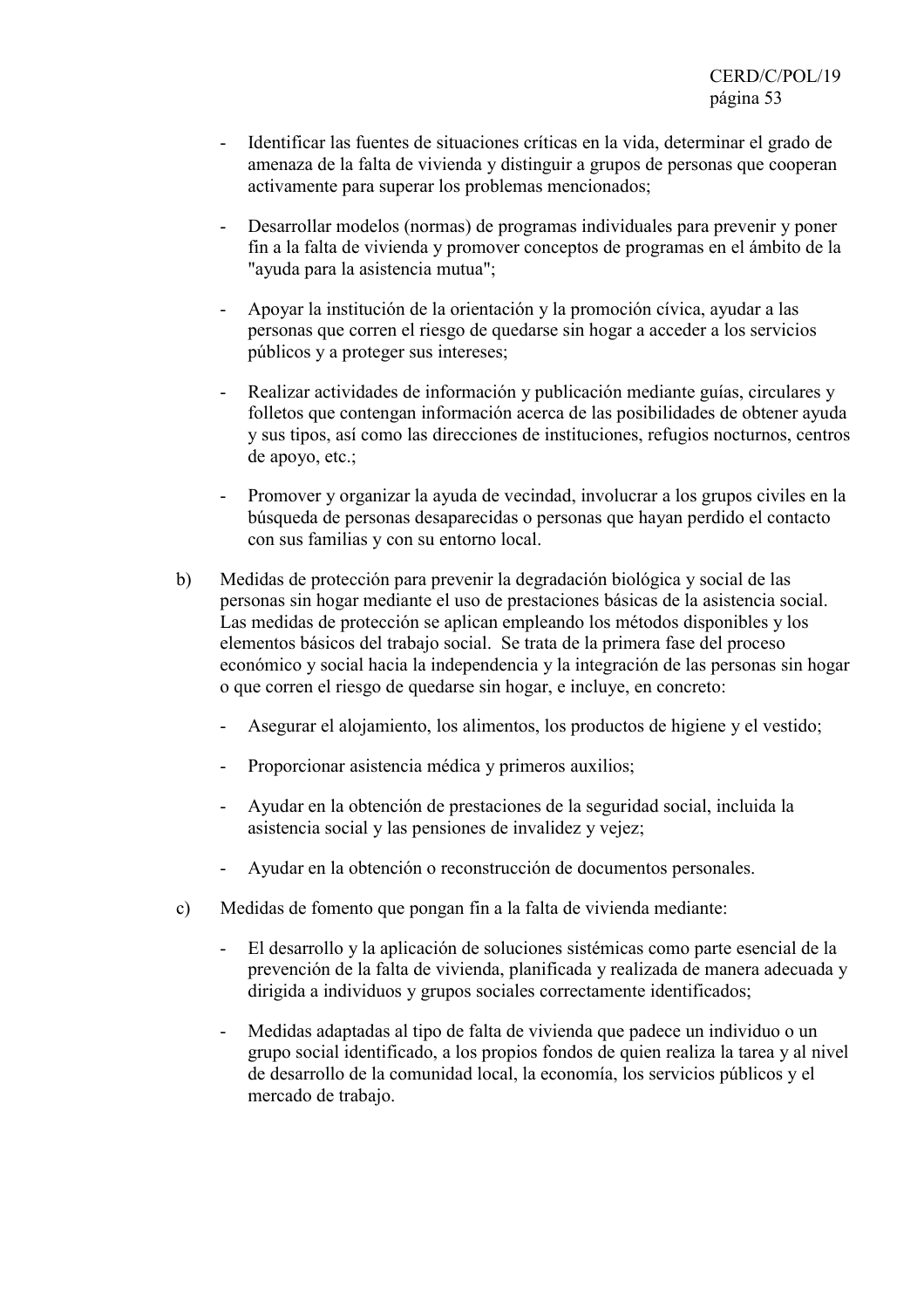- Identificar las fuentes de situaciones críticas en la vida, determinar el grado de amenaza de la falta de vivienda y distinguir a grupos de personas que cooperan activamente para superar los problemas mencionados;

- Desarrollar modelos (normas) de programas individuales para prevenir y poner fin a la falta de vivienda y promover conceptos de programas en el ámbito de la "ayuda para la asistencia mutua";

- Apoyar la institución de la orientación y la promoción cívica, ayudar a las personas que corren el riesgo de quedarse sin hogar a acceder a los servicios públicos y a proteger sus intereses;

- Realizar actividades de información y publicación mediante guías, circulares y folletos que contengan información acerca de las posibilidades de obtener ayuda y sus tipos, así como las direcciones de instituciones, refugios nocturnos, centros de apoyo, etc.;

- Promover y organizar la ayuda de vecindad, involucrar a los grupos civiles en la búsqueda de personas desaparecidas o personas que hayan perdido el contacto con sus familias y con su entorno local.

b) Medidas de protección para prevenir la degradación biológica y social de las personas sin hogar mediante el uso de prestaciones básicas de la asistencia social. Las medidas de protección se aplican empleando los métodos disponibles y los elementos básicos del trabajo social. Se trata de la primera fase del proceso económico y social hacia la independencia y la integración de las personas sin hogar o que corren el riesgo de quedarse sin hogar, e incluye, en concreto:

   - Asegurar el alojamiento, los alimentos, los productos de higiene y el vestido;

   - Proporcionar asistencia médica y primeros auxilios;

   - Ayudar en la obtención de prestaciones de la seguridad social, incluida la asistencia social y las pensiones de invalidez y vejez;

   - Ayudar en la obtención o reconstrucción de documentos personales.

c) Medidas de fomento que pongan fin a la falta de vivienda mediante:

   - El desarrollo y la aplicación de soluciones sistémicas como parte esencial de la prevención de la falta de vivienda, planificada y realizada de manera adecuada y dirigida a individuos y grupos sociales correctamente identificados;

   - Medidas adaptadas al tipo de falta de vivienda que padece un individuo o un grupo social identificado, a los propios fondos de quien realiza la tarea y al nivel de desarrollo de la comunidad local, la economía, los servicios públicos y el mercado de trabajo.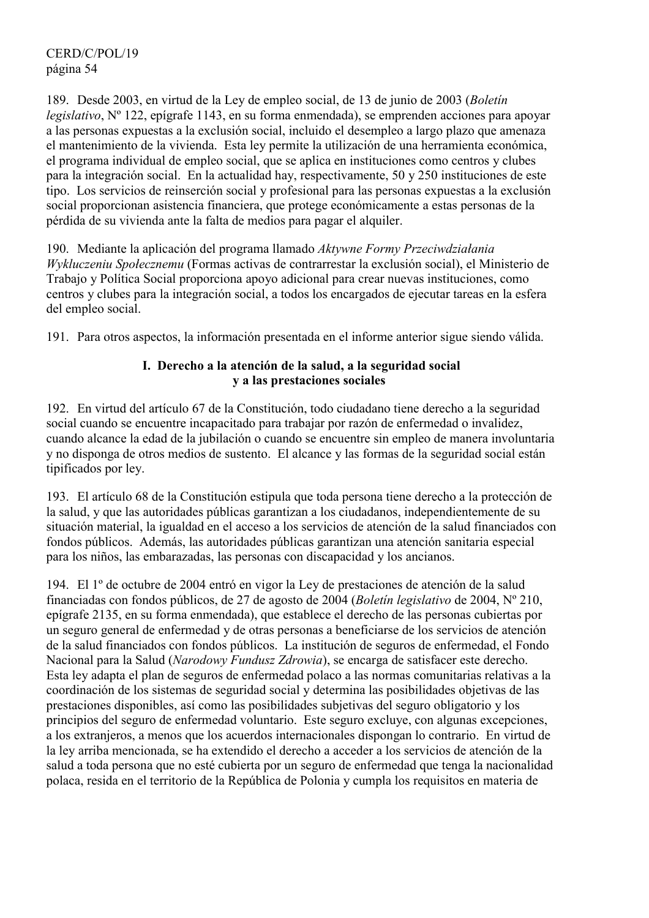189. Desde 2003, en virtud de la Ley de empleo social, de 13 de junio de 2003 (*Boletín legislativo*, Nº 122, epígrafe 1143, en su forma enmendada), se emprenden acciones para apoyar a las personas expuestas a la exclusión social, incluido el desempleo a largo plazo que amenaza el mantenimiento de la vivienda. Esta ley permite la utilización de una herramienta económica, el programa individual de empleo social, que se aplica en instituciones como centros y clubes para la integración social. En la actualidad hay, respectivamente, 50 y 250 instituciones de este tipo. Los servicios de reinserción social y profesional para las personas expuestas a la exclusión social proporcionan asistencia financiera, que protege económicamente a estas personas de la pérdida de su vivienda ante la falta de medios para pagar el alquiler.

190. Mediante la aplicación del programa llamado *Aktywne Formy Przeciwdziałania Wykluczeniu Społecznemu* (Formas activas de contrarrestar la exclusión social), el Ministerio de Trabajo y Política Social proporciona apoyo adicional para crear nuevas instituciones, como centros y clubes para la integración social, a todos los encargados de ejecutar tareas en la esfera del empleo social.

191. Para otros aspectos, la información presentada en el informe anterior sigue siendo válida.

## I. Derecho a la atención de la salud, a la seguridad social y a las prestaciones sociales

192. En virtud del artículo 67 de la Constitución, todo ciudadano tiene derecho a la seguridad social cuando se encuentre incapacitado para trabajar por razón de enfermedad o invalidez, cuando alcance la edad de la jubilación o cuando se encuentre sin empleo de manera involuntaria y no disponga de otros medios de sustento. El alcance y las formas de la seguridad social están tipificados por ley.

193. El artículo 68 de la Constitución estipula que toda persona tiene derecho a la protección de la salud, y que las autoridades públicas garantizan a los ciudadanos, independientemente de su situación material, la igualdad en el acceso a los servicios de atención de la salud financiados con fondos públicos. Además, las autoridades públicas garantizan una atención sanitaria especial para los niños, las embarazadas, las personas con discapacidad y los ancianos.

194. El 1º de octubre de 2004 entró en vigor la Ley de prestaciones de atención de la salud financiadas con fondos públicos, de 27 de agosto de 2004 (*Boletín legislativo* de 2004, Nº 210, epígrafe 2135, en su forma enmendada), que establece el derecho de las personas cubiertas por un seguro general de enfermedad y de otras personas a beneficiarse de los servicios de atención de la salud financiados con fondos públicos. La institución de seguros de enfermedad, el Fondo Nacional para la Salud (*Narodowy Fundusz Zdrowia*), se encarga de satisfacer este derecho. Esta ley adapta el plan de seguros de enfermedad polaco a las normas comunitarias relativas a la coordinación de los sistemas de seguridad social y determina las posibilidades objetivas de las prestaciones disponibles, así como las posibilidades subjetivas del seguro obligatorio y los principios del seguro de enfermedad voluntario. Este seguro excluye, con algunas excepciones, a los extranjeros, a menos que los acuerdos internacionales dispongan lo contrario. En virtud de la ley arriba mencionada, se ha extendido el derecho a acceder a los servicios de atención de la salud a toda persona que no esté cubierta por un seguro de enfermedad que tenga la nacionalidad polaca, resida en el territorio de la República de Polonia y cumpla los requisitos en materia de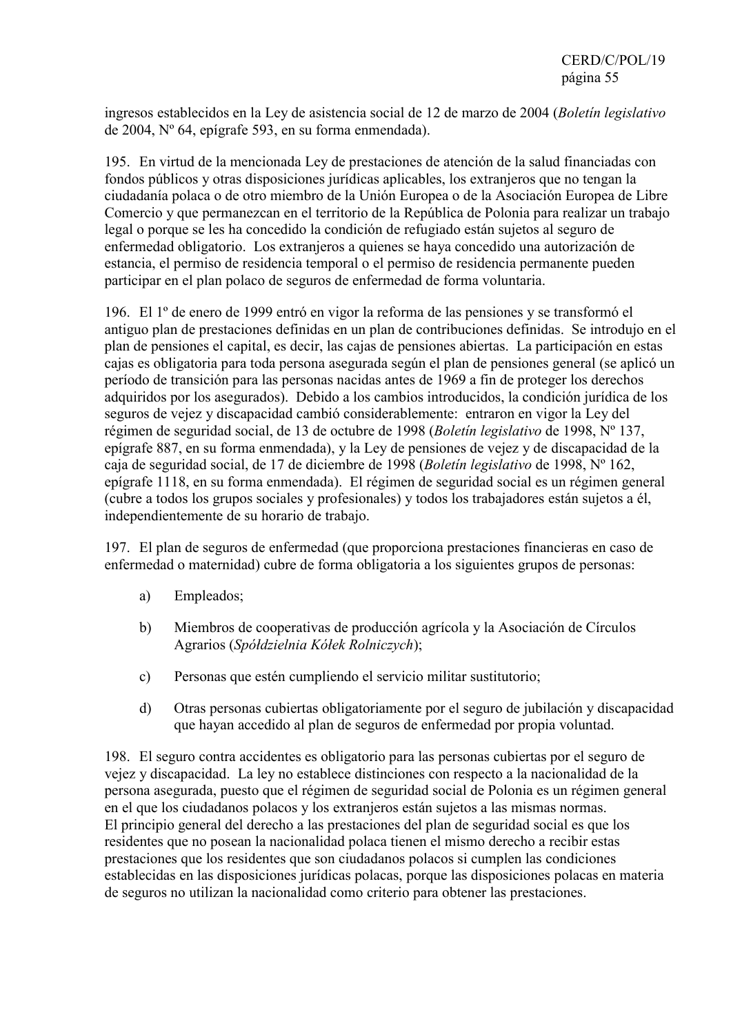ingresos establecidos en la Ley de asistencia social de 12 de marzo de 2004 (*Boletín legislativo* de 2004, Nº 64, epígrafe 593, en su forma enmendada).

195. En virtud de la mencionada Ley de prestaciones de atención de la salud financiadas con fondos públicos y otras disposiciones jurídicas aplicables, los extranjeros que no tengan la ciudadanía polaca o de otro miembro de la Unión Europea o de la Asociación Europea de Libre Comercio y que permanezcan en el territorio de la República de Polonia para realizar un trabajo legal o porque se les ha concedido la condición de refugiado están sujetos al seguro de enfermedad obligatorio. Los extranjeros a quienes se haya concedido una autorización de estancia, el permiso de residencia temporal o el permiso de residencia permanente pueden participar en el plan polaco de seguros de enfermedad de forma voluntaria.

196. El 1º de enero de 1999 entró en vigor la reforma de las pensiones y se transformó el antiguo plan de prestaciones definidas en un plan de contribuciones definidas. Se introdujo en el plan de pensiones el capital, es decir, las cajas de pensiones abiertas. La participación en estas cajas es obligatoria para toda persona asegurada según el plan de pensiones general (se aplicó un período de transición para las personas nacidas antes de 1969 a fin de proteger los derechos adquiridos por los asegurados). Debido a los cambios introducidos, la condición jurídica de los seguros de vejez y discapacidad cambió considerablemente: entraron en vigor la Ley del régimen de seguridad social, de 13 de octubre de 1998 (*Boletín legislativo* de 1998, Nº 137, epígrafe 887, en su forma enmendada), y la Ley de pensiones de vejez y de discapacidad de la caja de seguridad social, de 17 de diciembre de 1998 (*Boletín legislativo* de 1998, Nº 162, epígrafe 1118, en su forma enmendada). El régimen de seguridad social es un régimen general (cubre a todos los grupos sociales y profesionales) y todos los trabajadores están sujetos a él, independientemente de su horario de trabajo.

197. El plan de seguros de enfermedad (que proporciona prestaciones financieras en caso de enfermedad o maternidad) cubre de forma obligatoria a los siguientes grupos de personas:

a) Empleados;

b) Miembros de cooperativas de producción agrícola y la Asociación de Círculos Agrarios (*Spółdzielnia Kółek Rolniczych*);

c) Personas que estén cumpliendo el servicio militar sustitutorio;

d) Otras personas cubiertas obligatoriamente por el seguro de jubilación y discapacidad que hayan accedido al plan de seguros de enfermedad por propia voluntad.

198. El seguro contra accidentes es obligatorio para las personas cubiertas por el seguro de vejez y discapacidad. La ley no establece distinciones con respecto a la nacionalidad de la persona asegurada, puesto que el régimen de seguridad social de Polonia es un régimen general en el que los ciudadanos polacos y los extranjeros están sujetos a las mismas normas.
El principio general del derecho a las prestaciones del plan de seguridad social es que los residentes que no posean la nacionalidad polaca tienen el mismo derecho a recibir estas prestaciones que los residentes que son ciudadanos polacos si cumplen las condiciones establecidas en las disposiciones jurídicas polacas, porque las disposiciones polacas en materia de seguros no utilizan la nacionalidad como criterio para obtener las prestaciones.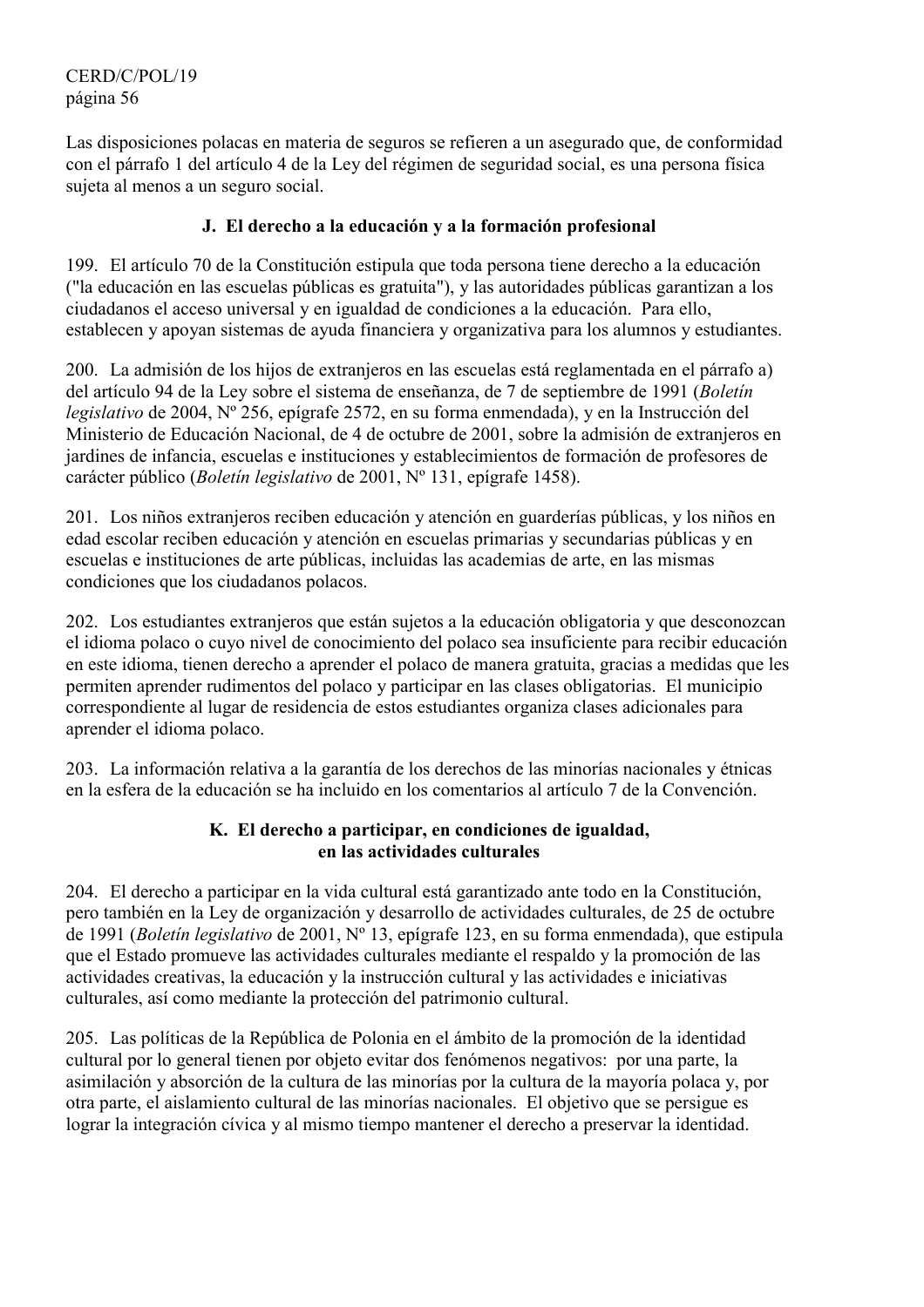Las disposiciones polacas en materia de seguros se refieren a un asegurado que, de conformidad con el párrafo 1 del artículo 4 de la Ley del régimen de seguridad social, es una persona física sujeta al menos a un seguro social.

### J. El derecho a la educación y a la formación profesional

199. El artículo 70 de la Constitución estipula que toda persona tiene derecho a la educación ("la educación en las escuelas públicas es gratuita"), y las autoridades públicas garantizan a los ciudadanos el acceso universal y en igualdad de condiciones a la educación. Para ello, establecen y apoyan sistemas de ayuda financiera y organizativa para los alumnos y estudiantes.

200. La admisión de los hijos de extranjeros en las escuelas está reglamentada en el párrafo a) del artículo 94 de la Ley sobre el sistema de enseñanza, de 7 de septiembre de 1991 (*Boletín legislativo* de 2004, Nº 256, epígrafe 2572, en su forma enmendada), y en la Instrucción del Ministerio de Educación Nacional, de 4 de octubre de 2001, sobre la admisión de extranjeros en jardines de infancia, escuelas e instituciones y establecimientos de formación de profesores de carácter público (*Boletín legislativo* de 2001, Nº 131, epígrafe 1458).

201. Los niños extranjeros reciben educación y atención en guarderías públicas, y los niños en edad escolar reciben educación y atención en escuelas primarias y secundarias públicas y en escuelas e instituciones de arte públicas, incluidas las academias de arte, en las mismas condiciones que los ciudadanos polacos.

202. Los estudiantes extranjeros que están sujetos a la educación obligatoria y que desconozcan el idioma polaco o cuyo nivel de conocimiento del polaco sea insuficiente para recibir educación en este idioma, tienen derecho a aprender el polaco de manera gratuita, gracias a medidas que les permiten aprender rudimentos del polaco y participar en las clases obligatorias. El municipio correspondiente al lugar de residencia de estos estudiantes organiza clases adicionales para aprender el idioma polaco.

203. La información relativa a la garantía de los derechos de las minorías nacionales y étnicas en la esfera de la educación se ha incluido en los comentarios al artículo 7 de la Convención.

### K. El derecho a participar, en condiciones de igualdad, en las actividades culturales

204. El derecho a participar en la vida cultural está garantizado ante todo en la Constitución, pero también en la Ley de organización y desarrollo de actividades culturales, de 25 de octubre de 1991 (*Boletín legislativo* de 2001, Nº 13, epígrafe 123, en su forma enmendada), que estipula que el Estado promueve las actividades culturales mediante el respaldo y la promoción de las actividades creativas, la educación y la instrucción cultural y las actividades e iniciativas culturales, así como mediante la protección del patrimonio cultural.

205. Las políticas de la República de Polonia en el ámbito de la promoción de la identidad cultural por lo general tienen por objeto evitar dos fenómenos negativos: por una parte, la asimilación y absorción de la cultura de las minorías por la cultura de la mayoría polaca y, por otra parte, el aislamiento cultural de las minorías nacionales. El objetivo que se persigue es lograr la integración cívica y al mismo tiempo mantener el derecho a preservar la identidad.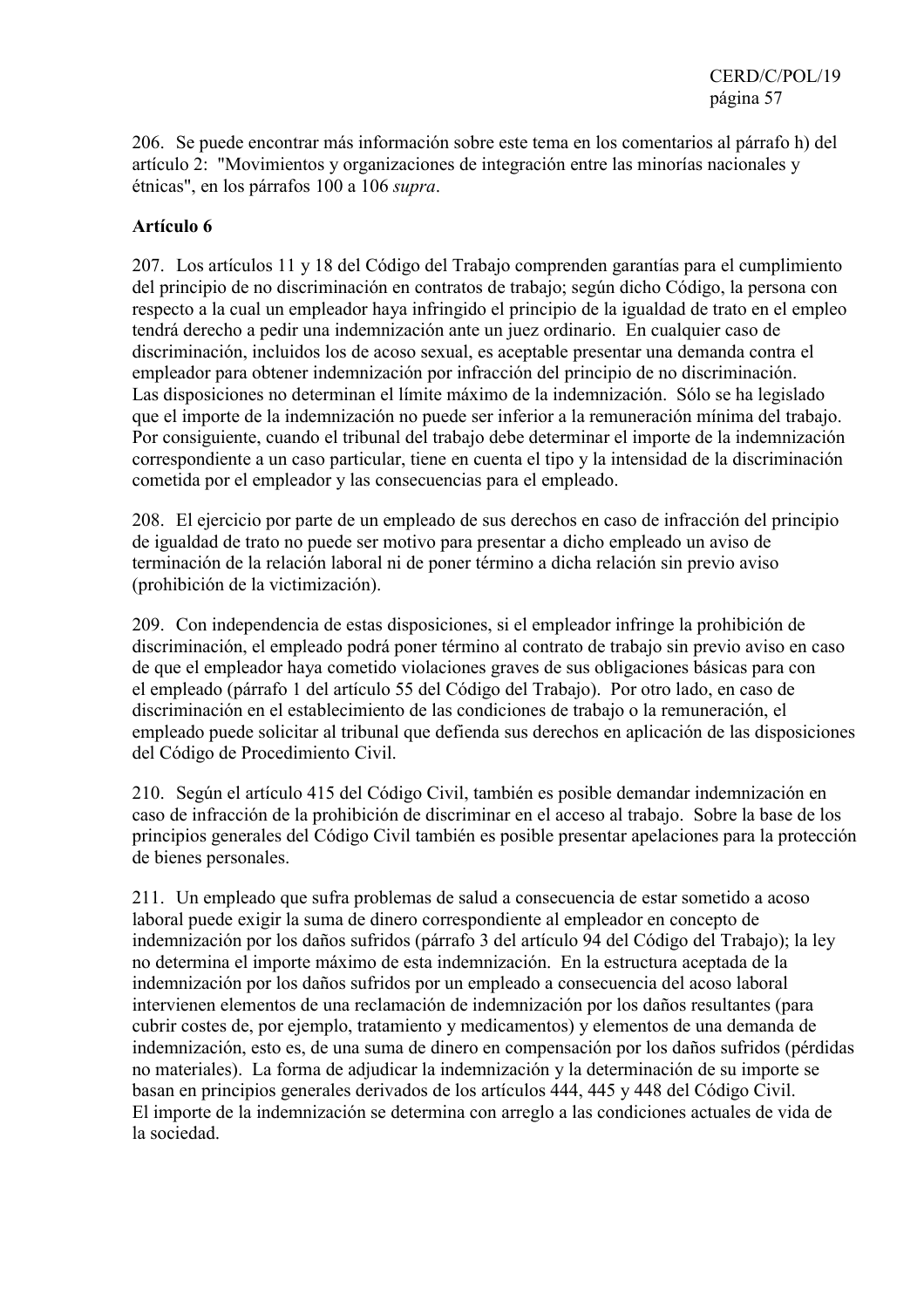206. Se puede encontrar más información sobre este tema en los comentarios al párrafo h) del artículo 2: "Movimientos y organizaciones de integración entre las minorías nacionales y étnicas", en los párrafos 100 a 106 *supra*.

**Artículo 6**

207. Los artículos 11 y 18 del Código del Trabajo comprenden garantías para el cumplimiento del principio de no discriminación en contratos de trabajo; según dicho Código, la persona con respecto a la cual un empleador haya infringido el principio de la igualdad de trato en el empleo tendrá derecho a pedir una indemnización ante un juez ordinario. En cualquier caso de discriminación, incluidos los de acoso sexual, es aceptable presentar una demanda contra el empleador para obtener indemnización por infracción del principio de no discriminación. Las disposiciones no determinan el límite máximo de la indemnización. Sólo se ha legislado que el importe de la indemnización no puede ser inferior a la remuneración mínima del trabajo. Por consiguiente, cuando el tribunal del trabajo debe determinar el importe de la indemnización correspondiente a un caso particular, tiene en cuenta el tipo y la intensidad de la discriminación cometida por el empleador y las consecuencias para el empleado.

208. El ejercicio por parte de un empleado de sus derechos en caso de infracción del principio de igualdad de trato no puede ser motivo para presentar a dicho empleado un aviso de terminación de la relación laboral ni de poner término a dicha relación sin previo aviso (prohibición de la victimización).

209. Con independencia de estas disposiciones, si el empleador infringe la prohibición de discriminación, el empleado podrá poner término al contrato de trabajo sin previo aviso en caso de que el empleador haya cometido violaciones graves de sus obligaciones básicas para con el empleado (párrafo 1 del artículo 55 del Código del Trabajo). Por otro lado, en caso de discriminación en el establecimiento de las condiciones de trabajo o la remuneración, el empleado puede solicitar al tribunal que defienda sus derechos en aplicación de las disposiciones del Código de Procedimiento Civil.

210. Según el artículo 415 del Código Civil, también es posible demandar indemnización en caso de infracción de la prohibición de discriminar en el acceso al trabajo. Sobre la base de los principios generales del Código Civil también es posible presentar apelaciones para la protección de bienes personales.

211. Un empleado que sufra problemas de salud a consecuencia de estar sometido a acoso laboral puede exigir la suma de dinero correspondiente al empleador en concepto de indemnización por los daños sufridos (párrafo 3 del artículo 94 del Código del Trabajo); la ley no determina el importe máximo de esta indemnización. En la estructura aceptada de la indemnización por los daños sufridos por un empleado a consecuencia del acoso laboral intervienen elementos de una reclamación de indemnización por los daños resultantes (para cubrir costes de, por ejemplo, tratamiento y medicamentos) y elementos de una demanda de indemnización, esto es, de una suma de dinero en compensación por los daños sufridos (pérdidas no materiales). La forma de adjudicar la indemnización y la determinación de su importe se basan en principios generales derivados de los artículos 444, 445 y 448 del Código Civil. El importe de la indemnización se determina con arreglo a las condiciones actuales de vida de la sociedad.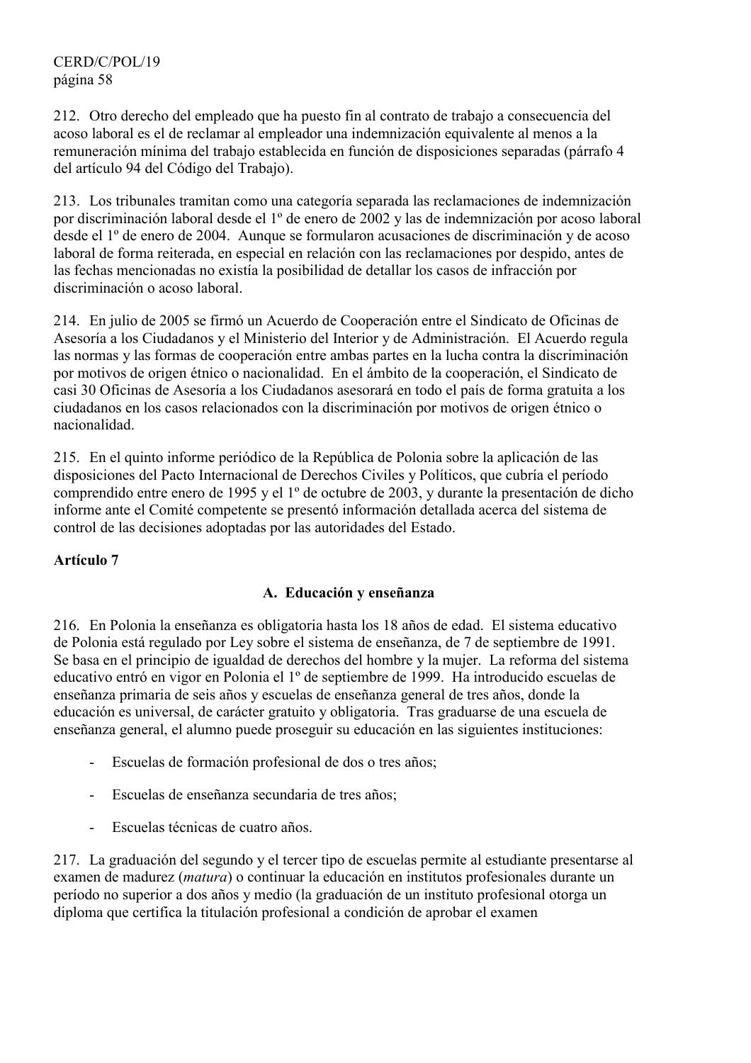212. Otro derecho del empleado que ha puesto fin al contrato de trabajo a consecuencia del acoso laboral es el de reclamar al empleador una indemnización equivalente al menos a la remuneración mínima del trabajo establecida en función de disposiciones separadas (párrafo 4 del artículo 94 del Código del Trabajo).

213. Los tribunales tramitan como una categoría separada las reclamaciones de indemnización por discriminación laboral desde el 1º de enero de 2002 y las de indemnización por acoso laboral desde el 1º de enero de 2004. Aunque se formularon acusaciones de discriminación y de acoso laboral de forma reiterada, en especial en relación con las reclamaciones por despido, antes de las fechas mencionadas no existía la posibilidad de detallar los casos de infracción por discriminación o acoso laboral.

214. En julio de 2005 se firmó un Acuerdo de Cooperación entre el Sindicato de Oficinas de Asesoría a los Ciudadanos y el Ministerio del Interior y de Administración. El Acuerdo regula las normas y las formas de cooperación entre ambas partes en la lucha contra la discriminación por motivos de origen étnico o nacionalidad. En el ámbito de la cooperación, el Sindicato de casi 30 Oficinas de Asesoría a los Ciudadanos asesorará en todo el país de forma gratuita a los ciudadanos en los casos relacionados con la discriminación por motivos de origen étnico o nacionalidad.

215. En el quinto informe periódico de la República de Polonia sobre la aplicación de las disposiciones del Pacto Internacional de Derechos Civiles y Políticos, que cubría el período comprendido entre enero de 1995 y el 1º de octubre de 2003, y durante la presentación de dicho informe ante el Comité competente se presentó información detallada acerca del sistema de control de las decisiones adoptadas por las autoridades del Estado.

## Artículo 7

### A. Educación y enseñanza

216. En Polonia la enseñanza es obligatoria hasta los 18 años de edad. El sistema educativo de Polonia está regulado por Ley sobre el sistema de enseñanza, de 7 de septiembre de 1991. Se basa en el principio de igualdad de derechos del hombre y la mujer. La reforma del sistema educativo entró en vigor en Polonia el 1º de septiembre de 1999. Ha introducido escuelas de enseñanza primaria de seis años y escuelas de enseñanza general de tres años, donde la educación es universal, de carácter gratuito y obligatoria. Tras graduarse de una escuela de enseñanza general, el alumno puede proseguir su educación en las siguientes instituciones:

- Escuelas de formación profesional de dos o tres años;
- Escuelas de enseñanza secundaria de tres años;
- Escuelas técnicas de cuatro años.

217. La graduación del segundo y el tercer tipo de escuelas permite al estudiante presentarse al examen de madurez (*matura*) o continuar la educación en institutos profesionales durante un período no superior a dos años y medio (la graduación de un instituto profesional otorga un diploma que certifica la titulación profesional a condición de aprobar el examen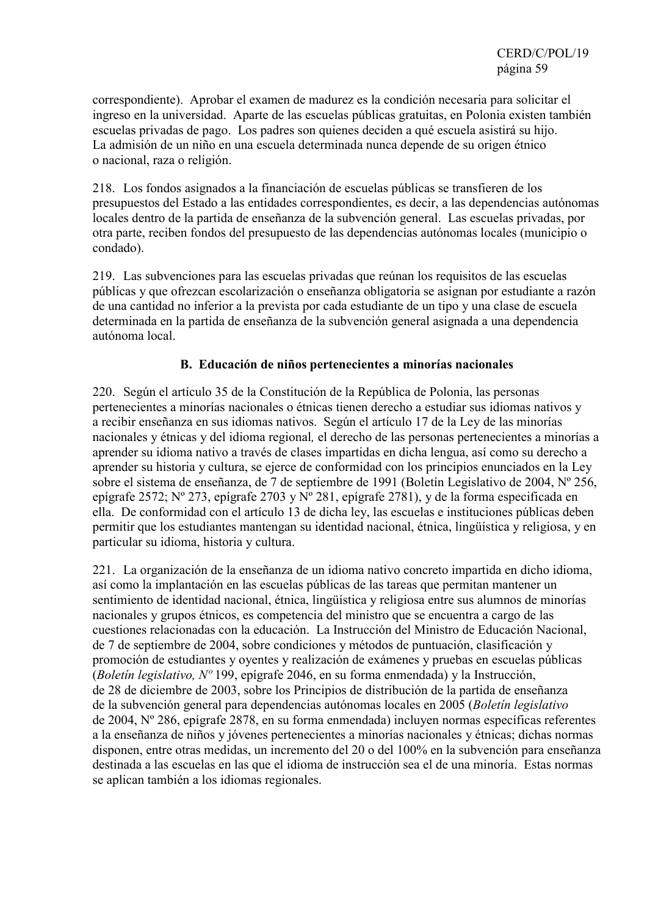correspondiente). Aprobar el examen de madurez es la condición necesaria para solicitar el ingreso en la universidad. Aparte de las escuelas públicas gratuitas, en Polonia existen también escuelas privadas de pago. Los padres son quienes deciden a qué escuela asistirá su hijo. La admisión de un niño en una escuela determinada nunca depende de su origen étnico o nacional, raza o religión.

218. Los fondos asignados a la financiación de escuelas públicas se transfieren de los presupuestos del Estado a las entidades correspondientes, es decir, a las dependencias autónomas locales dentro de la partida de enseñanza de la subvención general. Las escuelas privadas, por otra parte, reciben fondos del presupuesto de las dependencias autónomas locales (municipio o condado).

219. Las subvenciones para las escuelas privadas que reúnan los requisitos de las escuelas públicas y que ofrezcan escolarización o enseñanza obligatoria se asignan por estudiante a razón de una cantidad no inferior a la prevista por cada estudiante de un tipo y una clase de escuela determinada en la partida de enseñanza de la subvención general asignada a una dependencia autónoma local.

## B. Educación de niños pertenecientes a minorías nacionales

220. Según el artículo 35 de la Constitución de la República de Polonia, las personas pertenecientes a minorías nacionales o étnicas tienen derecho a estudiar sus idiomas nativos y a recibir enseñanza en sus idiomas nativos. Según el artículo 17 de la Ley de las minorías nacionales y étnicas y del idioma regional*,* el derecho de las personas pertenecientes a minorías a aprender su idioma nativo a través de clases impartidas en dicha lengua, así como su derecho a aprender su historia y cultura, se ejerce de conformidad con los principios enunciados en la Ley sobre el sistema de enseñanza, de 7 de septiembre de 1991 (Boletín Legislativo de 2004, Nº 256, epígrafe 2572; Nº 273, epígrafe 2703 y Nº 281, epígrafe 2781), y de la forma especificada en ella. De conformidad con el artículo 13 de dicha ley, las escuelas e instituciones públicas deben permitir que los estudiantes mantengan su identidad nacional, étnica, lingüística y religiosa, y en particular su idioma, historia y cultura.

221. La organización de la enseñanza de un idioma nativo concreto impartida en dicho idioma, así como la implantación en las escuelas públicas de las tareas que permitan mantener un sentimiento de identidad nacional, étnica, lingüística y religiosa entre sus alumnos de minorías nacionales y grupos étnicos, es competencia del ministro que se encuentra a cargo de las cuestiones relacionadas con la educación. La Instrucción del Ministro de Educación Nacional, de 7 de septiembre de 2004, sobre condiciones y métodos de puntuación, clasificación y promoción de estudiantes y oyentes y realización de exámenes y pruebas en escuelas públicas (*Boletín legislativo, Nº* 199, epígrafe 2046, en su forma enmendada) y la Instrucción, de 28 de diciembre de 2003, sobre los Principios de distribución de la partida de enseñanza de la subvención general para dependencias autónomas locales en 2005 (*Boletín legislativo* de 2004, Nº 286, epígrafe 2878, en su forma enmendada) incluyen normas específicas referentes a la enseñanza de niños y jóvenes pertenecientes a minorías nacionales y étnicas; dichas normas disponen, entre otras medidas, un incremento del 20 o del 100% en la subvención para enseñanza destinada a las escuelas en las que el idioma de instrucción sea el de una minoría. Estas normas se aplican también a los idiomas regionales.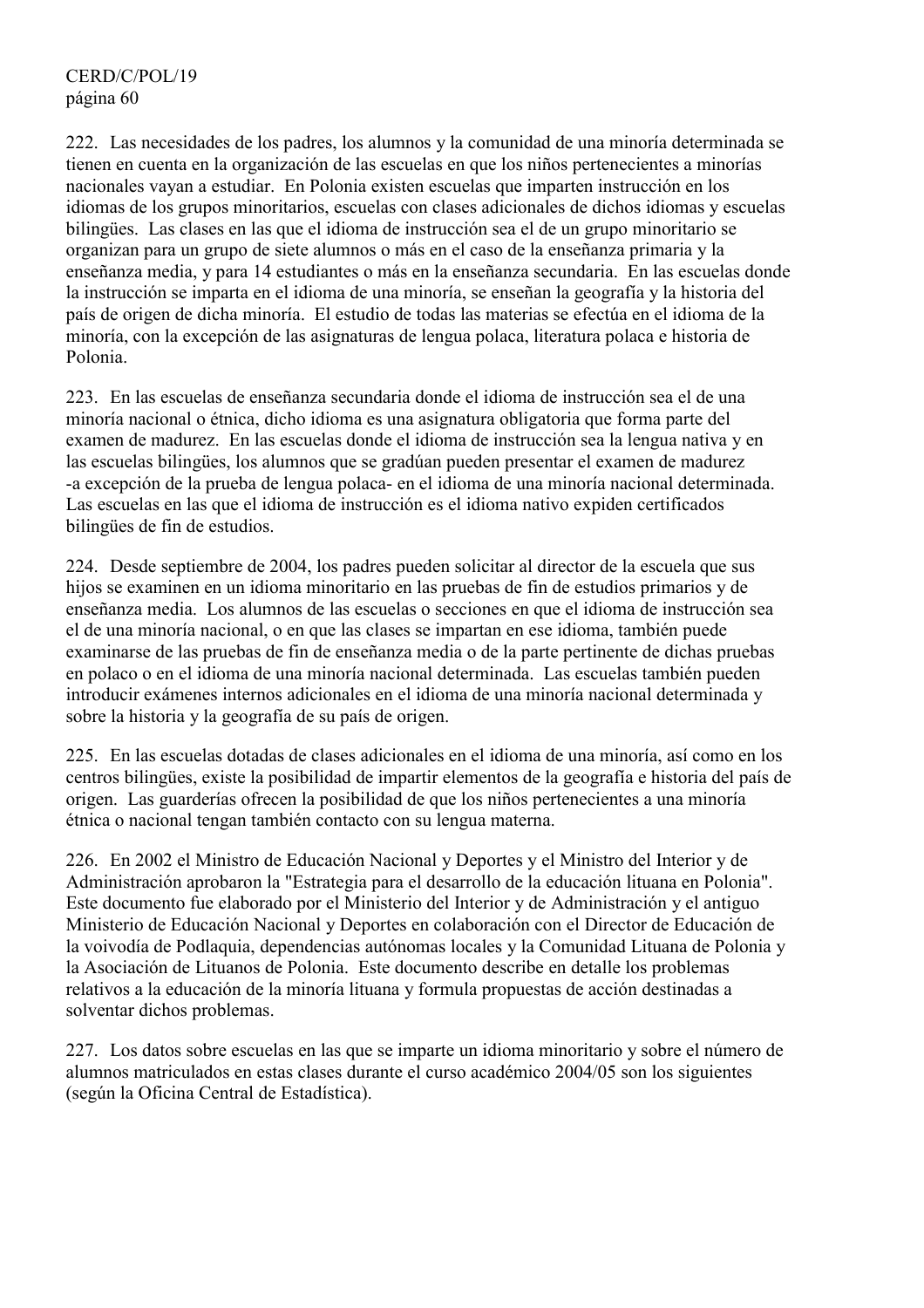222. Las necesidades de los padres, los alumnos y la comunidad de una minoría determinada se tienen en cuenta en la organización de las escuelas en que los niños pertenecientes a minorías nacionales vayan a estudiar. En Polonia existen escuelas que imparten instrucción en los idiomas de los grupos minoritarios, escuelas con clases adicionales de dichos idiomas y escuelas bilingües. Las clases en las que el idioma de instrucción sea el de un grupo minoritario se organizan para un grupo de siete alumnos o más en el caso de la enseñanza primaria y la enseñanza media, y para 14 estudiantes o más en la enseñanza secundaria. En las escuelas donde la instrucción se imparta en el idioma de una minoría, se enseñan la geografía y la historia del país de origen de dicha minoría. El estudio de todas las materias se efectúa en el idioma de la minoría, con la excepción de las asignaturas de lengua polaca, literatura polaca e historia de Polonia.

223. En las escuelas de enseñanza secundaria donde el idioma de instrucción sea el de una minoría nacional o étnica, dicho idioma es una asignatura obligatoria que forma parte del examen de madurez. En las escuelas donde el idioma de instrucción sea la lengua nativa y en las escuelas bilingües, los alumnos que se gradúan pueden presentar el examen de madurez -a excepción de la prueba de lengua polaca- en el idioma de una minoría nacional determinada. Las escuelas en las que el idioma de instrucción es el idioma nativo expiden certificados bilingües de fin de estudios.

224. Desde septiembre de 2004, los padres pueden solicitar al director de la escuela que sus hijos se examinen en un idioma minoritario en las pruebas de fin de estudios primarios y de enseñanza media. Los alumnos de las escuelas o secciones en que el idioma de instrucción sea el de una minoría nacional, o en que las clases se impartan en ese idioma, también puede examinarse de las pruebas de fin de enseñanza media o de la parte pertinente de dichas pruebas en polaco o en el idioma de una minoría nacional determinada. Las escuelas también pueden introducir exámenes internos adicionales en el idioma de una minoría nacional determinada y sobre la historia y la geografía de su país de origen.

225. En las escuelas dotadas de clases adicionales en el idioma de una minoría, así como en los centros bilingües, existe la posibilidad de impartir elementos de la geografía e historia del país de origen. Las guarderías ofrecen la posibilidad de que los niños pertenecientes a una minoría étnica o nacional tengan también contacto con su lengua materna.

226. En 2002 el Ministro de Educación Nacional y Deportes y el Ministro del Interior y de Administración aprobaron la "Estrategia para el desarrollo de la educación lituana en Polonia". Este documento fue elaborado por el Ministerio del Interior y de Administración y el antiguo Ministerio de Educación Nacional y Deportes en colaboración con el Director de Educación de la voivodía de Podlaquia, dependencias autónomas locales y la Comunidad Lituana de Polonia y la Asociación de Lituanos de Polonia. Este documento describe en detalle los problemas relativos a la educación de la minoría lituana y formula propuestas de acción destinadas a solventar dichos problemas.

227. Los datos sobre escuelas en las que se imparte un idioma minoritario y sobre el número de alumnos matriculados en estas clases durante el curso académico 2004/05 son los siguientes (según la Oficina Central de Estadística).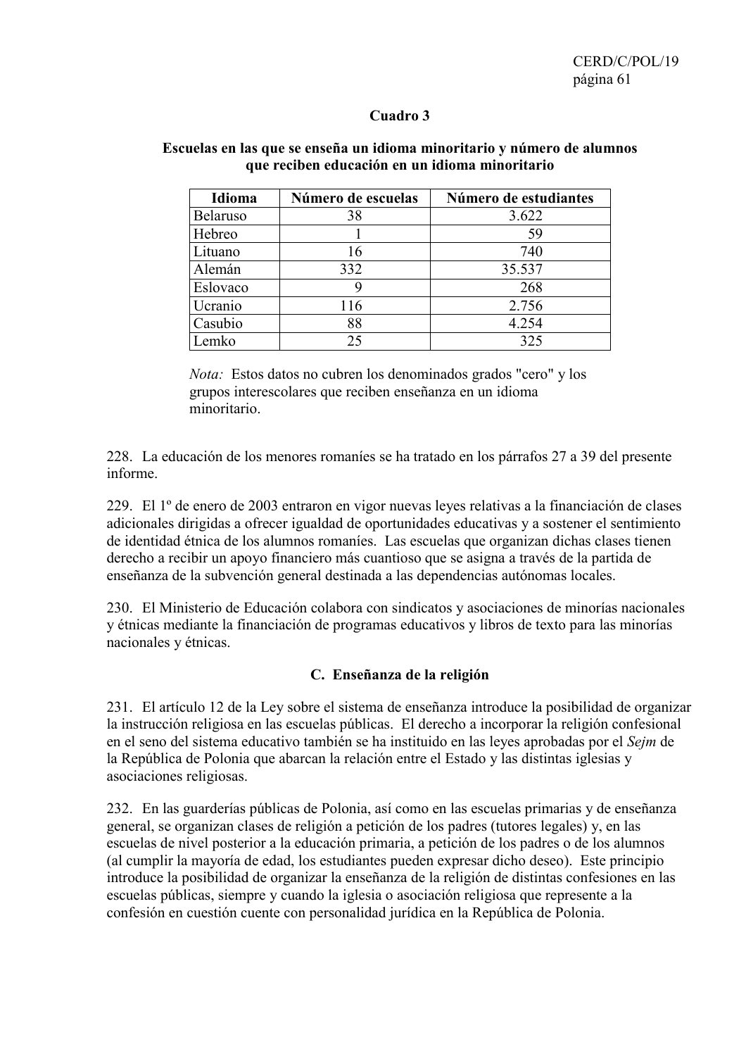**Cuadro 3**

**Escuelas en las que se enseña un idioma minoritario y número de alumnos que reciben educación en un idioma minoritario**

| Idioma | Número de escuelas | Número de estudiantes |
|---|---|---|
| Belaruso | 38 | 3.622 |
| Hebreo | 1 | 59 |
| Lituano | 16 | 740 |
| Alemán | 332 | 35.537 |
| Eslovaco | 9 | 268 |
| Ucranio | 116 | 2.756 |
| Casubio | 88 | 4.254 |
| Lemko | 25 | 325 |

*Nota:* Estos datos no cubren los denominados grados "cero" y los grupos interescolares que reciben enseñanza en un idioma minoritario.

228. La educación de los menores romaníes se ha tratado en los párrafos 27 a 39 del presente informe.

229. El 1º de enero de 2003 entraron en vigor nuevas leyes relativas a la financiación de clases adicionales dirigidas a ofrecer igualdad de oportunidades educativas y a sostener el sentimiento de identidad étnica de los alumnos romaníes. Las escuelas que organizan dichas clases tienen derecho a recibir un apoyo financiero más cuantioso que se asigna a través de la partida de enseñanza de la subvención general destinada a las dependencias autónomas locales.

230. El Ministerio de Educación colabora con sindicatos y asociaciones de minorías nacionales y étnicas mediante la financiación de programas educativos y libros de texto para las minorías nacionales y étnicas.

## C. Enseñanza de la religión

231. El artículo 12 de la Ley sobre el sistema de enseñanza introduce la posibilidad de organizar la instrucción religiosa en las escuelas públicas. El derecho a incorporar la religión confesional en el seno del sistema educativo también se ha instituido en las leyes aprobadas por el *Sejm* de la República de Polonia que abarcan la relación entre el Estado y las distintas iglesias y asociaciones religiosas.

232. En las guarderías públicas de Polonia, así como en las escuelas primarias y de enseñanza general, se organizan clases de religión a petición de los padres (tutores legales) y, en las escuelas de nivel posterior a la educación primaria, a petición de los padres o de los alumnos (al cumplir la mayoría de edad, los estudiantes pueden expresar dicho deseo). Este principio introduce la posibilidad de organizar la enseñanza de la religión de distintas confesiones en las escuelas públicas, siempre y cuando la iglesia o asociación religiosa que represente a la confesión en cuestión cuente con personalidad jurídica en la República de Polonia.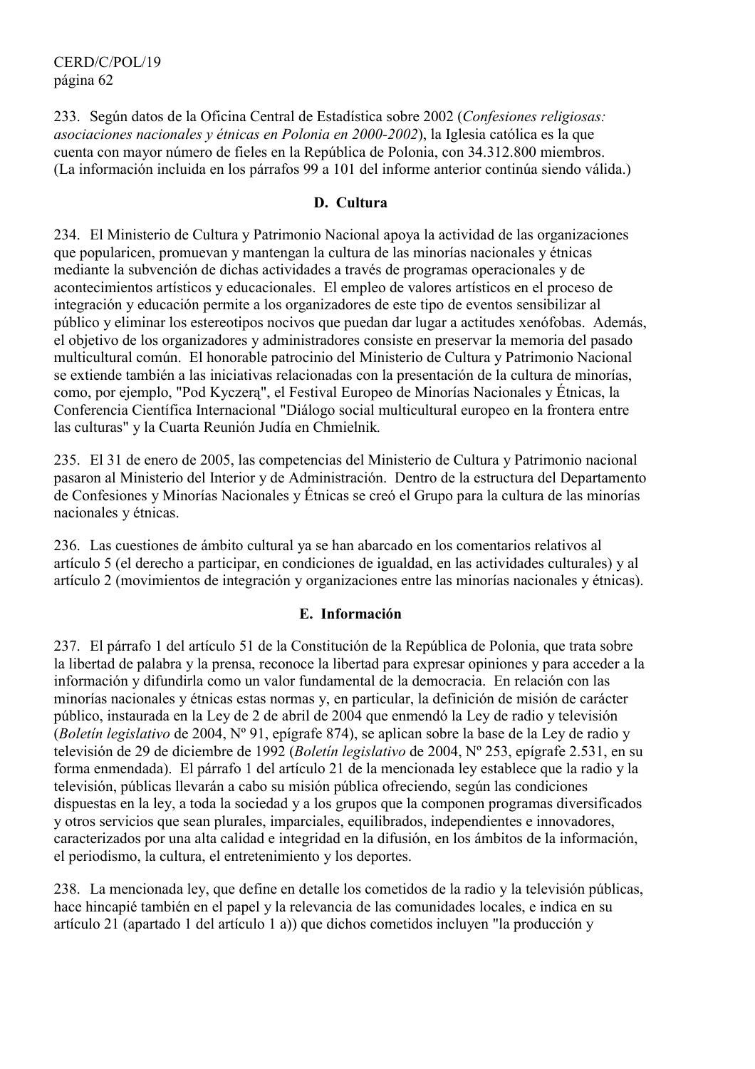233. Según datos de la Oficina Central de Estadística sobre 2002 (*Confesiones religiosas: asociaciones nacionales y étnicas en Polonia en 2000-2002*), la Iglesia católica es la que cuenta con mayor número de fieles en la República de Polonia, con 34.312.800 miembros. (La información incluida en los párrafos 99 a 101 del informe anterior continúa siendo válida.)

## D. Cultura

234. El Ministerio de Cultura y Patrimonio Nacional apoya la actividad de las organizaciones que popularicen, promuevan y mantengan la cultura de las minorías nacionales y étnicas mediante la subvención de dichas actividades a través de programas operacionales y de acontecimientos artísticos y educacionales. El empleo de valores artísticos en el proceso de integración y educación permite a los organizadores de este tipo de eventos sensibilizar al público y eliminar los estereotipos nocivos que puedan dar lugar a actitudes xenófobas. Además, el objetivo de los organizadores y administradores consiste en preservar la memoria del pasado multicultural común. El honorable patrocinio del Ministerio de Cultura y Patrimonio Nacional se extiende también a las iniciativas relacionadas con la presentación de la cultura de minorías, como, por ejemplo, "Pod Kyczerą", el Festival Europeo de Minorías Nacionales y Étnicas, la Conferencia Científica Internacional "Diálogo social multicultural europeo en la frontera entre las culturas" y la Cuarta Reunión Judía en Chmielnik.

235. El 31 de enero de 2005, las competencias del Ministerio de Cultura y Patrimonio nacional pasaron al Ministerio del Interior y de Administración. Dentro de la estructura del Departamento de Confesiones y Minorías Nacionales y Étnicas se creó el Grupo para la cultura de las minorías nacionales y étnicas.

236. Las cuestiones de ámbito cultural ya se han abarcado en los comentarios relativos al artículo 5 (el derecho a participar, en condiciones de igualdad, en las actividades culturales) y al artículo 2 (movimientos de integración y organizaciones entre las minorías nacionales y étnicas).

## E. Información

237. El párrafo 1 del artículo 51 de la Constitución de la República de Polonia, que trata sobre la libertad de palabra y la prensa, reconoce la libertad para expresar opiniones y para acceder a la información y difundirla como un valor fundamental de la democracia. En relación con las minorías nacionales y étnicas estas normas y, en particular, la definición de misión de carácter público, instaurada en la Ley de 2 de abril de 2004 que enmendó la Ley de radio y televisión (*Boletín legislativo* de 2004, Nº 91, epígrafe 874), se aplican sobre la base de la Ley de radio y televisión de 29 de diciembre de 1992 (*Boletín legislativo* de 2004, Nº 253, epígrafe 2.531, en su forma enmendada). El párrafo 1 del artículo 21 de la mencionada ley establece que la radio y la televisión, públicas llevarán a cabo su misión pública ofreciendo, según las condiciones dispuestas en la ley, a toda la sociedad y a los grupos que la componen programas diversificados y otros servicios que sean plurales, imparciales, equilibrados, independientes e innovadores, caracterizados por una alta calidad e integridad en la difusión, en los ámbitos de la información, el periodismo, la cultura, el entretenimiento y los deportes.

238. La mencionada ley, que define en detalle los cometidos de la radio y la televisión públicas, hace hincapié también en el papel y la relevancia de las comunidades locales, e indica en su artículo 21 (apartado 1 del artículo 1 a)) que dichos cometidos incluyen "la producción y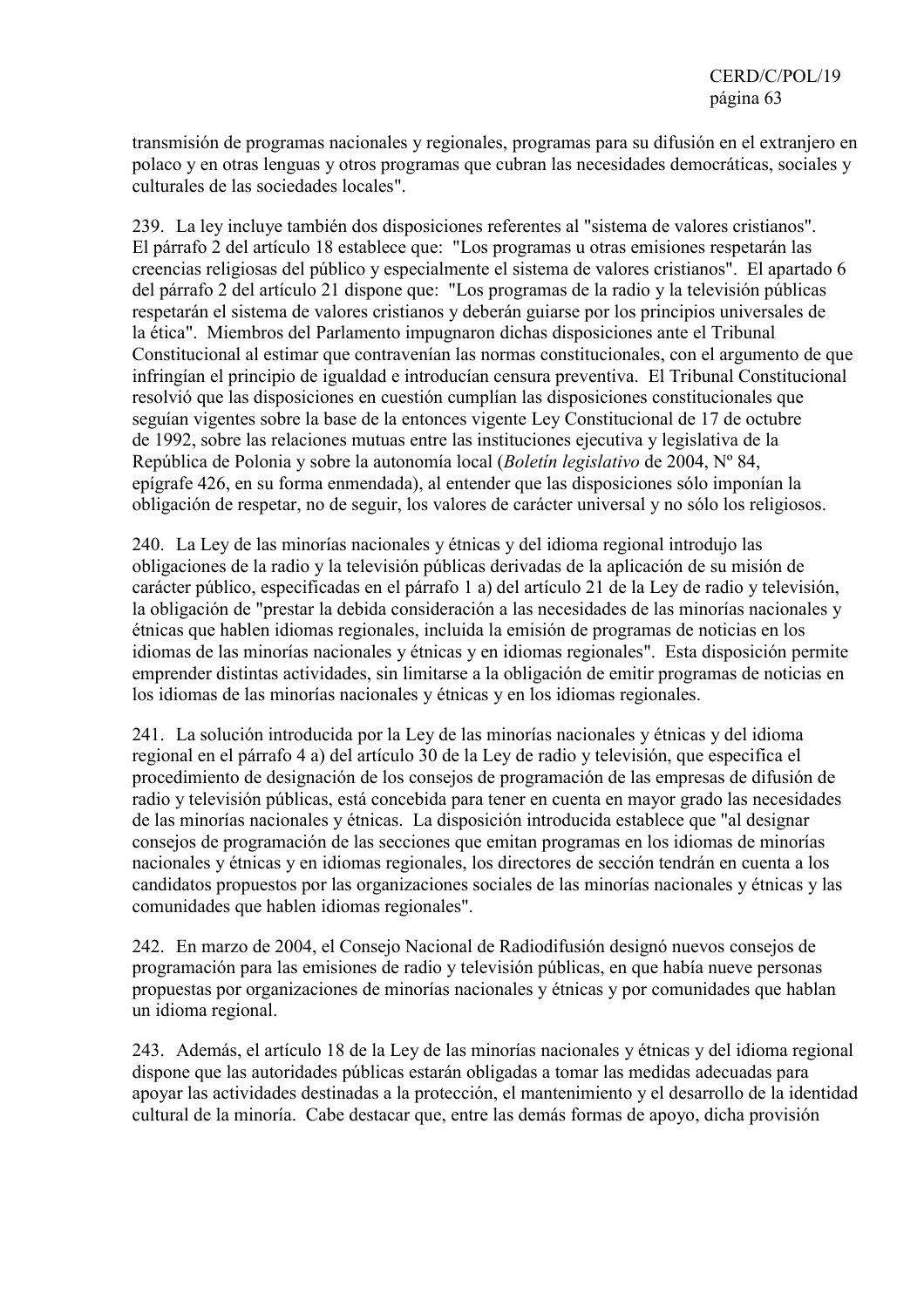transmisión de programas nacionales y regionales, programas para su difusión en el extranjero en polaco y en otras lenguas y otros programas que cubran las necesidades democráticas, sociales y culturales de las sociedades locales".

239. La ley incluye también dos disposiciones referentes al "sistema de valores cristianos". El párrafo 2 del artículo 18 establece que: "Los programas u otras emisiones respetarán las creencias religiosas del público y especialmente el sistema de valores cristianos". El apartado 6 del párrafo 2 del artículo 21 dispone que: "Los programas de la radio y la televisión públicas respetarán el sistema de valores cristianos y deberán guiarse por los principios universales de la ética". Miembros del Parlamento impugnaron dichas disposiciones ante el Tribunal Constitucional al estimar que contravenían las normas constitucionales, con el argumento de que infringían el principio de igualdad e introducían censura preventiva. El Tribunal Constitucional resolvió que las disposiciones en cuestión cumplían las disposiciones constitucionales que seguían vigentes sobre la base de la entonces vigente Ley Constitucional de 17 de octubre de 1992, sobre las relaciones mutuas entre las instituciones ejecutiva y legislativa de la República de Polonia y sobre la autonomía local (*Boletín legislativo* de 2004, Nº 84, epígrafe 426, en su forma enmendada), al entender que las disposiciones sólo imponían la obligación de respetar, no de seguir, los valores de carácter universal y no sólo los religiosos.

240. La Ley de las minorías nacionales y étnicas y del idioma regional introdujo las obligaciones de la radio y la televisión públicas derivadas de la aplicación de su misión de carácter público, especificadas en el párrafo 1 a) del artículo 21 de la Ley de radio y televisión, la obligación de "prestar la debida consideración a las necesidades de las minorías nacionales y étnicas que hablen idiomas regionales, incluida la emisión de programas de noticias en los idiomas de las minorías nacionales y étnicas y en idiomas regionales". Esta disposición permite emprender distintas actividades, sin limitarse a la obligación de emitir programas de noticias en los idiomas de las minorías nacionales y étnicas y en los idiomas regionales.

241. La solución introducida por la Ley de las minorías nacionales y étnicas y del idioma regional en el párrafo 4 a) del artículo 30 de la Ley de radio y televisión, que especifica el procedimiento de designación de los consejos de programación de las empresas de difusión de radio y televisión públicas, está concebida para tener en cuenta en mayor grado las necesidades de las minorías nacionales y étnicas. La disposición introducida establece que "al designar consejos de programación de las secciones que emitan programas en los idiomas de minorías nacionales y étnicas y en idiomas regionales, los directores de sección tendrán en cuenta a los candidatos propuestos por las organizaciones sociales de las minorías nacionales y étnicas y las comunidades que hablen idiomas regionales".

242. En marzo de 2004, el Consejo Nacional de Radiodifusión designó nuevos consejos de programación para las emisiones de radio y televisión públicas, en que había nueve personas propuestas por organizaciones de minorías nacionales y étnicas y por comunidades que hablan un idioma regional.

243. Además, el artículo 18 de la Ley de las minorías nacionales y étnicas y del idioma regional dispone que las autoridades públicas estarán obligadas a tomar las medidas adecuadas para apoyar las actividades destinadas a la protección, el mantenimiento y el desarrollo de la identidad cultural de la minoría. Cabe destacar que, entre las demás formas de apoyo, dicha provisión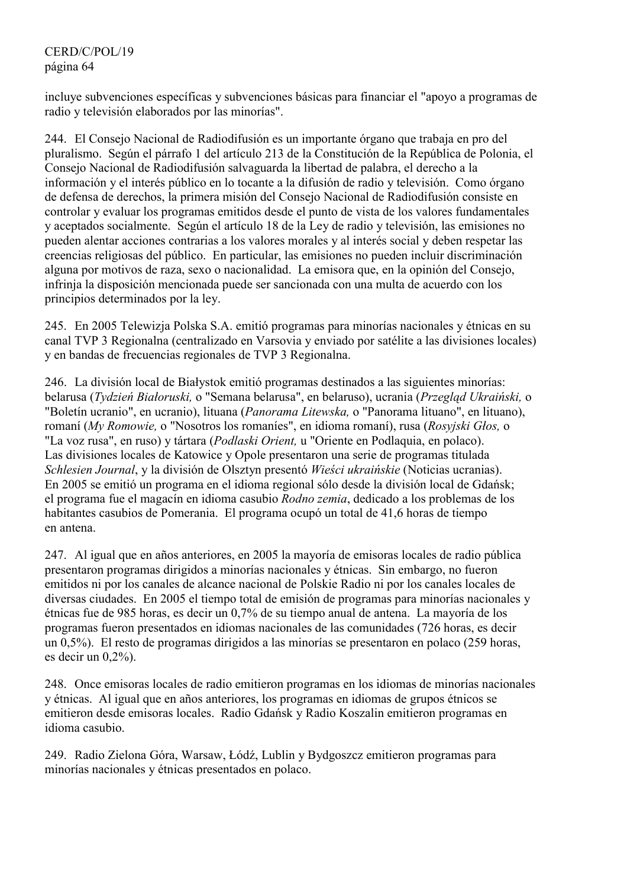incluye subvenciones específicas y subvenciones básicas para financiar el "apoyo a programas de radio y televisión elaborados por las minorías".

244. El Consejo Nacional de Radiodifusión es un importante órgano que trabaja en pro del pluralismo. Según el párrafo 1 del artículo 213 de la Constitución de la República de Polonia, el Consejo Nacional de Radiodifusión salvaguarda la libertad de palabra, el derecho a la información y el interés público en lo tocante a la difusión de radio y televisión. Como órgano de defensa de derechos, la primera misión del Consejo Nacional de Radiodifusión consiste en controlar y evaluar los programas emitidos desde el punto de vista de los valores fundamentales y aceptados socialmente. Según el artículo 18 de la Ley de radio y televisión, las emisiones no pueden alentar acciones contrarias a los valores morales y al interés social y deben respetar las creencias religiosas del público. En particular, las emisiones no pueden incluir discriminación alguna por motivos de raza, sexo o nacionalidad. La emisora que, en la opinión del Consejo, infrinja la disposición mencionada puede ser sancionada con una multa de acuerdo con los principios determinados por la ley.

245. En 2005 Telewizja Polska S.A. emitió programas para minorías nacionales y étnicas en su canal TVP 3 Regionalna (centralizado en Varsovia y enviado por satélite a las divisiones locales) y en bandas de frecuencias regionales de TVP 3 Regionalna.

246. La división local de Białystok emitió programas destinados a las siguientes minorías: belarusa (*Tydzień Białoruski,* o "Semana belarusa", en belaruso), ucrania (*Przegląd Ukraiński,* o "Boletín ucranio", en ucranio), lituana (*Panorama Litewska,* o "Panorama lituano", en lituano), romaní (*My Romowie,* o "Nosotros los romaníes", en idioma romaní), rusa (*Rosyjski Głos,* o "La voz rusa", en ruso) y tártara (*Podlaski Orient,* u "Oriente en Podlaquia, en polaco). Las divisiones locales de Katowice y Opole presentaron una serie de programas titulada *Schlesien Journal*, y la división de Olsztyn presentó *Wieści ukraińskie* (Noticias ucranias). En 2005 se emitió un programa en el idioma regional sólo desde la división local de Gdańsk; el programa fue el magacín en idioma casubio *Rodno zemia*, dedicado a los problemas de los habitantes casubios de Pomerania. El programa ocupó un total de 41,6 horas de tiempo en antena.

247. Al igual que en años anteriores, en 2005 la mayoría de emisoras locales de radio pública presentaron programas dirigidos a minorías nacionales y étnicas. Sin embargo, no fueron emitidos ni por los canales de alcance nacional de Polskie Radio ni por los canales locales de diversas ciudades. En 2005 el tiempo total de emisión de programas para minorías nacionales y étnicas fue de 985 horas, es decir un 0,7% de su tiempo anual de antena. La mayoría de los programas fueron presentados en idiomas nacionales de las comunidades (726 horas, es decir un 0,5%). El resto de programas dirigidos a las minorías se presentaron en polaco (259 horas, es decir un 0,2%).

248. Once emisoras locales de radio emitieron programas en los idiomas de minorías nacionales y étnicas. Al igual que en años anteriores, los programas en idiomas de grupos étnicos se emitieron desde emisoras locales. Radio Gdańsk y Radio Koszalin emitieron programas en idioma casubio.

249. Radio Zielona Góra, Warsaw, Łódź, Lublin y Bydgoszcz emitieron programas para minorías nacionales y étnicas presentados en polaco.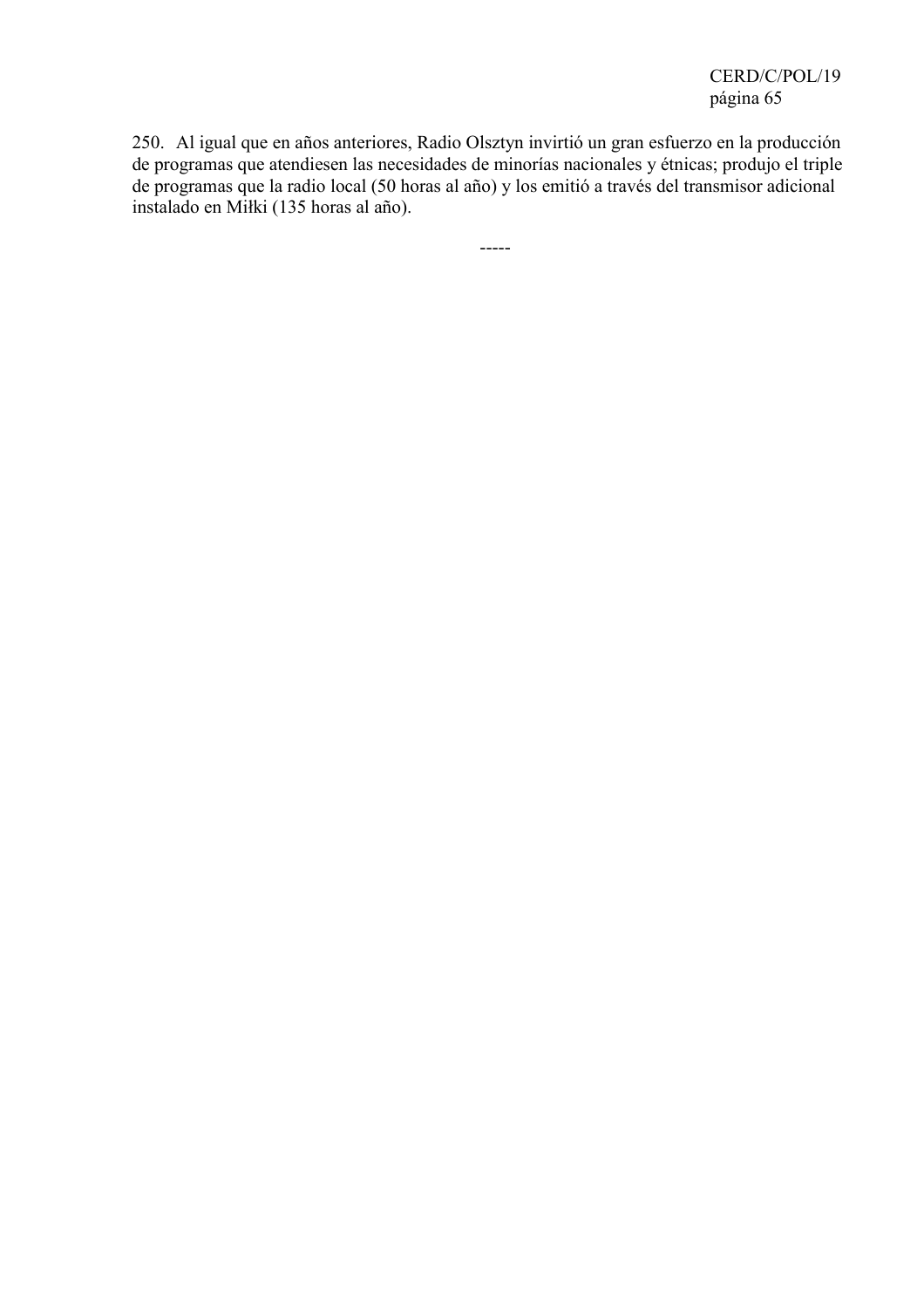250. Al igual que en años anteriores, Radio Olsztyn invirtió un gran esfuerzo en la producción de programas que atendiesen las necesidades de minorías nacionales y étnicas; produjo el triple de programas que la radio local (50 horas al año) y los emitió a través del transmisor adicional instalado en Miłki (135 horas al año).

-----